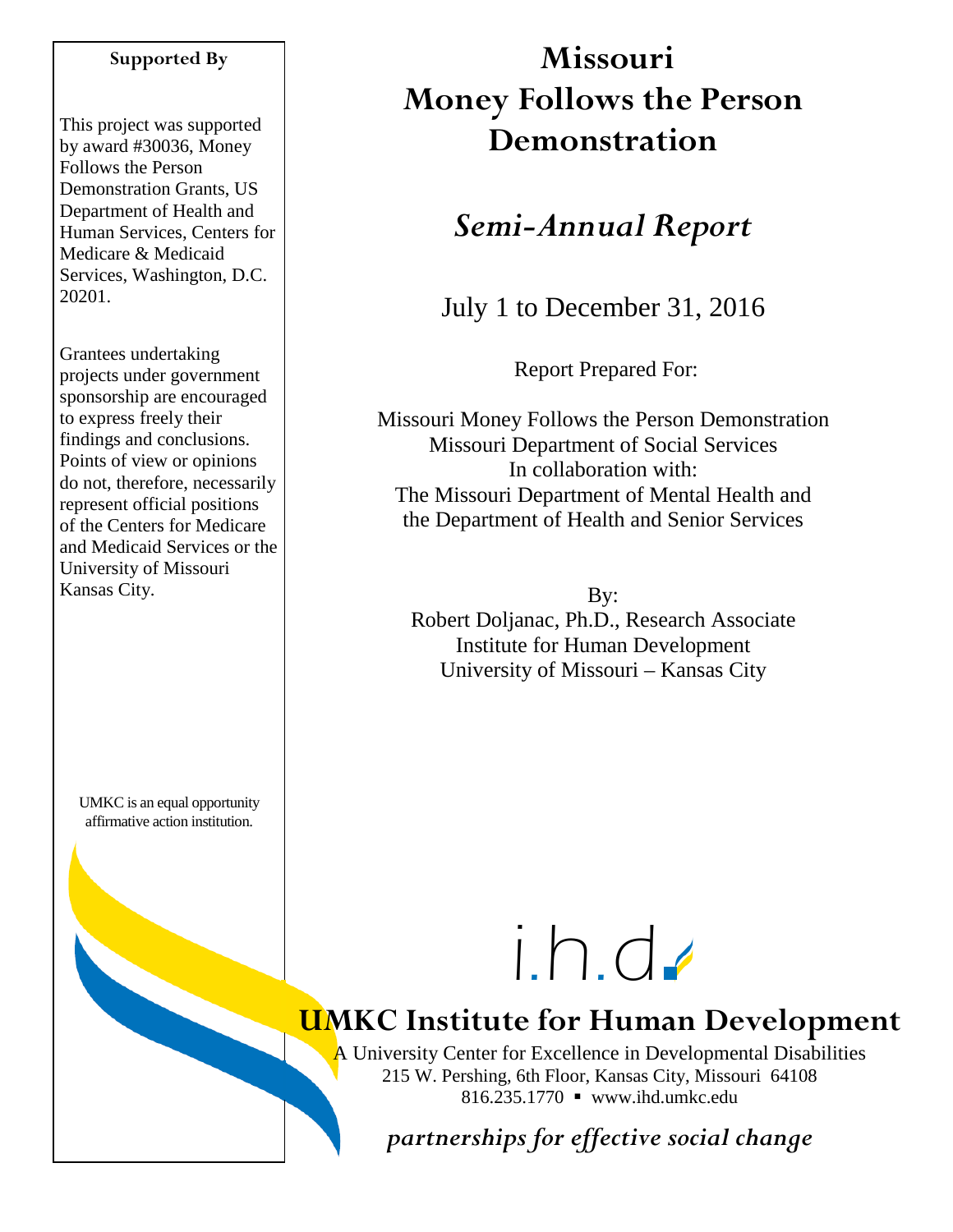# Missouri
# Money Follows the Person Demonstration

## *Semi-Annual Report*

July 1 to December 31, 2016

Report Prepared For:

Missouri Money Follows the Person Demonstration
Missouri Department of Social Services
In collaboration with:
The Missouri Department of Mental Health and
the Department of Health and Senior Services

By:
Robert Doljanac, Ph.D., Research Associate
Institute for Human Development
University of Missouri – Kansas City

**Supported By**

This project was supported by award #30036, Money Follows the Person Demonstration Grants, US Department of Health and Human Services, Centers for Medicare & Medicaid Services, Washington, D.C. 20201.

Grantees undertaking projects under government sponsorship are encouraged to express freely their findings and conclusions. Points of view or opinions do not, therefore, necessarily represent official positions of the Centers for Medicare and Medicaid Services or the University of Missouri Kansas City.

UMKC is an equal opportunity affirmative action institution.

i.h.d.

**UMKC Institute for Human Development**

A University Center for Excellence in Developmental Disabilities
215 W. Pershing, 6th Floor, Kansas City, Missouri 64108
816.235.1770 ▪ www.ihd.umkc.edu

*partnerships for effective social change*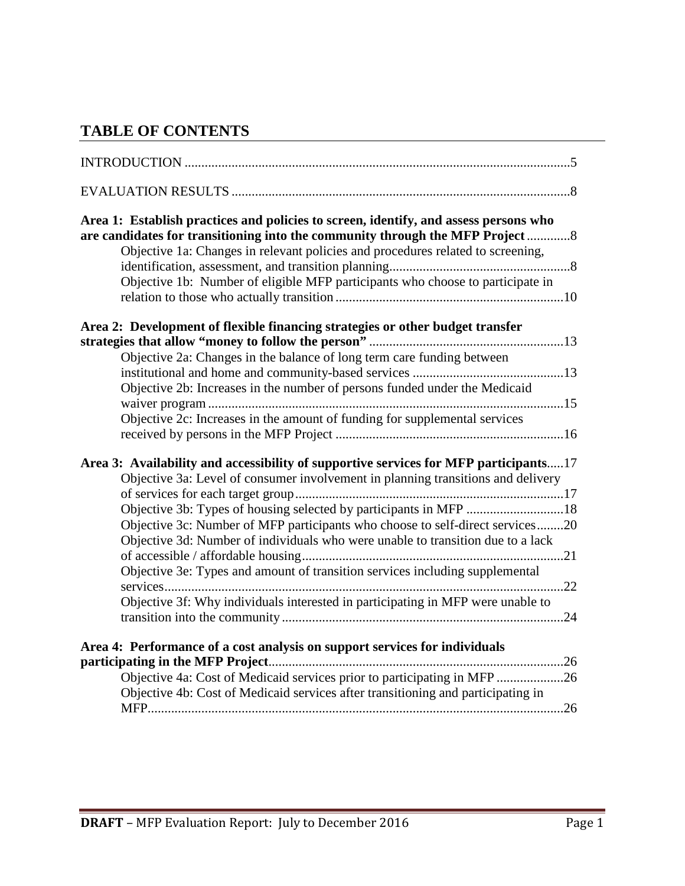## TABLE OF CONTENTS

INTRODUCTION ....................................................................................................................5

EVALUATION RESULTS ....................................................................................................8

**Area 1: Establish practices and policies to screen, identify, and assess persons who are candidates for transitioning into the community through the MFP Project** .............8

- Objective 1a: Changes in relevant policies and procedures related to screening, identification, assessment, and transition planning.....................................................8
- Objective 1b: Number of eligible MFP participants who choose to participate in relation to those who actually transition ....................................................................10

**Area 2: Development of flexible financing strategies or other budget transfer strategies that allow "money to follow the person"** ..........................................................13

- Objective 2a: Changes in the balance of long term care funding between institutional and home and community-based services ..............................................13
- Objective 2b: Increases in the number of persons funded under the Medicaid waiver program ..........................................................................................................15
- Objective 2c: Increases in the amount of funding for supplemental services received by persons in the MFP Project ....................................................................16

**Area 3: Availability and accessibility of supportive services for MFP participants**.....17

- Objective 3a: Level of consumer involvement in planning transitions and delivery of services for each target group................................................................................17
- Objective 3b: Types of housing selected by participants in MFP .............................18
- Objective 3c: Number of MFP participants who choose to self-direct services........20
- Objective 3d: Number of individuals who were unable to transition due to a lack of accessible / affordable housing.............................................................................21
- Objective 3e: Types and amount of transition services including supplemental services.......................................................................................................................22
- Objective 3f: Why individuals interested in participating in MFP were unable to transition into the community ....................................................................................24

**Area 4: Performance of a cost analysis on support services for individuals participating in the MFP Project**.......................................................................................26

- Objective 4a: Cost of Medicaid services prior to participating in MFP ....................26
- Objective 4b: Cost of Medicaid services after transitioning and participating in MFP.............................................................................................................................26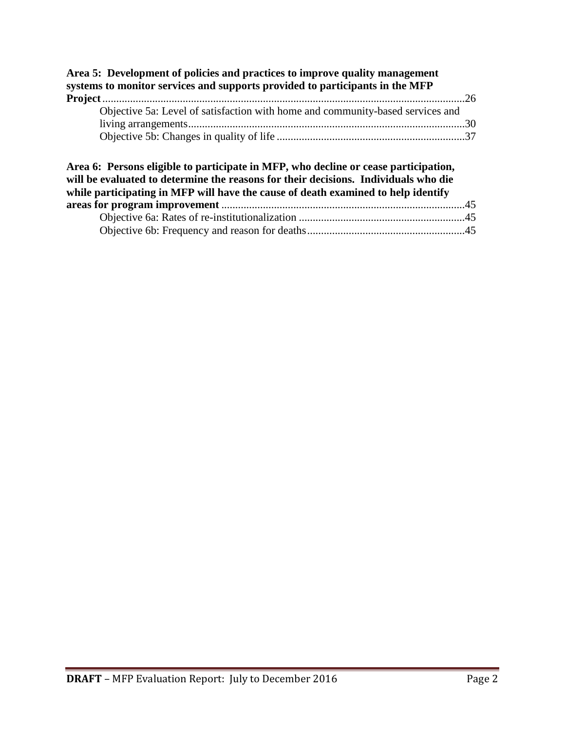**Area 5: Development of policies and practices to improve quality management systems to monitor services and supports provided to participants in the MFP Project** .....26

- Objective 5a: Level of satisfaction with home and community-based services and living arrangements .....30
- Objective 5b: Changes in quality of life .....37

**Area 6: Persons eligible to participate in MFP, who decline or cease participation, will be evaluated to determine the reasons for their decisions. Individuals who die while participating in MFP will have the cause of death examined to help identify areas for program improvement** .....45

- Objective 6a: Rates of re-institutionalization .....45
- Objective 6b: Frequency and reason for deaths .....45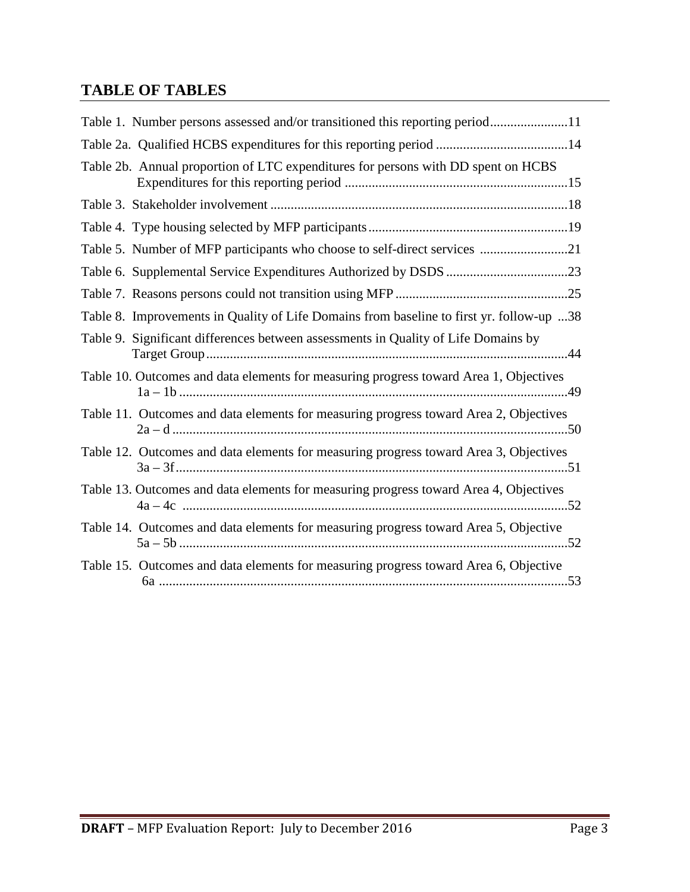## TABLE OF TABLES

Table 1. Number persons assessed and/or transitioned this reporting period.......................11

Table 2a. Qualified HCBS expenditures for this reporting period .......................................14

Table 2b. Annual proportion of LTC expenditures for persons with DD spent on HCBS Expenditures for this reporting period ..................................................................15

Table 3. Stakeholder involvement ........................................................................................18

Table 4. Type housing selected by MFP participants...........................................................19

Table 5. Number of MFP participants who choose to self-direct services ..........................21

Table 6. Supplemental Service Expenditures Authorized by DSDS ....................................23

Table 7. Reasons persons could not transition using MFP ...................................................25

Table 8. Improvements in Quality of Life Domains from baseline to first yr. follow-up ...38

Table 9. Significant differences between assessments in Quality of Life Domains by Target Group...........................................................................................................44

Table 10. Outcomes and data elements for measuring progress toward Area 1, Objectives 1a – 1b ..................................................................................................................49

Table 11. Outcomes and data elements for measuring progress toward Area 2, Objectives 2a – d .....................................................................................................................50

Table 12. Outcomes and data elements for measuring progress toward Area 3, Objectives 3a – 3f...................................................................................................................51

Table 13. Outcomes and data elements for measuring progress toward Area 4, Objectives 4a – 4c .................................................................................................................52

Table 14. Outcomes and data elements for measuring progress toward Area 5, Objective 5a – 5b ..................................................................................................................52

Table 15. Outcomes and data elements for measuring progress toward Area 6, Objective 6a ........................................................................................................................53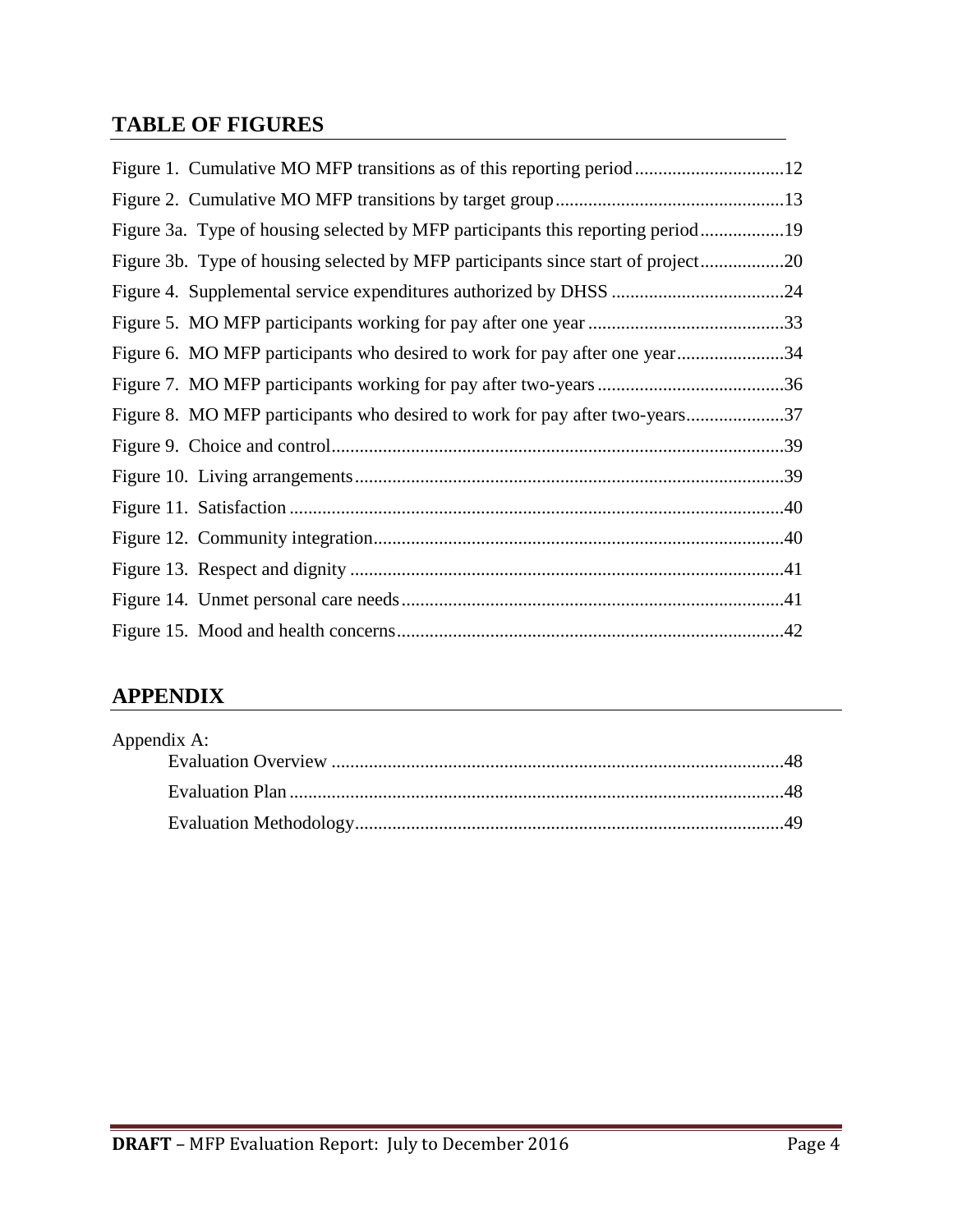## TABLE OF FIGURES

Figure 1. Cumulative MO MFP transitions as of this reporting period ................................12

Figure 2. Cumulative MO MFP transitions by target group .................................................13

Figure 3a. Type of housing selected by MFP participants this reporting period ..................19

Figure 3b. Type of housing selected by MFP participants since start of project ..................20

Figure 4. Supplemental service expenditures authorized by DHSS .....................................24

Figure 5. MO MFP participants working for pay after one year ..........................................33

Figure 6. MO MFP participants who desired to work for pay after one year .......................34

Figure 7. MO MFP participants working for pay after two-years ........................................36

Figure 8. MO MFP participants who desired to work for pay after two-years .....................37

Figure 9. Choice and control ................................................................................................39

Figure 10. Living arrangements ...........................................................................................39

Figure 11. Satisfaction .........................................................................................................40

Figure 12. Community integration .......................................................................................40

Figure 13. Respect and dignity ............................................................................................41

Figure 14. Unmet personal care needs .................................................................................41

Figure 15. Mood and health concerns ..................................................................................42

## APPENDIX

Appendix A:

- Evaluation Overview .................................................................................48
- Evaluation Plan .........................................................................................48
- Evaluation Methodology ............................................................................49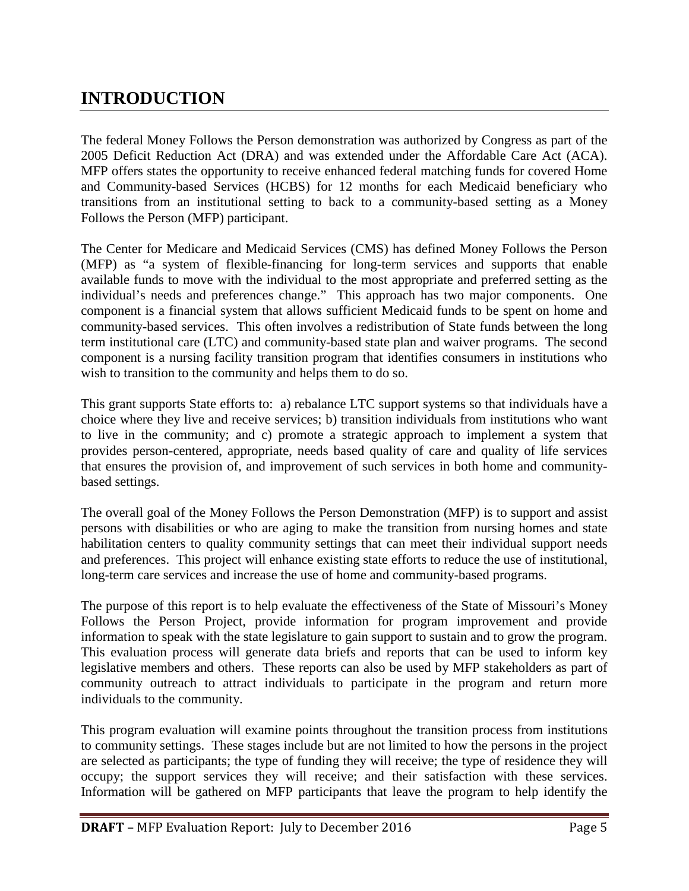# INTRODUCTION

The federal Money Follows the Person demonstration was authorized by Congress as part of the 2005 Deficit Reduction Act (DRA) and was extended under the Affordable Care Act (ACA). MFP offers states the opportunity to receive enhanced federal matching funds for covered Home and Community-based Services (HCBS) for 12 months for each Medicaid beneficiary who transitions from an institutional setting to back to a community-based setting as a Money Follows the Person (MFP) participant.

The Center for Medicare and Medicaid Services (CMS) has defined Money Follows the Person (MFP) as "a system of flexible-financing for long-term services and supports that enable available funds to move with the individual to the most appropriate and preferred setting as the individual's needs and preferences change." This approach has two major components. One component is a financial system that allows sufficient Medicaid funds to be spent on home and community-based services. This often involves a redistribution of State funds between the long term institutional care (LTC) and community-based state plan and waiver programs. The second component is a nursing facility transition program that identifies consumers in institutions who wish to transition to the community and helps them to do so.

This grant supports State efforts to: a) rebalance LTC support systems so that individuals have a choice where they live and receive services; b) transition individuals from institutions who want to live in the community; and c) promote a strategic approach to implement a system that provides person-centered, appropriate, needs based quality of care and quality of life services that ensures the provision of, and improvement of such services in both home and community-based settings.

The overall goal of the Money Follows the Person Demonstration (MFP) is to support and assist persons with disabilities or who are aging to make the transition from nursing homes and state habilitation centers to quality community settings that can meet their individual support needs and preferences. This project will enhance existing state efforts to reduce the use of institutional, long-term care services and increase the use of home and community-based programs.

The purpose of this report is to help evaluate the effectiveness of the State of Missouri's Money Follows the Person Project, provide information for program improvement and provide information to speak with the state legislature to gain support to sustain and to grow the program. This evaluation process will generate data briefs and reports that can be used to inform key legislative members and others. These reports can also be used by MFP stakeholders as part of community outreach to attract individuals to participate in the program and return more individuals to the community.

This program evaluation will examine points throughout the transition process from institutions to community settings. These stages include but are not limited to how the persons in the project are selected as participants; the type of funding they will receive; the type of residence they will occupy; the support services they will receive; and their satisfaction with these services. Information will be gathered on MFP participants that leave the program to help identify the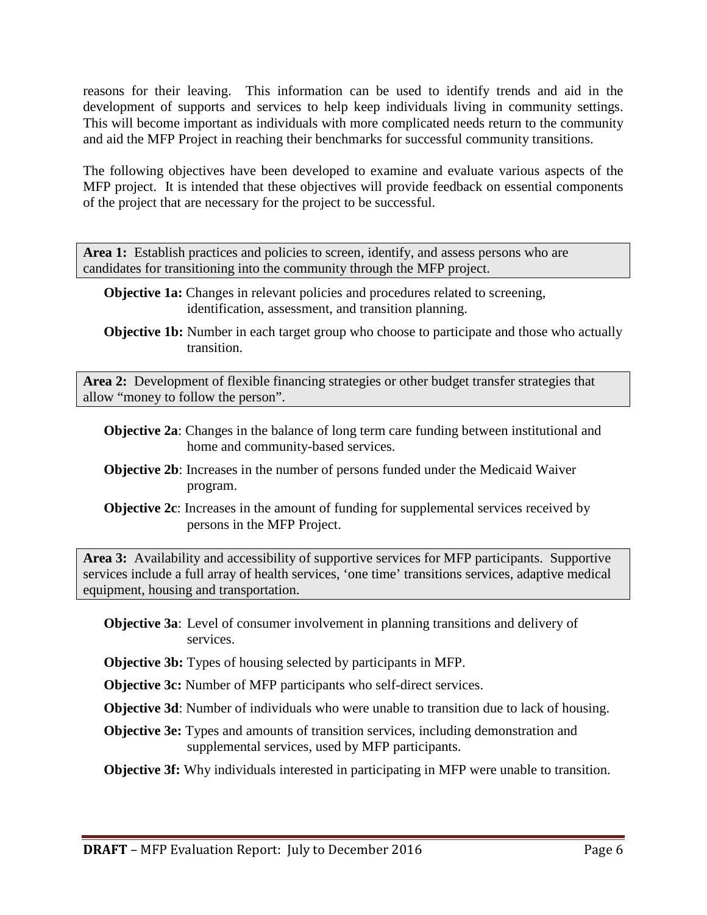reasons for their leaving. This information can be used to identify trends and aid in the development of supports and services to help keep individuals living in community settings. This will become important as individuals with more complicated needs return to the community and aid the MFP Project in reaching their benchmarks for successful community transitions.

The following objectives have been developed to examine and evaluate various aspects of the MFP project. It is intended that these objectives will provide feedback on essential components of the project that are necessary for the project to be successful.

**Area 1:** Establish practices and policies to screen, identify, and assess persons who are candidates for transitioning into the community through the MFP project.

**Objective 1a:** Changes in relevant policies and procedures related to screening, identification, assessment, and transition planning.

**Objective 1b:** Number in each target group who choose to participate and those who actually transition.

**Area 2:** Development of flexible financing strategies or other budget transfer strategies that allow "money to follow the person".

**Objective 2a**: Changes in the balance of long term care funding between institutional and home and community-based services.

**Objective 2b**: Increases in the number of persons funded under the Medicaid Waiver program.

**Objective 2c**: Increases in the amount of funding for supplemental services received by persons in the MFP Project.

**Area 3:** Availability and accessibility of supportive services for MFP participants. Supportive services include a full array of health services, 'one time' transitions services, adaptive medical equipment, housing and transportation.

**Objective 3a**: Level of consumer involvement in planning transitions and delivery of services.

**Objective 3b:** Types of housing selected by participants in MFP.

**Objective 3c:** Number of MFP participants who self-direct services.

**Objective 3d**: Number of individuals who were unable to transition due to lack of housing.

**Objective 3e:** Types and amounts of transition services, including demonstration and supplemental services, used by MFP participants.

**Objective 3f:** Why individuals interested in participating in MFP were unable to transition.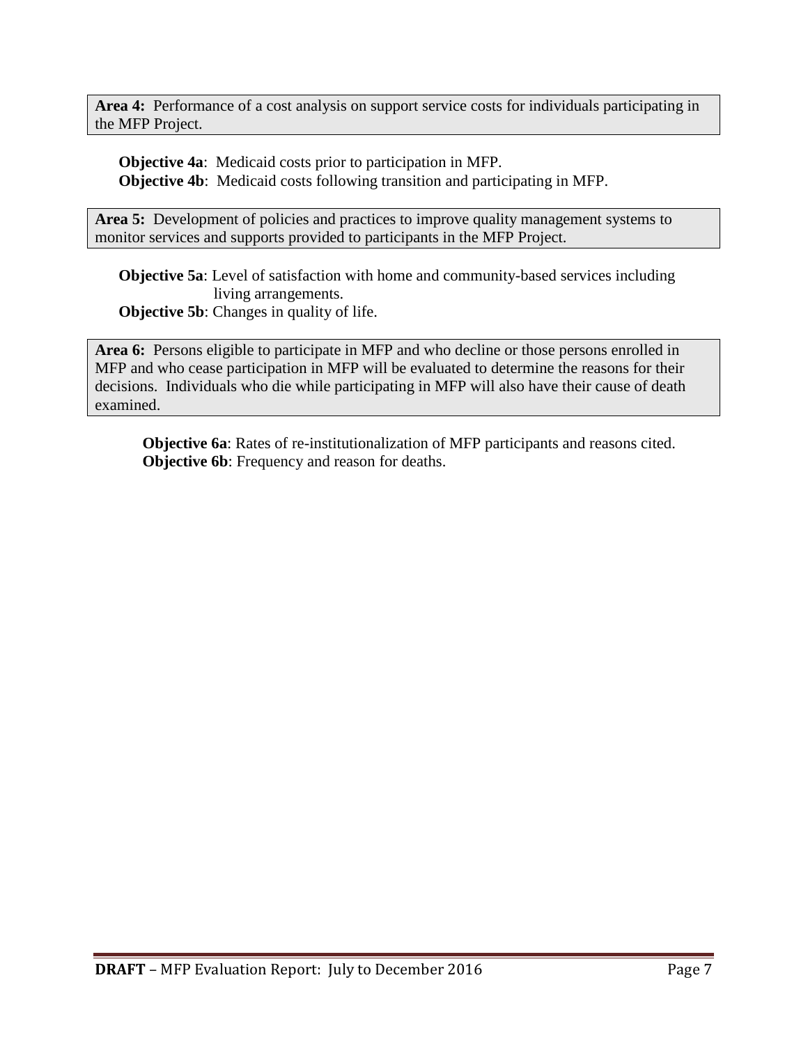**Area 4:** Performance of a cost analysis on support service costs for individuals participating in the MFP Project.

**Objective 4a**: Medicaid costs prior to participation in MFP.
**Objective 4b**: Medicaid costs following transition and participating in MFP.

**Area 5:** Development of policies and practices to improve quality management systems to monitor services and supports provided to participants in the MFP Project.

**Objective 5a**: Level of satisfaction with home and community-based services including living arrangements.
**Objective 5b**: Changes in quality of life.

**Area 6:** Persons eligible to participate in MFP and who decline or those persons enrolled in MFP and who cease participation in MFP will be evaluated to determine the reasons for their decisions. Individuals who die while participating in MFP will also have their cause of death examined.

**Objective 6a**: Rates of re-institutionalization of MFP participants and reasons cited.
**Objective 6b**: Frequency and reason for deaths.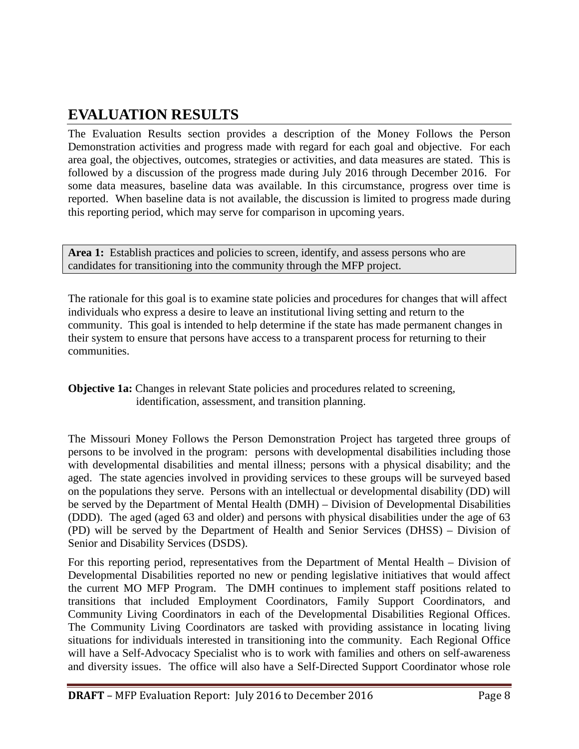# EVALUATION RESULTS

The Evaluation Results section provides a description of the Money Follows the Person Demonstration activities and progress made with regard for each goal and objective. For each area goal, the objectives, outcomes, strategies or activities, and data measures are stated. This is followed by a discussion of the progress made during July 2016 through December 2016. For some data measures, baseline data was available. In this circumstance, progress over time is reported. When baseline data is not available, the discussion is limited to progress made during this reporting period, which may serve for comparison in upcoming years.

**Area 1:** Establish practices and policies to screen, identify, and assess persons who are candidates for transitioning into the community through the MFP project.

The rationale for this goal is to examine state policies and procedures for changes that will affect individuals who express a desire to leave an institutional living setting and return to the community. This goal is intended to help determine if the state has made permanent changes in their system to ensure that persons have access to a transparent process for returning to their communities.

**Objective 1a:** Changes in relevant State policies and procedures related to screening, identification, assessment, and transition planning.

The Missouri Money Follows the Person Demonstration Project has targeted three groups of persons to be involved in the program: persons with developmental disabilities including those with developmental disabilities and mental illness; persons with a physical disability; and the aged. The state agencies involved in providing services to these groups will be surveyed based on the populations they serve. Persons with an intellectual or developmental disability (DD) will be served by the Department of Mental Health (DMH) – Division of Developmental Disabilities (DDD). The aged (aged 63 and older) and persons with physical disabilities under the age of 63 (PD) will be served by the Department of Health and Senior Services (DHSS) – Division of Senior and Disability Services (DSDS).

For this reporting period, representatives from the Department of Mental Health – Division of Developmental Disabilities reported no new or pending legislative initiatives that would affect the current MO MFP Program. The DMH continues to implement staff positions related to transitions that included Employment Coordinators, Family Support Coordinators, and Community Living Coordinators in each of the Developmental Disabilities Regional Offices. The Community Living Coordinators are tasked with providing assistance in locating living situations for individuals interested in transitioning into the community. Each Regional Office will have a Self-Advocacy Specialist who is to work with families and others on self-awareness and diversity issues. The office will also have a Self-Directed Support Coordinator whose role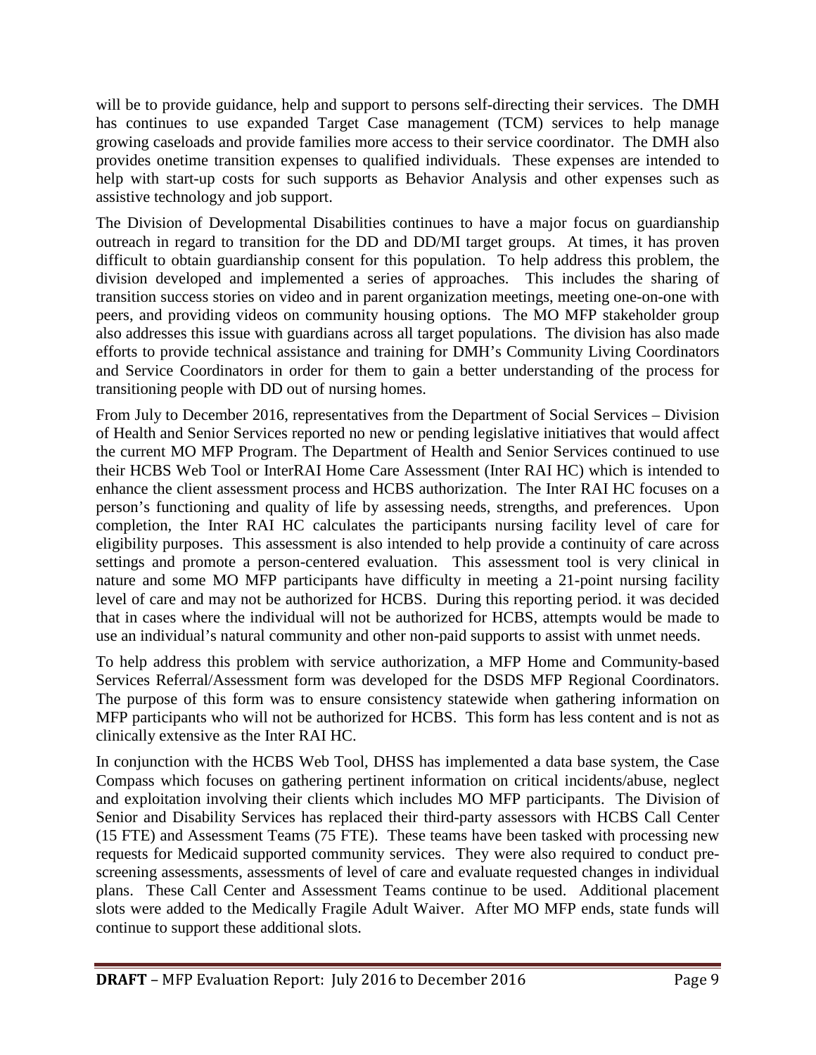will be to provide guidance, help and support to persons self-directing their services. The DMH has continues to use expanded Target Case management (TCM) services to help manage growing caseloads and provide families more access to their service coordinator. The DMH also provides onetime transition expenses to qualified individuals. These expenses are intended to help with start-up costs for such supports as Behavior Analysis and other expenses such as assistive technology and job support.

The Division of Developmental Disabilities continues to have a major focus on guardianship outreach in regard to transition for the DD and DD/MI target groups. At times, it has proven difficult to obtain guardianship consent for this population. To help address this problem, the division developed and implemented a series of approaches. This includes the sharing of transition success stories on video and in parent organization meetings, meeting one-on-one with peers, and providing videos on community housing options. The MO MFP stakeholder group also addresses this issue with guardians across all target populations. The division has also made efforts to provide technical assistance and training for DMH's Community Living Coordinators and Service Coordinators in order for them to gain a better understanding of the process for transitioning people with DD out of nursing homes.

From July to December 2016, representatives from the Department of Social Services – Division of Health and Senior Services reported no new or pending legislative initiatives that would affect the current MO MFP Program. The Department of Health and Senior Services continued to use their HCBS Web Tool or InterRAI Home Care Assessment (Inter RAI HC) which is intended to enhance the client assessment process and HCBS authorization. The Inter RAI HC focuses on a person's functioning and quality of life by assessing needs, strengths, and preferences. Upon completion, the Inter RAI HC calculates the participants nursing facility level of care for eligibility purposes. This assessment is also intended to help provide a continuity of care across settings and promote a person-centered evaluation. This assessment tool is very clinical in nature and some MO MFP participants have difficulty in meeting a 21-point nursing facility level of care and may not be authorized for HCBS. During this reporting period. it was decided that in cases where the individual will not be authorized for HCBS, attempts would be made to use an individual's natural community and other non-paid supports to assist with unmet needs.

To help address this problem with service authorization, a MFP Home and Community-based Services Referral/Assessment form was developed for the DSDS MFP Regional Coordinators. The purpose of this form was to ensure consistency statewide when gathering information on MFP participants who will not be authorized for HCBS. This form has less content and is not as clinically extensive as the Inter RAI HC.

In conjunction with the HCBS Web Tool, DHSS has implemented a data base system, the Case Compass which focuses on gathering pertinent information on critical incidents/abuse, neglect and exploitation involving their clients which includes MO MFP participants. The Division of Senior and Disability Services has replaced their third-party assessors with HCBS Call Center (15 FTE) and Assessment Teams (75 FTE). These teams have been tasked with processing new requests for Medicaid supported community services. They were also required to conduct pre-screening assessments, assessments of level of care and evaluate requested changes in individual plans. These Call Center and Assessment Teams continue to be used. Additional placement slots were added to the Medically Fragile Adult Waiver. After MO MFP ends, state funds will continue to support these additional slots.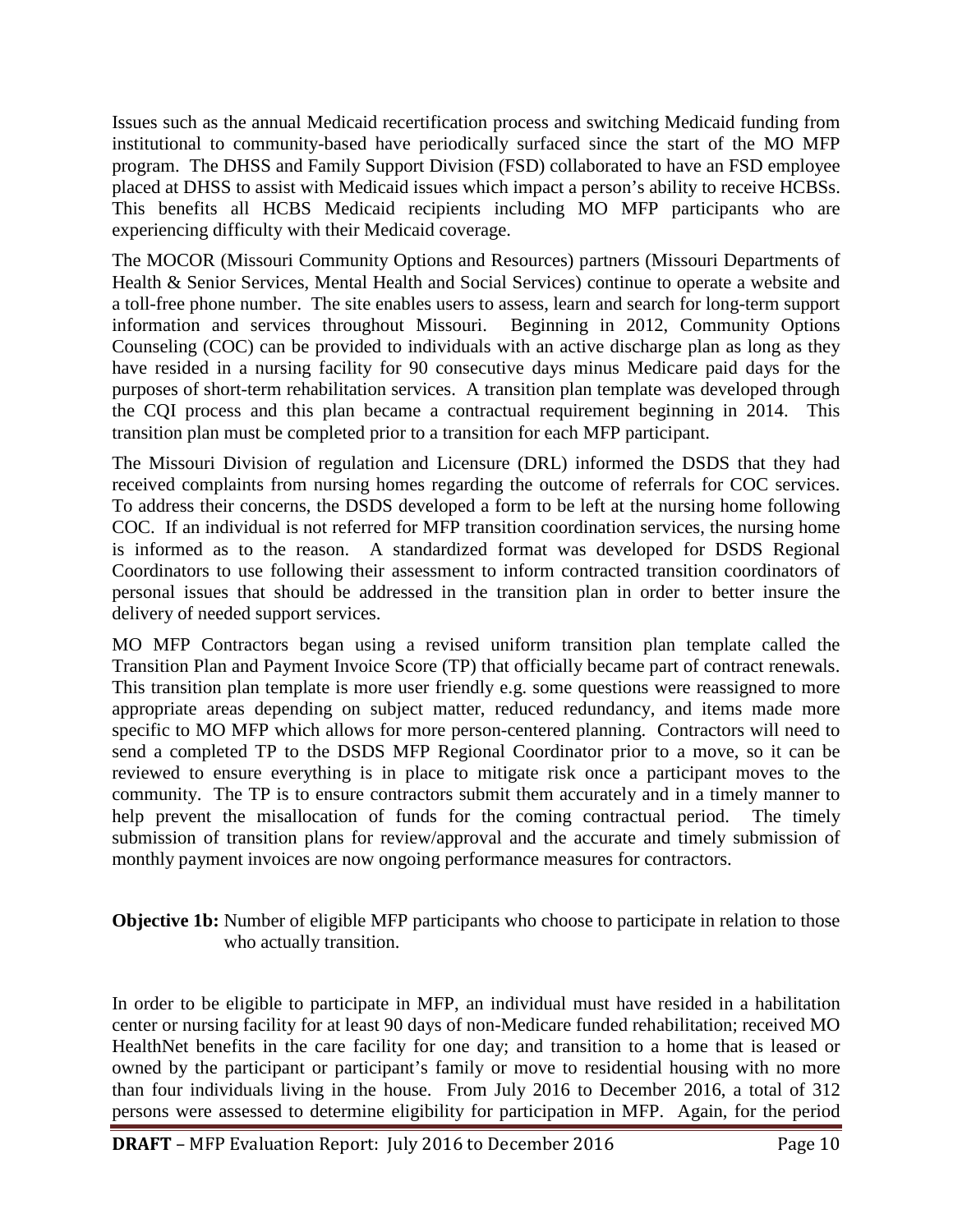Issues such as the annual Medicaid recertification process and switching Medicaid funding from institutional to community-based have periodically surfaced since the start of the MO MFP program. The DHSS and Family Support Division (FSD) collaborated to have an FSD employee placed at DHSS to assist with Medicaid issues which impact a person's ability to receive HCBSs. This benefits all HCBS Medicaid recipients including MO MFP participants who are experiencing difficulty with their Medicaid coverage.

The MOCOR (Missouri Community Options and Resources) partners (Missouri Departments of Health & Senior Services, Mental Health and Social Services) continue to operate a website and a toll-free phone number. The site enables users to assess, learn and search for long-term support information and services throughout Missouri. Beginning in 2012, Community Options Counseling (COC) can be provided to individuals with an active discharge plan as long as they have resided in a nursing facility for 90 consecutive days minus Medicare paid days for the purposes of short-term rehabilitation services. A transition plan template was developed through the CQI process and this plan became a contractual requirement beginning in 2014. This transition plan must be completed prior to a transition for each MFP participant.

The Missouri Division of regulation and Licensure (DRL) informed the DSDS that they had received complaints from nursing homes regarding the outcome of referrals for COC services. To address their concerns, the DSDS developed a form to be left at the nursing home following COC. If an individual is not referred for MFP transition coordination services, the nursing home is informed as to the reason. A standardized format was developed for DSDS Regional Coordinators to use following their assessment to inform contracted transition coordinators of personal issues that should be addressed in the transition plan in order to better insure the delivery of needed support services.

MO MFP Contractors began using a revised uniform transition plan template called the Transition Plan and Payment Invoice Score (TP) that officially became part of contract renewals. This transition plan template is more user friendly e.g. some questions were reassigned to more appropriate areas depending on subject matter, reduced redundancy, and items made more specific to MO MFP which allows for more person-centered planning. Contractors will need to send a completed TP to the DSDS MFP Regional Coordinator prior to a move, so it can be reviewed to ensure everything is in place to mitigate risk once a participant moves to the community. The TP is to ensure contractors submit them accurately and in a timely manner to help prevent the misallocation of funds for the coming contractual period. The timely submission of transition plans for review/approval and the accurate and timely submission of monthly payment invoices are now ongoing performance measures for contractors.

**Objective 1b:** Number of eligible MFP participants who choose to participate in relation to those who actually transition.

In order to be eligible to participate in MFP, an individual must have resided in a habilitation center or nursing facility for at least 90 days of non-Medicare funded rehabilitation; received MO HealthNet benefits in the care facility for one day; and transition to a home that is leased or owned by the participant or participant's family or move to residential housing with no more than four individuals living in the house. From July 2016 to December 2016, a total of 312 persons were assessed to determine eligibility for participation in MFP. Again, for the period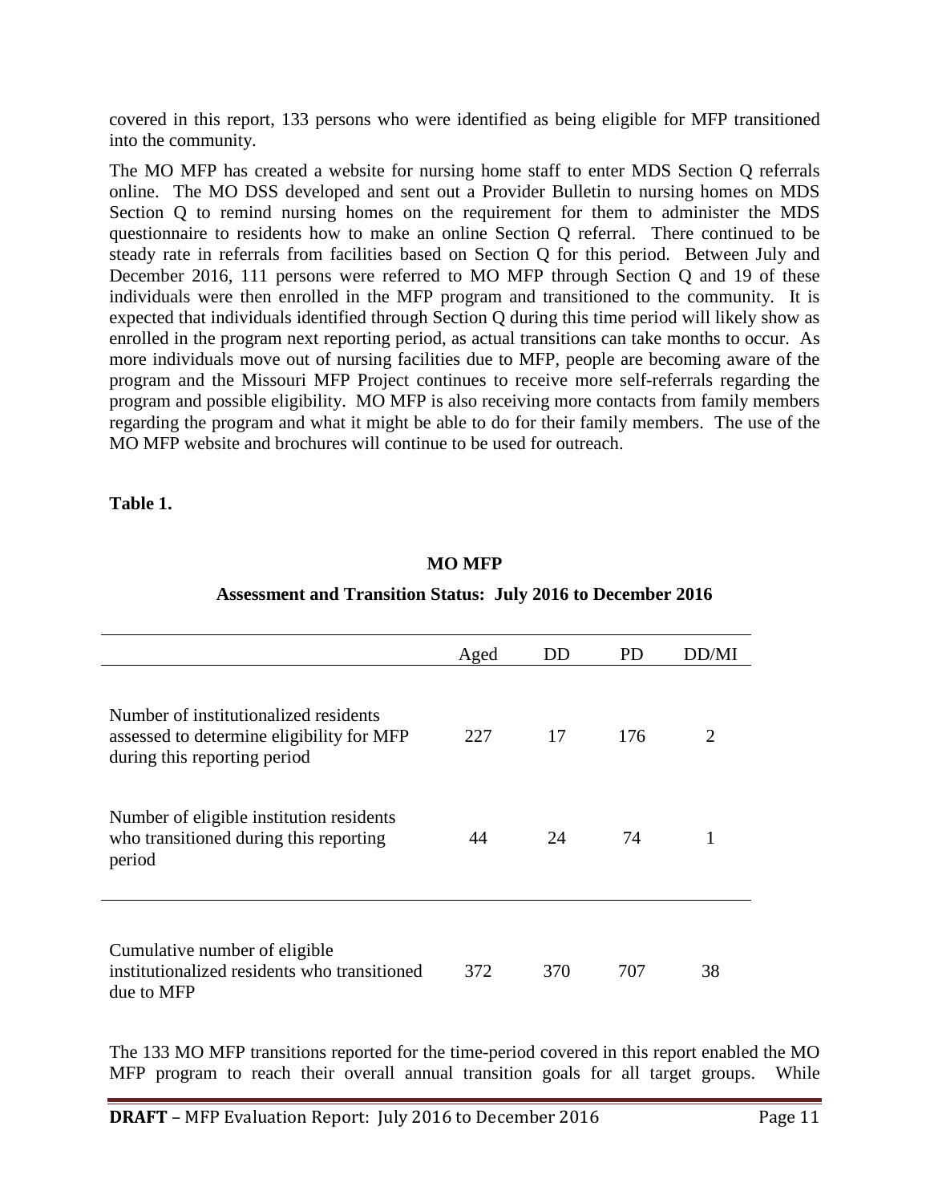covered in this report, 133 persons who were identified as being eligible for MFP transitioned into the community.

The MO MFP has created a website for nursing home staff to enter MDS Section Q referrals online. The MO DSS developed and sent out a Provider Bulletin to nursing homes on MDS Section Q to remind nursing homes on the requirement for them to administer the MDS questionnaire to residents how to make an online Section Q referral. There continued to be steady rate in referrals from facilities based on Section Q for this period. Between July and December 2016, 111 persons were referred to MO MFP through Section Q and 19 of these individuals were then enrolled in the MFP program and transitioned to the community. It is expected that individuals identified through Section Q during this time period will likely show as enrolled in the program next reporting period, as actual transitions can take months to occur. As more individuals move out of nursing facilities due to MFP, people are becoming aware of the program and the Missouri MFP Project continues to receive more self-referrals regarding the program and possible eligibility. MO MFP is also receiving more contacts from family members regarding the program and what it might be able to do for their family members. The use of the MO MFP website and brochures will continue to be used for outreach.

**Table 1.**

**MO MFP**

**Assessment and Transition Status: July 2016 to December 2016**

| | Aged | DD | PD | DD/MI |
|---|---|---|---|---|
| Number of institutionalized residents assessed to determine eligibility for MFP during this reporting period | 227 | 17 | 176 | 2 |
| Number of eligible institution residents who transitioned during this reporting period | 44 | 24 | 74 | 1 |
| Cumulative number of eligible institutionalized residents who transitioned due to MFP | 372 | 370 | 707 | 38 |

The 133 MO MFP transitions reported for the time-period covered in this report enabled the MO MFP program to reach their overall annual transition goals for all target groups. While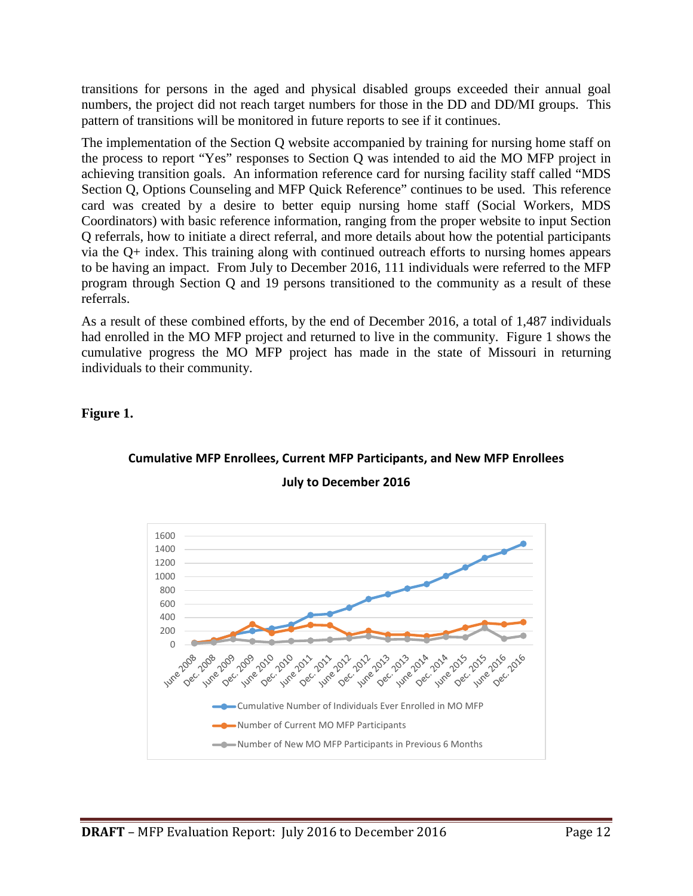transitions for persons in the aged and physical disabled groups exceeded their annual goal numbers, the project did not reach target numbers for those in the DD and DD/MI groups. This pattern of transitions will be monitored in future reports to see if it continues.

The implementation of the Section Q website accompanied by training for nursing home staff on the process to report "Yes" responses to Section Q was intended to aid the MO MFP project in achieving transition goals. An information reference card for nursing facility staff called "MDS Section Q, Options Counseling and MFP Quick Reference" continues to be used. This reference card was created by a desire to better equip nursing home staff (Social Workers, MDS Coordinators) with basic reference information, ranging from the proper website to input Section Q referrals, how to initiate a direct referral, and more details about how the potential participants via the Q+ index. This training along with continued outreach efforts to nursing homes appears to be having an impact. From July to December 2016, 111 individuals were referred to the MFP program through Section Q and 19 persons transitioned to the community as a result of these referrals.

As a result of these combined efforts, by the end of December 2016, a total of 1,487 individuals had enrolled in the MO MFP project and returned to live in the community. Figure 1 shows the cumulative progress the MO MFP project has made in the state of Missouri in returning individuals to their community.

**Figure 1.**

**Cumulative MFP Enrollees, Current MFP Participants, and New MFP Enrollees**

**July to December 2016**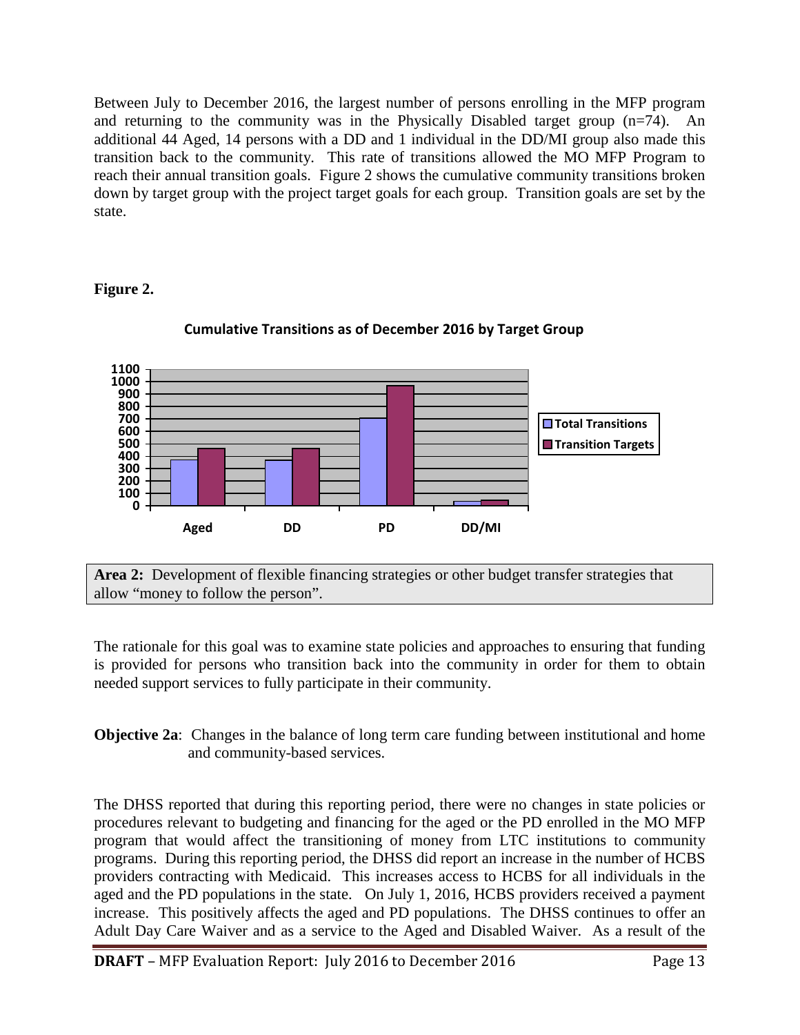Between July to December 2016, the largest number of persons enrolling in the MFP program and returning to the community was in the Physically Disabled target group (n=74). An additional 44 Aged, 14 persons with a DD and 1 individual in the DD/MI group also made this transition back to the community. This rate of transitions allowed the MO MFP Program to reach their annual transition goals. Figure 2 shows the cumulative community transitions broken down by target group with the project target goals for each group. Transition goals are set by the state.

**Figure 2.**

**Cumulative Transitions as of December 2016 by Target Group**

**Area 2:** Development of flexible financing strategies or other budget transfer strategies that allow "money to follow the person".

The rationale for this goal was to examine state policies and approaches to ensuring that funding is provided for persons who transition back into the community in order for them to obtain needed support services to fully participate in their community.

**Objective 2a**: Changes in the balance of long term care funding between institutional and home and community-based services.

The DHSS reported that during this reporting period, there were no changes in state policies or procedures relevant to budgeting and financing for the aged or the PD enrolled in the MO MFP program that would affect the transitioning of money from LTC institutions to community programs. During this reporting period, the DHSS did report an increase in the number of HCBS providers contracting with Medicaid. This increases access to HCBS for all individuals in the aged and the PD populations in the state. On July 1, 2016, HCBS providers received a payment increase. This positively affects the aged and PD populations. The DHSS continues to offer an Adult Day Care Waiver and as a service to the Aged and Disabled Waiver. As a result of the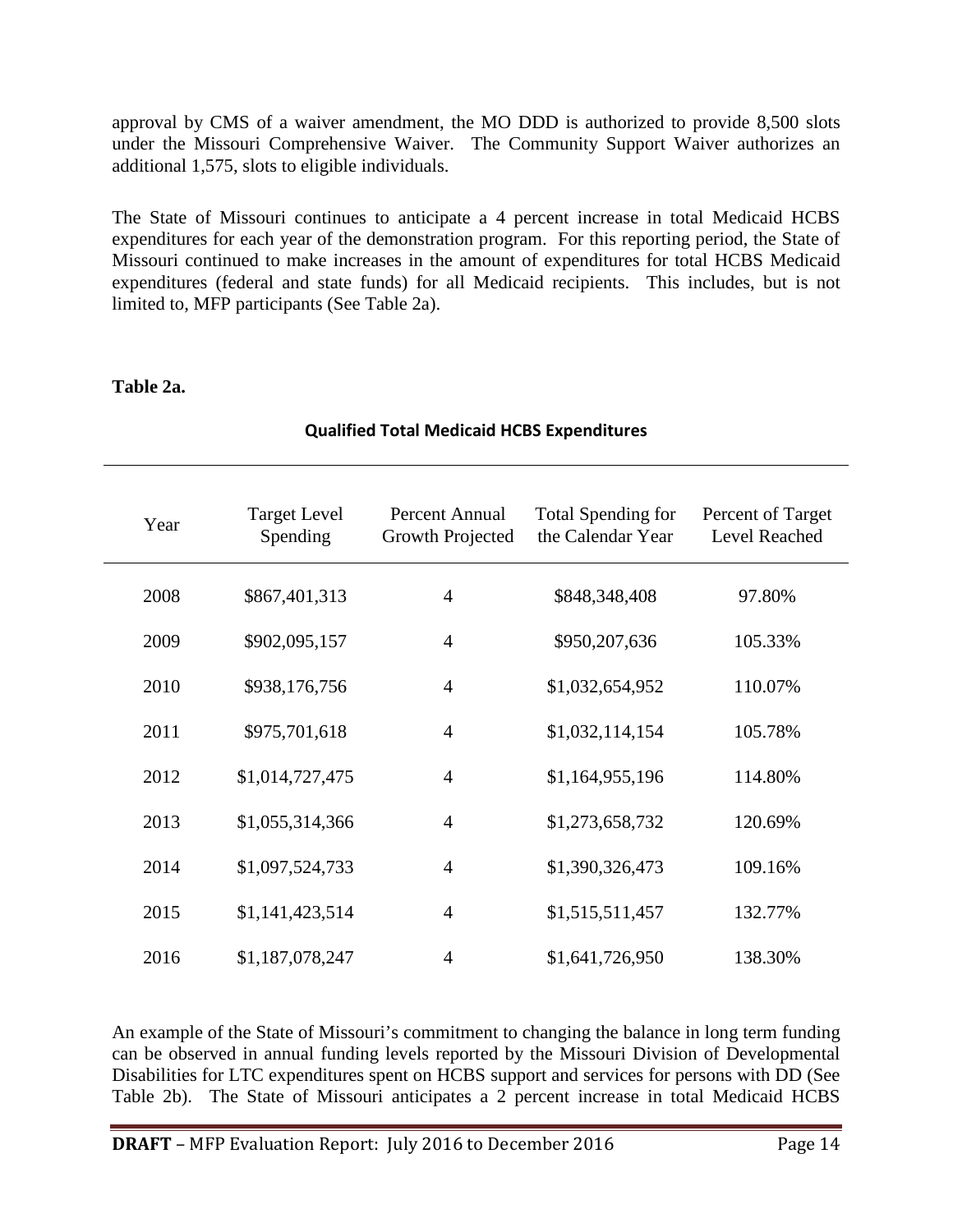approval by CMS of a waiver amendment, the MO DDD is authorized to provide 8,500 slots under the Missouri Comprehensive Waiver. The Community Support Waiver authorizes an additional 1,575, slots to eligible individuals.

The State of Missouri continues to anticipate a 4 percent increase in total Medicaid HCBS expenditures for each year of the demonstration program. For this reporting period, the State of Missouri continued to make increases in the amount of expenditures for total HCBS Medicaid expenditures (federal and state funds) for all Medicaid recipients. This includes, but is not limited to, MFP participants (See Table 2a).

**Table 2a.**

**Qualified Total Medicaid HCBS Expenditures**

| Year | Target Level Spending | Percent Annual Growth Projected | Total Spending for the Calendar Year | Percent of Target Level Reached |
|---|---|---|---|---|
| 2008 | $867,401,313 | 4 | $848,348,408 | 97.80% |
| 2009 | $902,095,157 | 4 | $950,207,636 | 105.33% |
| 2010 | $938,176,756 | 4 | $1,032,654,952 | 110.07% |
| 2011 | $975,701,618 | 4 | $1,032,114,154 | 105.78% |
| 2012 | $1,014,727,475 | 4 | $1,164,955,196 | 114.80% |
| 2013 | $1,055,314,366 | 4 | $1,273,658,732 | 120.69% |
| 2014 | $1,097,524,733 | 4 | $1,390,326,473 | 109.16% |
| 2015 | $1,141,423,514 | 4 | $1,515,511,457 | 132.77% |
| 2016 | $1,187,078,247 | 4 | $1,641,726,950 | 138.30% |

An example of the State of Missouri's commitment to changing the balance in long term funding can be observed in annual funding levels reported by the Missouri Division of Developmental Disabilities for LTC expenditures spent on HCBS support and services for persons with DD (See Table 2b). The State of Missouri anticipates a 2 percent increase in total Medicaid HCBS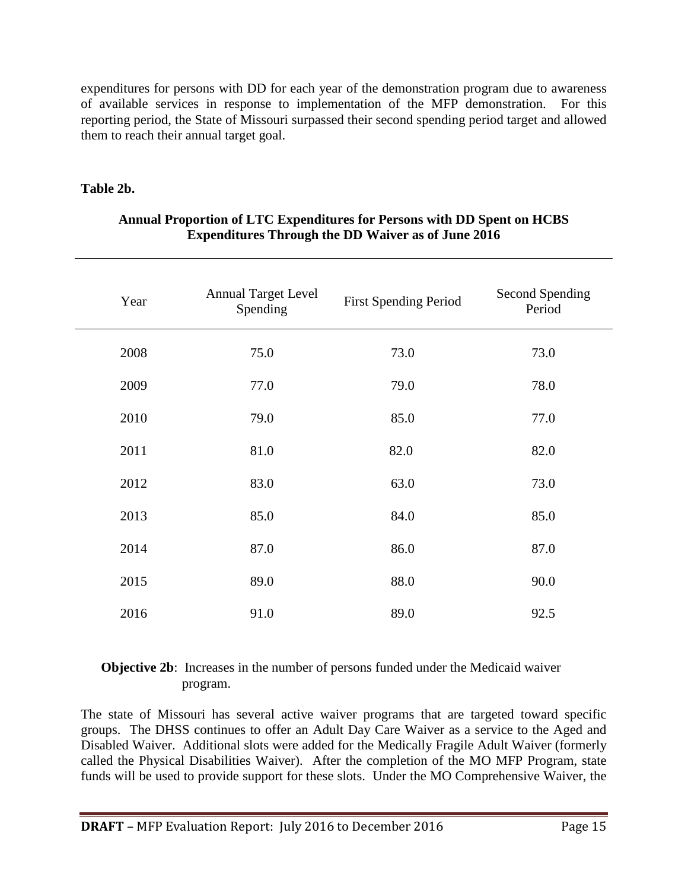expenditures for persons with DD for each year of the demonstration program due to awareness of available services in response to implementation of the MFP demonstration. For this reporting period, the State of Missouri surpassed their second spending period target and allowed them to reach their annual target goal.

**Table 2b.**

**Annual Proportion of LTC Expenditures for Persons with DD Spent on HCBS Expenditures Through the DD Waiver as of June 2016**

| Year | Annual Target Level Spending | First Spending Period | Second Spending Period |
|---|---|---|---|
| 2008 | 75.0 | 73.0 | 73.0 |
| 2009 | 77.0 | 79.0 | 78.0 |
| 2010 | 79.0 | 85.0 | 77.0 |
| 2011 | 81.0 | 82.0 | 82.0 |
| 2012 | 83.0 | 63.0 | 73.0 |
| 2013 | 85.0 | 84.0 | 85.0 |
| 2014 | 87.0 | 86.0 | 87.0 |
| 2015 | 89.0 | 88.0 | 90.0 |
| 2016 | 91.0 | 89.0 | 92.5 |

**Objective 2b**: Increases in the number of persons funded under the Medicaid waiver program.

The state of Missouri has several active waiver programs that are targeted toward specific groups. The DHSS continues to offer an Adult Day Care Waiver as a service to the Aged and Disabled Waiver. Additional slots were added for the Medically Fragile Adult Waiver (formerly called the Physical Disabilities Waiver). After the completion of the MO MFP Program, state funds will be used to provide support for these slots. Under the MO Comprehensive Waiver, the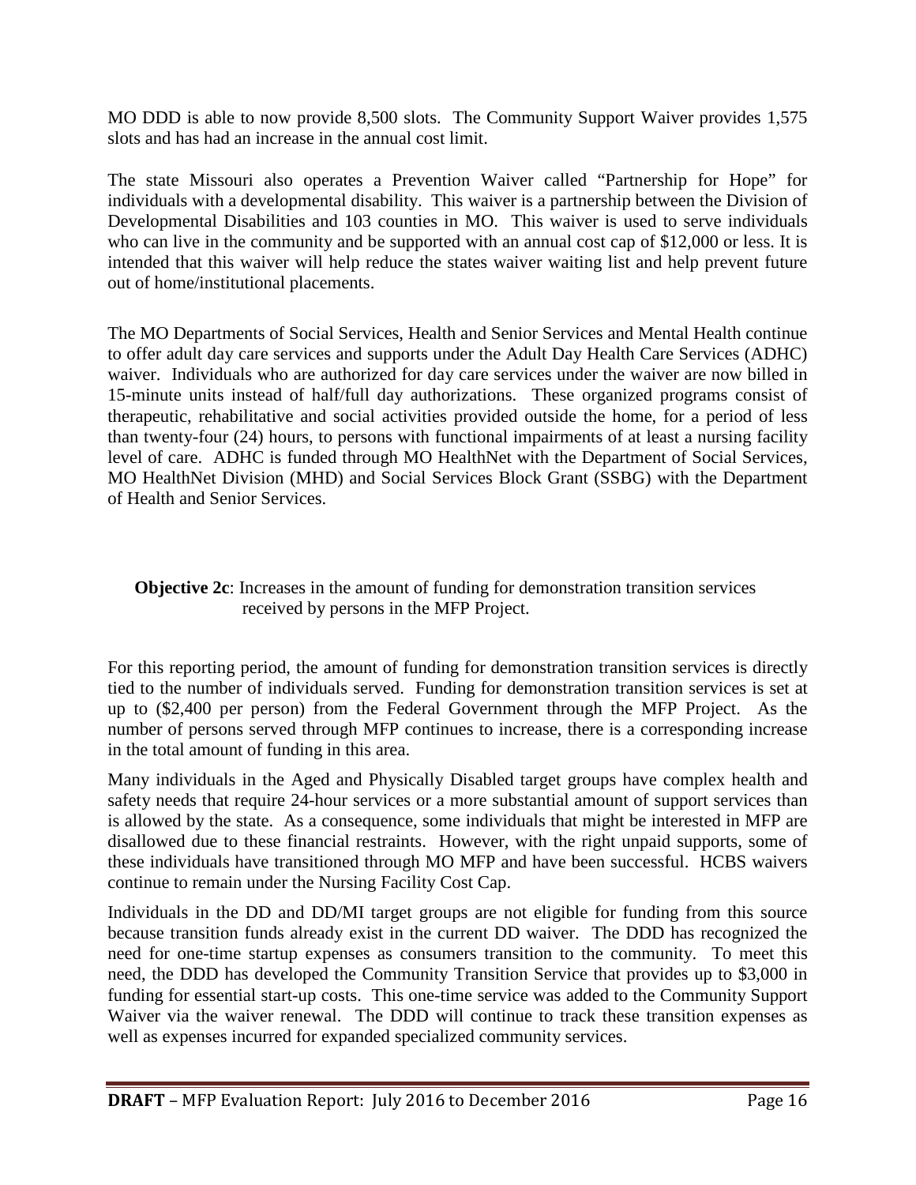MO DDD is able to now provide 8,500 slots. The Community Support Waiver provides 1,575 slots and has had an increase in the annual cost limit.

The state Missouri also operates a Prevention Waiver called "Partnership for Hope" for individuals with a developmental disability. This waiver is a partnership between the Division of Developmental Disabilities and 103 counties in MO. This waiver is used to serve individuals who can live in the community and be supported with an annual cost cap of $12,000 or less. It is intended that this waiver will help reduce the states waiver waiting list and help prevent future out of home/institutional placements.

The MO Departments of Social Services, Health and Senior Services and Mental Health continue to offer adult day care services and supports under the Adult Day Health Care Services (ADHC) waiver. Individuals who are authorized for day care services under the waiver are now billed in 15-minute units instead of half/full day authorizations. These organized programs consist of therapeutic, rehabilitative and social activities provided outside the home, for a period of less than twenty-four (24) hours, to persons with functional impairments of at least a nursing facility level of care. ADHC is funded through MO HealthNet with the Department of Social Services, MO HealthNet Division (MHD) and Social Services Block Grant (SSBG) with the Department of Health and Senior Services.

**Objective 2c**: Increases in the amount of funding for demonstration transition services received by persons in the MFP Project.

For this reporting period, the amount of funding for demonstration transition services is directly tied to the number of individuals served. Funding for demonstration transition services is set at up to ($2,400 per person) from the Federal Government through the MFP Project. As the number of persons served through MFP continues to increase, there is a corresponding increase in the total amount of funding in this area.

Many individuals in the Aged and Physically Disabled target groups have complex health and safety needs that require 24-hour services or a more substantial amount of support services than is allowed by the state. As a consequence, some individuals that might be interested in MFP are disallowed due to these financial restraints. However, with the right unpaid supports, some of these individuals have transitioned through MO MFP and have been successful. HCBS waivers continue to remain under the Nursing Facility Cost Cap.

Individuals in the DD and DD/MI target groups are not eligible for funding from this source because transition funds already exist in the current DD waiver. The DDD has recognized the need for one-time startup expenses as consumers transition to the community. To meet this need, the DDD has developed the Community Transition Service that provides up to $3,000 in funding for essential start-up costs. This one-time service was added to the Community Support Waiver via the waiver renewal. The DDD will continue to track these transition expenses as well as expenses incurred for expanded specialized community services.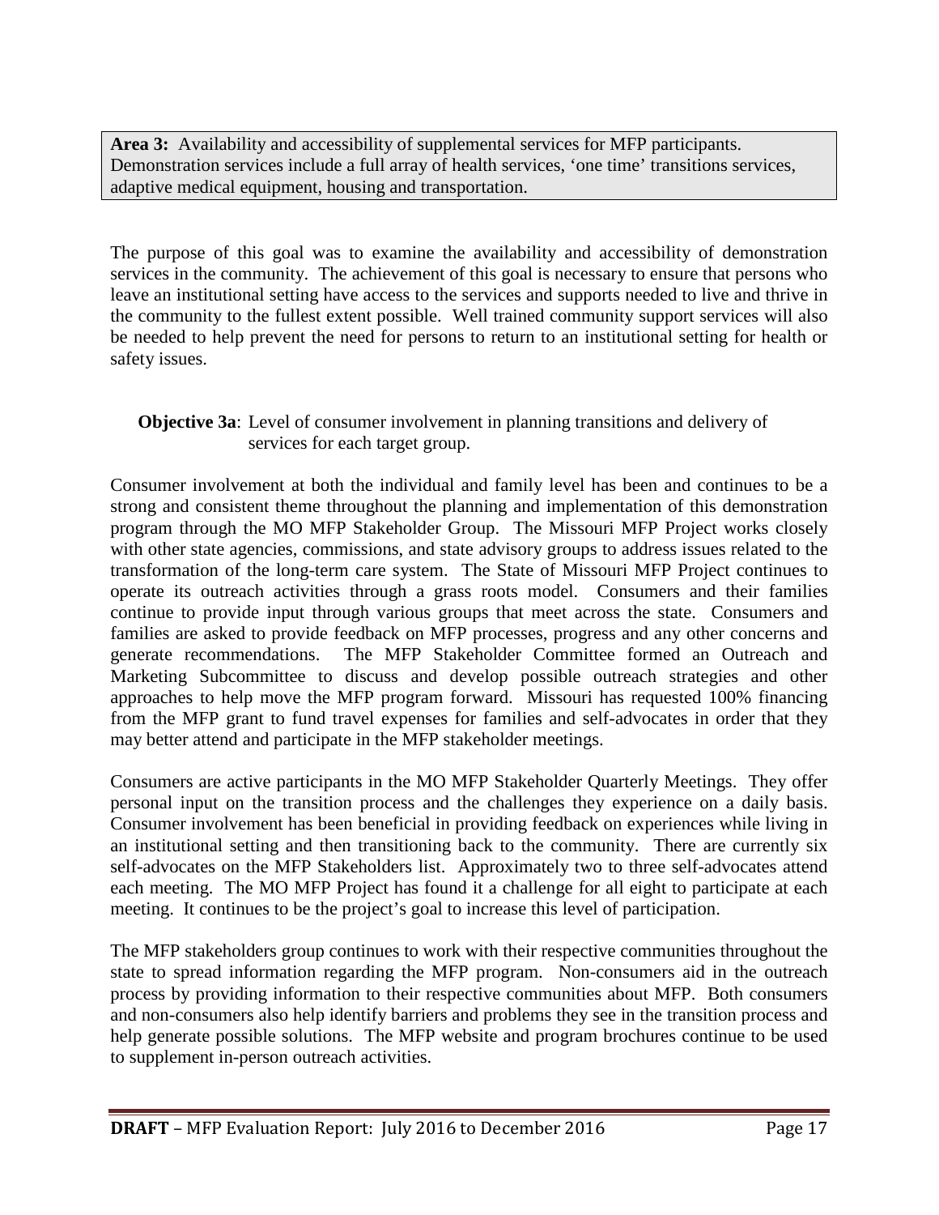**Area 3:** Availability and accessibility of supplemental services for MFP participants. Demonstration services include a full array of health services, 'one time' transitions services, adaptive medical equipment, housing and transportation.

The purpose of this goal was to examine the availability and accessibility of demonstration services in the community. The achievement of this goal is necessary to ensure that persons who leave an institutional setting have access to the services and supports needed to live and thrive in the community to the fullest extent possible. Well trained community support services will also be needed to help prevent the need for persons to return to an institutional setting for health or safety issues.

**Objective 3a**: Level of consumer involvement in planning transitions and delivery of services for each target group.

Consumer involvement at both the individual and family level has been and continues to be a strong and consistent theme throughout the planning and implementation of this demonstration program through the MO MFP Stakeholder Group. The Missouri MFP Project works closely with other state agencies, commissions, and state advisory groups to address issues related to the transformation of the long-term care system. The State of Missouri MFP Project continues to operate its outreach activities through a grass roots model. Consumers and their families continue to provide input through various groups that meet across the state. Consumers and families are asked to provide feedback on MFP processes, progress and any other concerns and generate recommendations. The MFP Stakeholder Committee formed an Outreach and Marketing Subcommittee to discuss and develop possible outreach strategies and other approaches to help move the MFP program forward. Missouri has requested 100% financing from the MFP grant to fund travel expenses for families and self-advocates in order that they may better attend and participate in the MFP stakeholder meetings.

Consumers are active participants in the MO MFP Stakeholder Quarterly Meetings. They offer personal input on the transition process and the challenges they experience on a daily basis. Consumer involvement has been beneficial in providing feedback on experiences while living in an institutional setting and then transitioning back to the community. There are currently six self-advocates on the MFP Stakeholders list. Approximately two to three self-advocates attend each meeting. The MO MFP Project has found it a challenge for all eight to participate at each meeting. It continues to be the project's goal to increase this level of participation.

The MFP stakeholders group continues to work with their respective communities throughout the state to spread information regarding the MFP program. Non-consumers aid in the outreach process by providing information to their respective communities about MFP. Both consumers and non-consumers also help identify barriers and problems they see in the transition process and help generate possible solutions. The MFP website and program brochures continue to be used to supplement in-person outreach activities.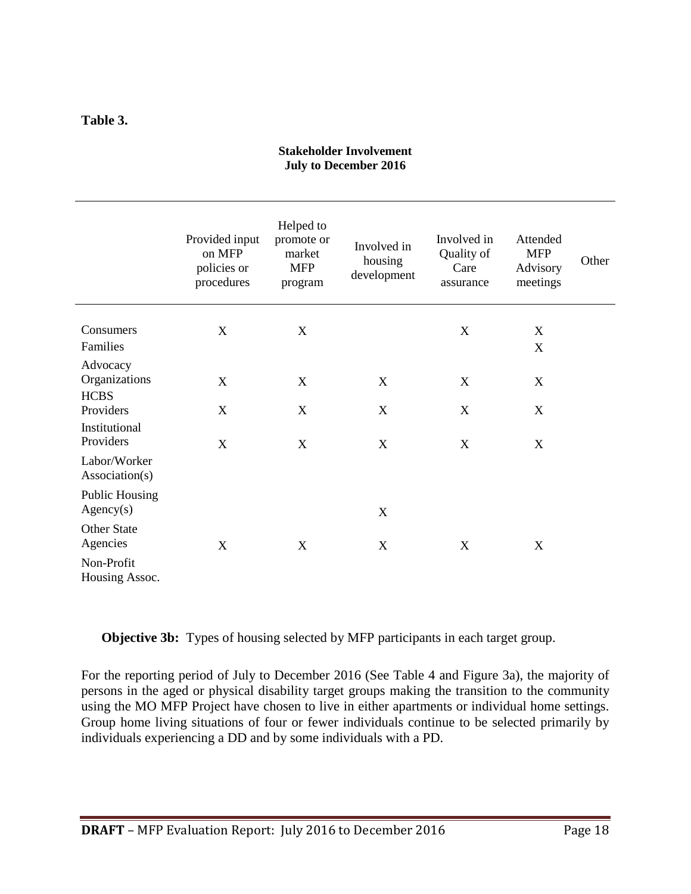**Table 3.**

**Stakeholder Involvement**
**July to December 2016**

| | Provided input on MFP policies or procedures | Helped to promote or market MFP program | Involved in housing development | Involved in Quality of Care assurance | Attended MFP Advisory meetings | Other |
|---|---|---|---|---|---|---|
| Consumers | X | X | | X | X | |
| Families | | | | | X | |
| Advocacy Organizations | X | X | X | X | X | |
| HCBS Providers | X | X | X | X | X | |
| Institutional Providers | X | X | X | X | X | |
| Labor/Worker Association(s) | | | | | | |
| Public Housing Agency(s) | | | X | | | |
| Other State Agencies | X | X | X | X | X | |
| Non-Profit Housing Assoc. | | | | | | |

**Objective 3b:** Types of housing selected by MFP participants in each target group.

For the reporting period of July to December 2016 (See Table 4 and Figure 3a), the majority of persons in the aged or physical disability target groups making the transition to the community using the MO MFP Project have chosen to live in either apartments or individual home settings. Group home living situations of four or fewer individuals continue to be selected primarily by individuals experiencing a DD and by some individuals with a PD.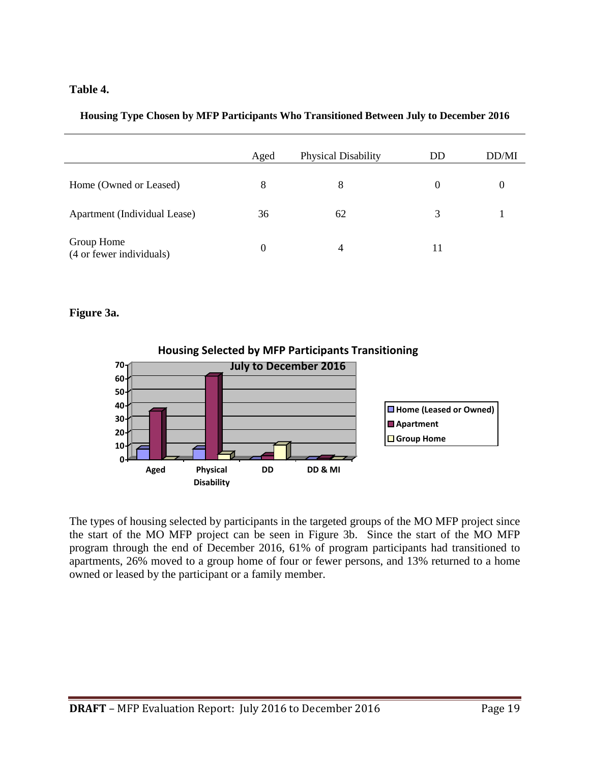**Table 4.**

**Housing Type Chosen by MFP Participants Who Transitioned Between July to December 2016**

| | Aged | Physical Disability | DD | DD/MI |
|---|---|---|---|---|
| Home (Owned or Leased) | 8 | 8 | 0 | 0 |
| Apartment (Individual Lease) | 36 | 62 | 3 | 1 |
| Group Home (4 or fewer individuals) | 0 | 4 | 11 | |

**Figure 3a.**

The types of housing selected by participants in the targeted groups of the MO MFP project since the start of the MO MFP project can be seen in Figure 3b. Since the start of the MO MFP program through the end of December 2016, 61% of program participants had transitioned to apartments, 26% moved to a group home of four or fewer persons, and 13% returned to a home owned or leased by the participant or a family member.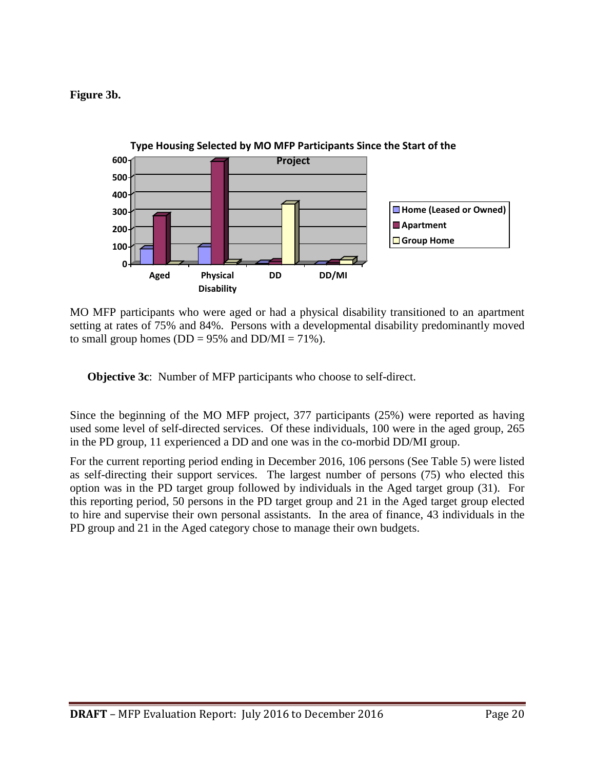**Figure 3b.**

**Type Housing Selected by MO MFP Participants Since the Start of the Project**

MO MFP participants who were aged or had a physical disability transitioned to an apartment setting at rates of 75% and 84%. Persons with a developmental disability predominantly moved to small group homes (DD = 95% and DD/MI = 71%).

**Objective 3c**: Number of MFP participants who choose to self-direct.

Since the beginning of the MO MFP project, 377 participants (25%) were reported as having used some level of self-directed services. Of these individuals, 100 were in the aged group, 265 in the PD group, 11 experienced a DD and one was in the co-morbid DD/MI group.

For the current reporting period ending in December 2016, 106 persons (See Table 5) were listed as self-directing their support services. The largest number of persons (75) who elected this option was in the PD target group followed by individuals in the Aged target group (31). For this reporting period, 50 persons in the PD target group and 21 in the Aged target group elected to hire and supervise their own personal assistants. In the area of finance, 43 individuals in the PD group and 21 in the Aged category chose to manage their own budgets.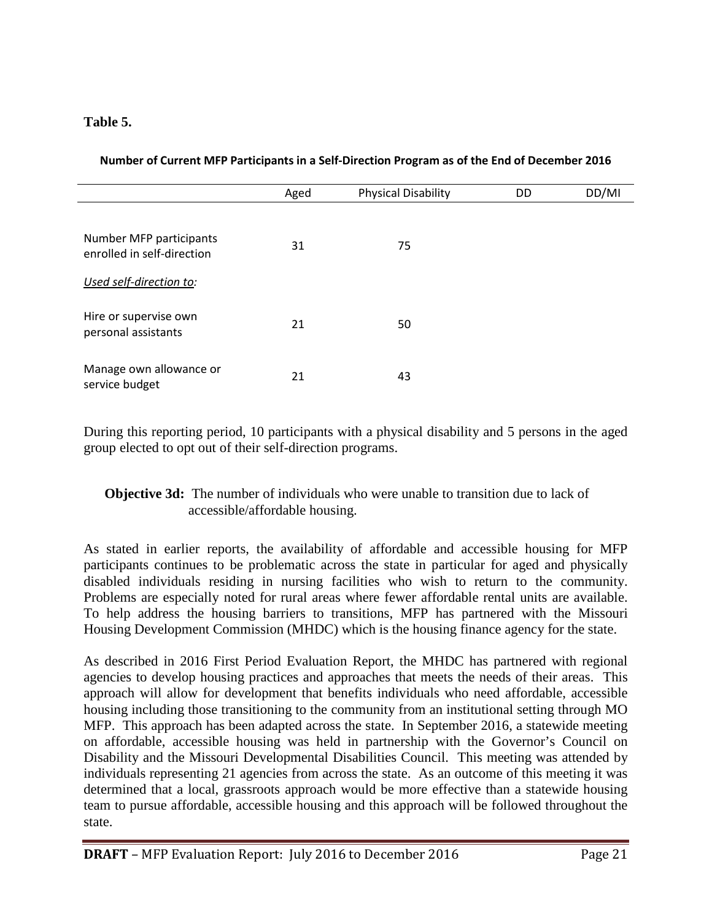**Table 5.**

**Number of Current MFP Participants in a Self-Direction Program as of the End of December 2016**

| | Aged | Physical Disability | DD | DD/MI |
|---|---|---|---|---|
| Number MFP participants enrolled in self-direction | 31 | 75 | | |
| *Used self-direction to:* | | | | |
| Hire or supervise own personal assistants | 21 | 50 | | |
| Manage own allowance or service budget | 21 | 43 | | |

During this reporting period, 10 participants with a physical disability and 5 persons in the aged group elected to opt out of their self-direction programs.

**Objective 3d:** The number of individuals who were unable to transition due to lack of accessible/affordable housing.

As stated in earlier reports, the availability of affordable and accessible housing for MFP participants continues to be problematic across the state in particular for aged and physically disabled individuals residing in nursing facilities who wish to return to the community. Problems are especially noted for rural areas where fewer affordable rental units are available. To help address the housing barriers to transitions, MFP has partnered with the Missouri Housing Development Commission (MHDC) which is the housing finance agency for the state.

As described in 2016 First Period Evaluation Report, the MHDC has partnered with regional agencies to develop housing practices and approaches that meets the needs of their areas. This approach will allow for development that benefits individuals who need affordable, accessible housing including those transitioning to the community from an institutional setting through MO MFP. This approach has been adapted across the state. In September 2016, a statewide meeting on affordable, accessible housing was held in partnership with the Governor's Council on Disability and the Missouri Developmental Disabilities Council. This meeting was attended by individuals representing 21 agencies from across the state. As an outcome of this meeting it was determined that a local, grassroots approach would be more effective than a statewide housing team to pursue affordable, accessible housing and this approach will be followed throughout the state.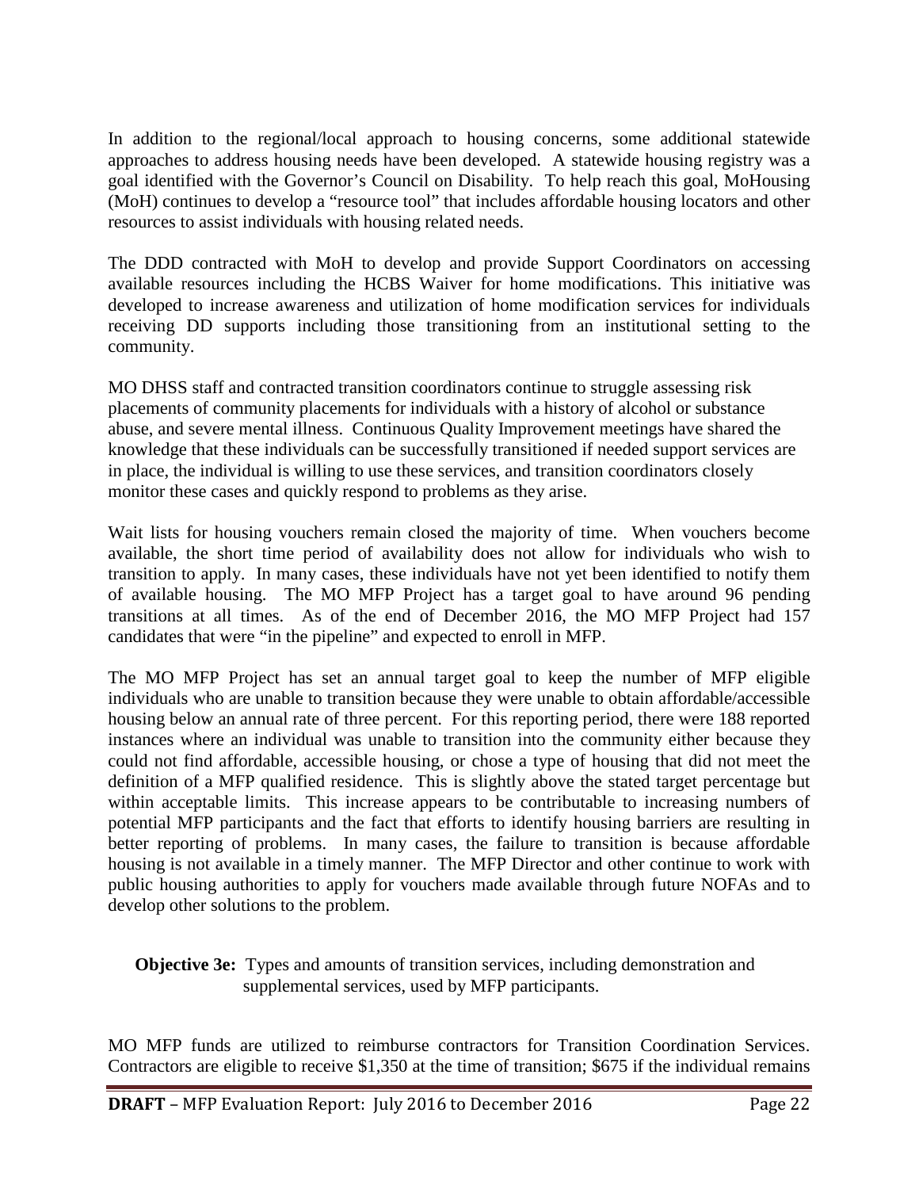In addition to the regional/local approach to housing concerns, some additional statewide approaches to address housing needs have been developed. A statewide housing registry was a goal identified with the Governor's Council on Disability. To help reach this goal, MoHousing (MoH) continues to develop a "resource tool" that includes affordable housing locators and other resources to assist individuals with housing related needs.

The DDD contracted with MoH to develop and provide Support Coordinators on accessing available resources including the HCBS Waiver for home modifications. This initiative was developed to increase awareness and utilization of home modification services for individuals receiving DD supports including those transitioning from an institutional setting to the community.

MO DHSS staff and contracted transition coordinators continue to struggle assessing risk placements of community placements for individuals with a history of alcohol or substance abuse, and severe mental illness. Continuous Quality Improvement meetings have shared the knowledge that these individuals can be successfully transitioned if needed support services are in place, the individual is willing to use these services, and transition coordinators closely monitor these cases and quickly respond to problems as they arise.

Wait lists for housing vouchers remain closed the majority of time. When vouchers become available, the short time period of availability does not allow for individuals who wish to transition to apply. In many cases, these individuals have not yet been identified to notify them of available housing. The MO MFP Project has a target goal to have around 96 pending transitions at all times. As of the end of December 2016, the MO MFP Project had 157 candidates that were "in the pipeline" and expected to enroll in MFP.

The MO MFP Project has set an annual target goal to keep the number of MFP eligible individuals who are unable to transition because they were unable to obtain affordable/accessible housing below an annual rate of three percent. For this reporting period, there were 188 reported instances where an individual was unable to transition into the community either because they could not find affordable, accessible housing, or chose a type of housing that did not meet the definition of a MFP qualified residence. This is slightly above the stated target percentage but within acceptable limits. This increase appears to be contributable to increasing numbers of potential MFP participants and the fact that efforts to identify housing barriers are resulting in better reporting of problems. In many cases, the failure to transition is because affordable housing is not available in a timely manner. The MFP Director and other continue to work with public housing authorities to apply for vouchers made available through future NOFAs and to develop other solutions to the problem.

**Objective 3e:** Types and amounts of transition services, including demonstration and supplemental services, used by MFP participants.

MO MFP funds are utilized to reimburse contractors for Transition Coordination Services. Contractors are eligible to receive $1,350 at the time of transition; $675 if the individual remains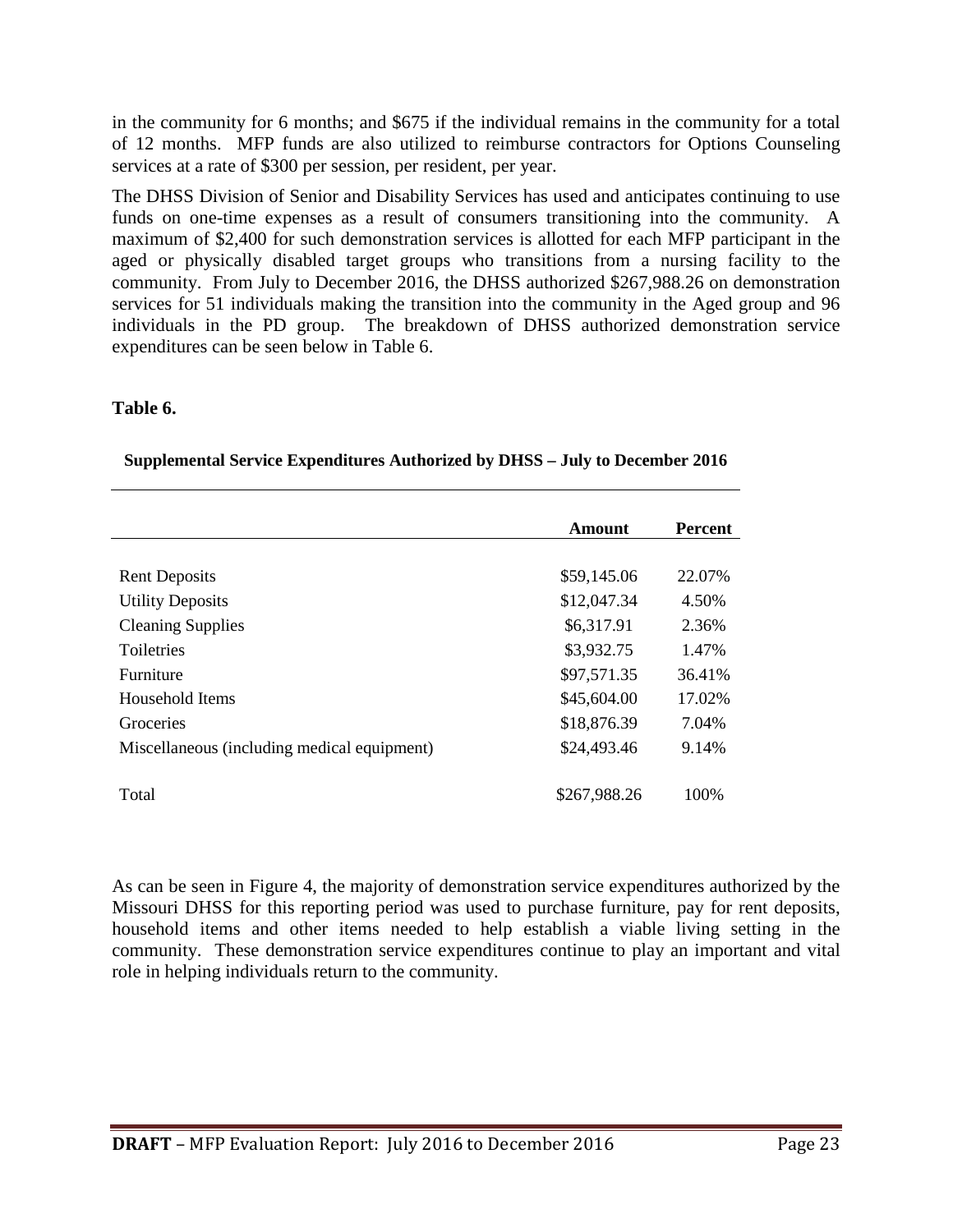in the community for 6 months; and $675 if the individual remains in the community for a total of 12 months. MFP funds are also utilized to reimburse contractors for Options Counseling services at a rate of $300 per session, per resident, per year.

The DHSS Division of Senior and Disability Services has used and anticipates continuing to use funds on one-time expenses as a result of consumers transitioning into the community. A maximum of $2,400 for such demonstration services is allotted for each MFP participant in the aged or physically disabled target groups who transitions from a nursing facility to the community. From July to December 2016, the DHSS authorized $267,988.26 on demonstration services for 51 individuals making the transition into the community in the Aged group and 96 individuals in the PD group. The breakdown of DHSS authorized demonstration service expenditures can be seen below in Table 6.

**Table 6.**

**Supplemental Service Expenditures Authorized by DHSS – July to December 2016**

| | Amount | Percent |
|---|---|---|
| Rent Deposits | $59,145.06 | 22.07% |
| Utility Deposits | $12,047.34 | 4.50% |
| Cleaning Supplies | $6,317.91 | 2.36% |
| Toiletries | $3,932.75 | 1.47% |
| Furniture | $97,571.35 | 36.41% |
| Household Items | $45,604.00 | 17.02% |
| Groceries | $18,876.39 | 7.04% |
| Miscellaneous (including medical equipment) | $24,493.46 | 9.14% |
| Total | $267,988.26 | 100% |

As can be seen in Figure 4, the majority of demonstration service expenditures authorized by the Missouri DHSS for this reporting period was used to purchase furniture, pay for rent deposits, household items and other items needed to help establish a viable living setting in the community. These demonstration service expenditures continue to play an important and vital role in helping individuals return to the community.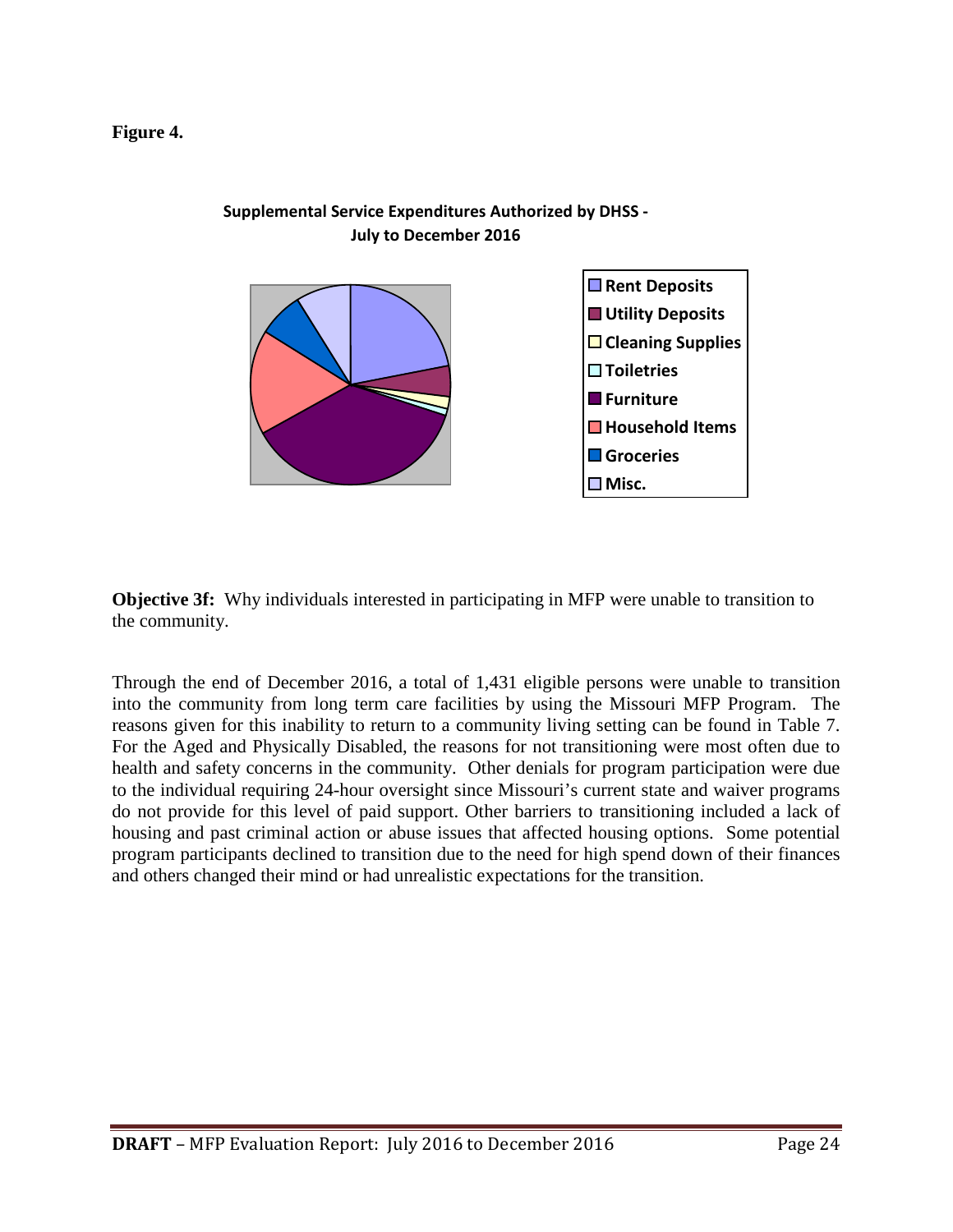**Figure 4.**

**Supplemental Service Expenditures Authorized by DHSS - July to December 2016**

- Rent Deposits
- Utility Deposits
- Cleaning Supplies
- Toiletries
- Furniture
- Household Items
- Groceries
- Misc.

**Objective 3f:** Why individuals interested in participating in MFP were unable to transition to the community.

Through the end of December 2016, a total of 1,431 eligible persons were unable to transition into the community from long term care facilities by using the Missouri MFP Program. The reasons given for this inability to return to a community living setting can be found in Table 7. For the Aged and Physically Disabled, the reasons for not transitioning were most often due to health and safety concerns in the community. Other denials for program participation were due to the individual requiring 24-hour oversight since Missouri's current state and waiver programs do not provide for this level of paid support. Other barriers to transitioning included a lack of housing and past criminal action or abuse issues that affected housing options. Some potential program participants declined to transition due to the need for high spend down of their finances and others changed their mind or had unrealistic expectations for the transition.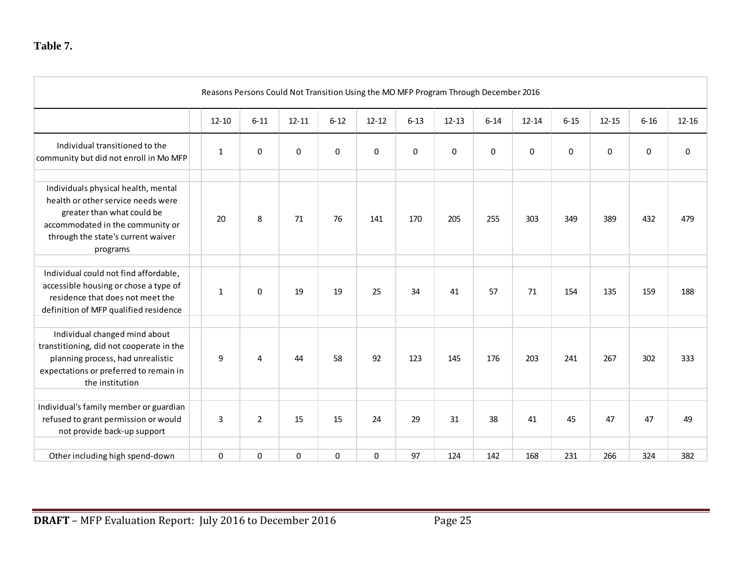**Table 7.**

| Reasons Persons Could Not Transition Using the MO MFP Program Through December 2016 | | | | | | | | | | | | | |
|---|---|---|---|---|---|---|---|---|---|---|---|---|---|
| | 12-10 | 6-11 | 12-11 | 6-12 | 12-12 | 6-13 | 12-13 | 6-14 | 12-14 | 6-15 | 12-15 | 6-16 | 12-16 |
| Individual transitioned to the community but did not enroll in Mo MFP | 1 | 0 | 0 | 0 | 0 | 0 | 0 | 0 | 0 | 0 | 0 | 0 | 0 |
| Individuals physical health, mental health or other service needs were greater than what could be accommodated in the community or through the state's current waiver programs | 20 | 8 | 71 | 76 | 141 | 170 | 205 | 255 | 303 | 349 | 389 | 432 | 479 |
| Individual could not find affordable, accessible housing or chose a type of residence that does not meet the definition of MFP qualified residence | 1 | 0 | 19 | 19 | 25 | 34 | 41 | 57 | 71 | 154 | 135 | 159 | 188 |
| Individual changed mind about transtitioning, did not cooperate in the planning process, had unrealistic expectations or preferred to remain in the institution | 9 | 4 | 44 | 58 | 92 | 123 | 145 | 176 | 203 | 241 | 267 | 302 | 333 |
| Individual's family member or guardian refused to grant permission or would not provide back-up support | 3 | 2 | 15 | 15 | 24 | 29 | 31 | 38 | 41 | 45 | 47 | 47 | 49 |
| Other including high spend-down | 0 | 0 | 0 | 0 | 0 | 97 | 124 | 142 | 168 | 231 | 266 | 324 | 382 |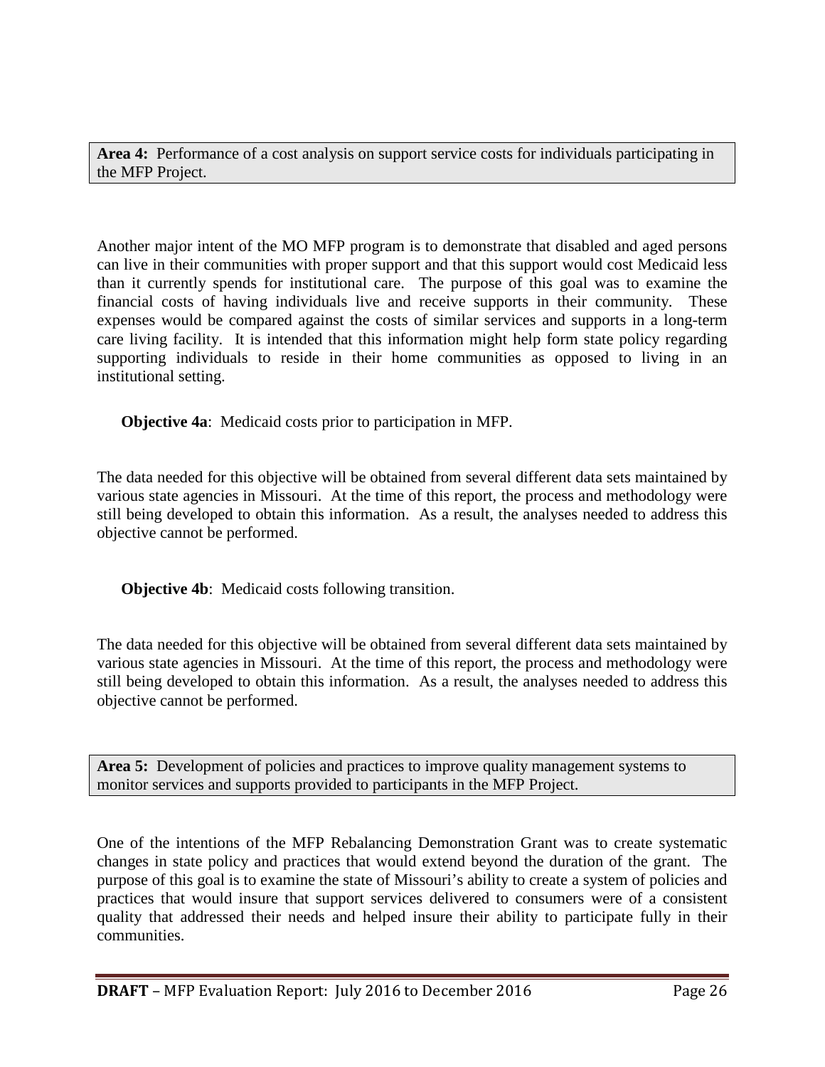**Area 4:** Performance of a cost analysis on support service costs for individuals participating in the MFP Project.

Another major intent of the MO MFP program is to demonstrate that disabled and aged persons can live in their communities with proper support and that this support would cost Medicaid less than it currently spends for institutional care. The purpose of this goal was to examine the financial costs of having individuals live and receive supports in their community. These expenses would be compared against the costs of similar services and supports in a long-term care living facility. It is intended that this information might help form state policy regarding supporting individuals to reside in their home communities as opposed to living in an institutional setting.

**Objective 4a**: Medicaid costs prior to participation in MFP.

The data needed for this objective will be obtained from several different data sets maintained by various state agencies in Missouri. At the time of this report, the process and methodology were still being developed to obtain this information. As a result, the analyses needed to address this objective cannot be performed.

**Objective 4b**: Medicaid costs following transition.

The data needed for this objective will be obtained from several different data sets maintained by various state agencies in Missouri. At the time of this report, the process and methodology were still being developed to obtain this information. As a result, the analyses needed to address this objective cannot be performed.

**Area 5:** Development of policies and practices to improve quality management systems to monitor services and supports provided to participants in the MFP Project.

One of the intentions of the MFP Rebalancing Demonstration Grant was to create systematic changes in state policy and practices that would extend beyond the duration of the grant. The purpose of this goal is to examine the state of Missouri's ability to create a system of policies and practices that would insure that support services delivered to consumers were of a consistent quality that addressed their needs and helped insure their ability to participate fully in their communities.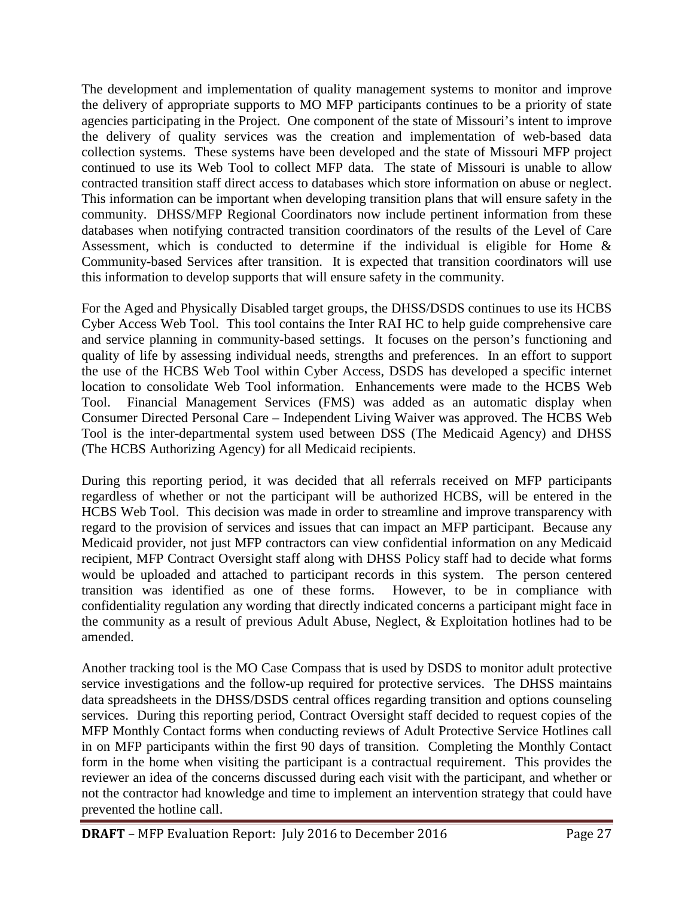The development and implementation of quality management systems to monitor and improve the delivery of appropriate supports to MO MFP participants continues to be a priority of state agencies participating in the Project. One component of the state of Missouri's intent to improve the delivery of quality services was the creation and implementation of web-based data collection systems. These systems have been developed and the state of Missouri MFP project continued to use its Web Tool to collect MFP data. The state of Missouri is unable to allow contracted transition staff direct access to databases which store information on abuse or neglect. This information can be important when developing transition plans that will ensure safety in the community. DHSS/MFP Regional Coordinators now include pertinent information from these databases when notifying contracted transition coordinators of the results of the Level of Care Assessment, which is conducted to determine if the individual is eligible for Home & Community-based Services after transition. It is expected that transition coordinators will use this information to develop supports that will ensure safety in the community.

For the Aged and Physically Disabled target groups, the DHSS/DSDS continues to use its HCBS Cyber Access Web Tool. This tool contains the Inter RAI HC to help guide comprehensive care and service planning in community-based settings. It focuses on the person's functioning and quality of life by assessing individual needs, strengths and preferences. In an effort to support the use of the HCBS Web Tool within Cyber Access, DSDS has developed a specific internet location to consolidate Web Tool information. Enhancements were made to the HCBS Web Tool. Financial Management Services (FMS) was added as an automatic display when Consumer Directed Personal Care – Independent Living Waiver was approved. The HCBS Web Tool is the inter-departmental system used between DSS (The Medicaid Agency) and DHSS (The HCBS Authorizing Agency) for all Medicaid recipients.

During this reporting period, it was decided that all referrals received on MFP participants regardless of whether or not the participant will be authorized HCBS, will be entered in the HCBS Web Tool. This decision was made in order to streamline and improve transparency with regard to the provision of services and issues that can impact an MFP participant. Because any Medicaid provider, not just MFP contractors can view confidential information on any Medicaid recipient, MFP Contract Oversight staff along with DHSS Policy staff had to decide what forms would be uploaded and attached to participant records in this system. The person centered transition was identified as one of these forms. However, to be in compliance with confidentiality regulation any wording that directly indicated concerns a participant might face in the community as a result of previous Adult Abuse, Neglect, & Exploitation hotlines had to be amended.

Another tracking tool is the MO Case Compass that is used by DSDS to monitor adult protective service investigations and the follow-up required for protective services. The DHSS maintains data spreadsheets in the DHSS/DSDS central offices regarding transition and options counseling services. During this reporting period, Contract Oversight staff decided to request copies of the MFP Monthly Contact forms when conducting reviews of Adult Protective Service Hotlines call in on MFP participants within the first 90 days of transition. Completing the Monthly Contact form in the home when visiting the participant is a contractual requirement. This provides the reviewer an idea of the concerns discussed during each visit with the participant, and whether or not the contractor had knowledge and time to implement an intervention strategy that could have prevented the hotline call.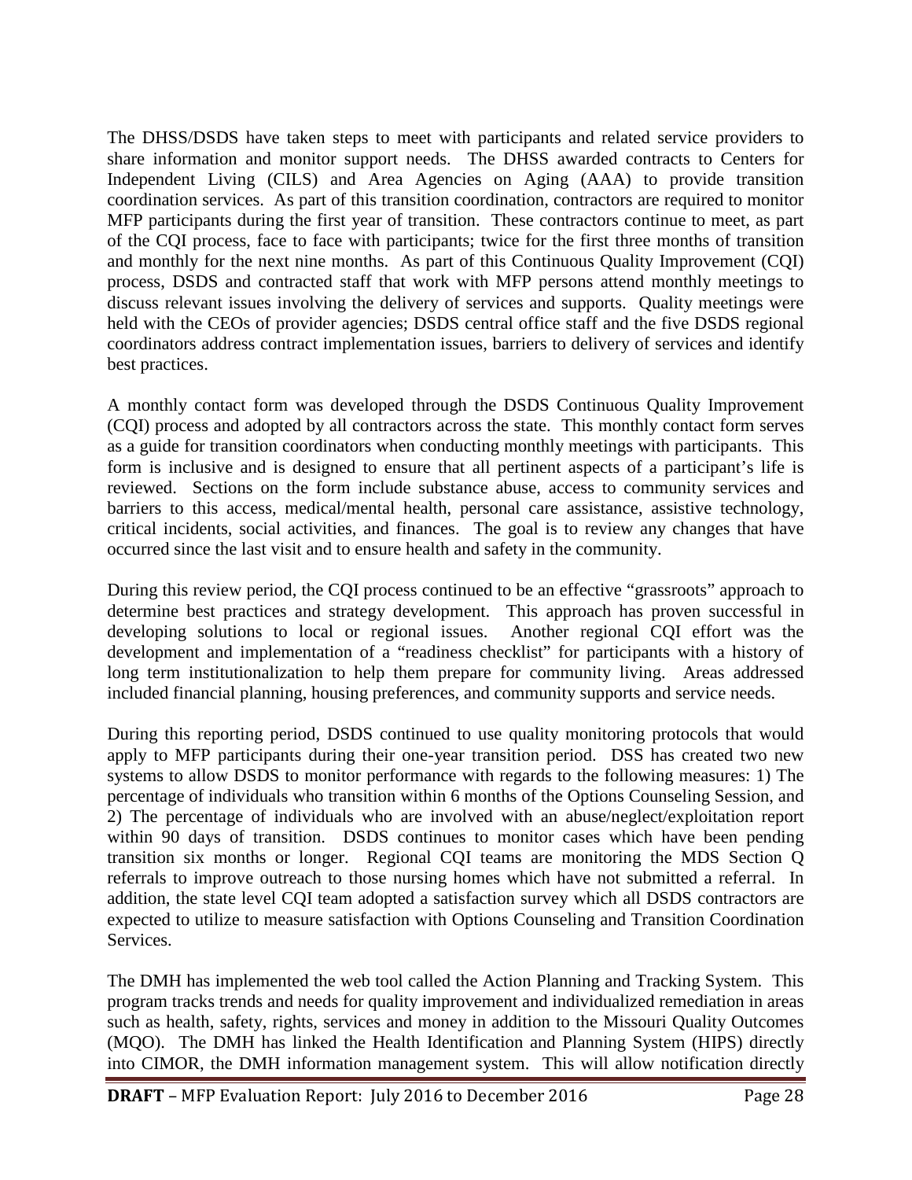The DHSS/DSDS have taken steps to meet with participants and related service providers to share information and monitor support needs. The DHSS awarded contracts to Centers for Independent Living (CILS) and Area Agencies on Aging (AAA) to provide transition coordination services. As part of this transition coordination, contractors are required to monitor MFP participants during the first year of transition. These contractors continue to meet, as part of the CQI process, face to face with participants; twice for the first three months of transition and monthly for the next nine months. As part of this Continuous Quality Improvement (CQI) process, DSDS and contracted staff that work with MFP persons attend monthly meetings to discuss relevant issues involving the delivery of services and supports. Quality meetings were held with the CEOs of provider agencies; DSDS central office staff and the five DSDS regional coordinators address contract implementation issues, barriers to delivery of services and identify best practices.

A monthly contact form was developed through the DSDS Continuous Quality Improvement (CQI) process and adopted by all contractors across the state. This monthly contact form serves as a guide for transition coordinators when conducting monthly meetings with participants. This form is inclusive and is designed to ensure that all pertinent aspects of a participant's life is reviewed. Sections on the form include substance abuse, access to community services and barriers to this access, medical/mental health, personal care assistance, assistive technology, critical incidents, social activities, and finances. The goal is to review any changes that have occurred since the last visit and to ensure health and safety in the community.

During this review period, the CQI process continued to be an effective "grassroots" approach to determine best practices and strategy development. This approach has proven successful in developing solutions to local or regional issues. Another regional CQI effort was the development and implementation of a "readiness checklist" for participants with a history of long term institutionalization to help them prepare for community living. Areas addressed included financial planning, housing preferences, and community supports and service needs.

During this reporting period, DSDS continued to use quality monitoring protocols that would apply to MFP participants during their one-year transition period. DSS has created two new systems to allow DSDS to monitor performance with regards to the following measures: 1) The percentage of individuals who transition within 6 months of the Options Counseling Session, and 2) The percentage of individuals who are involved with an abuse/neglect/exploitation report within 90 days of transition. DSDS continues to monitor cases which have been pending transition six months or longer. Regional CQI teams are monitoring the MDS Section Q referrals to improve outreach to those nursing homes which have not submitted a referral. In addition, the state level CQI team adopted a satisfaction survey which all DSDS contractors are expected to utilize to measure satisfaction with Options Counseling and Transition Coordination Services.

The DMH has implemented the web tool called the Action Planning and Tracking System. This program tracks trends and needs for quality improvement and individualized remediation in areas such as health, safety, rights, services and money in addition to the Missouri Quality Outcomes (MQO). The DMH has linked the Health Identification and Planning System (HIPS) directly into CIMOR, the DMH information management system. This will allow notification directly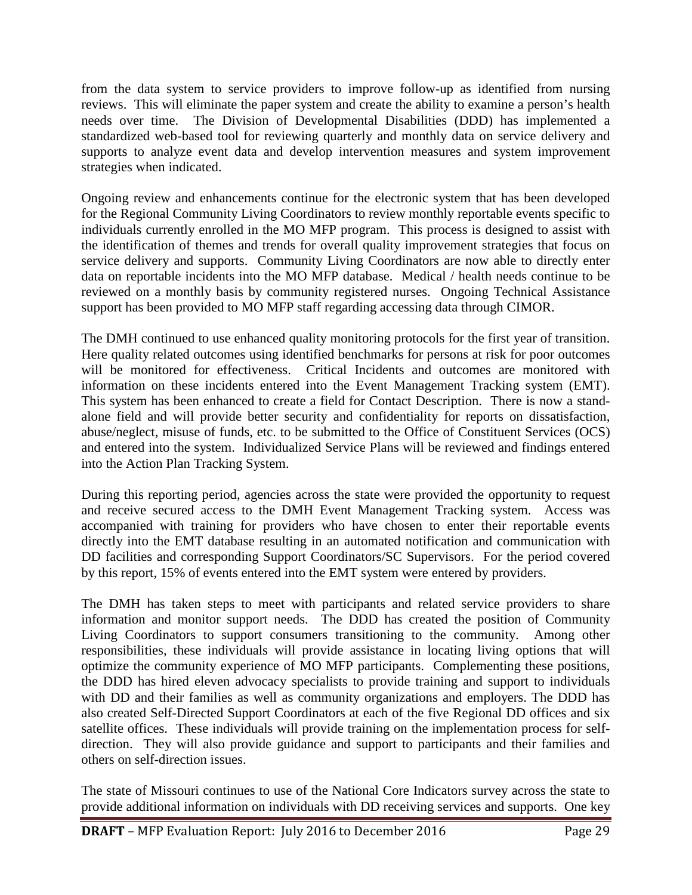from the data system to service providers to improve follow-up as identified from nursing reviews. This will eliminate the paper system and create the ability to examine a person's health needs over time. The Division of Developmental Disabilities (DDD) has implemented a standardized web-based tool for reviewing quarterly and monthly data on service delivery and supports to analyze event data and develop intervention measures and system improvement strategies when indicated.

Ongoing review and enhancements continue for the electronic system that has been developed for the Regional Community Living Coordinators to review monthly reportable events specific to individuals currently enrolled in the MO MFP program. This process is designed to assist with the identification of themes and trends for overall quality improvement strategies that focus on service delivery and supports. Community Living Coordinators are now able to directly enter data on reportable incidents into the MO MFP database. Medical / health needs continue to be reviewed on a monthly basis by community registered nurses. Ongoing Technical Assistance support has been provided to MO MFP staff regarding accessing data through CIMOR.

The DMH continued to use enhanced quality monitoring protocols for the first year of transition. Here quality related outcomes using identified benchmarks for persons at risk for poor outcomes will be monitored for effectiveness. Critical Incidents and outcomes are monitored with information on these incidents entered into the Event Management Tracking system (EMT). This system has been enhanced to create a field for Contact Description. There is now a stand-alone field and will provide better security and confidentiality for reports on dissatisfaction, abuse/neglect, misuse of funds, etc. to be submitted to the Office of Constituent Services (OCS) and entered into the system. Individualized Service Plans will be reviewed and findings entered into the Action Plan Tracking System.

During this reporting period, agencies across the state were provided the opportunity to request and receive secured access to the DMH Event Management Tracking system. Access was accompanied with training for providers who have chosen to enter their reportable events directly into the EMT database resulting in an automated notification and communication with DD facilities and corresponding Support Coordinators/SC Supervisors. For the period covered by this report, 15% of events entered into the EMT system were entered by providers.

The DMH has taken steps to meet with participants and related service providers to share information and monitor support needs. The DDD has created the position of Community Living Coordinators to support consumers transitioning to the community. Among other responsibilities, these individuals will provide assistance in locating living options that will optimize the community experience of MO MFP participants. Complementing these positions, the DDD has hired eleven advocacy specialists to provide training and support to individuals with DD and their families as well as community organizations and employers. The DDD has also created Self-Directed Support Coordinators at each of the five Regional DD offices and six satellite offices. These individuals will provide training on the implementation process for self-direction. They will also provide guidance and support to participants and their families and others on self-direction issues.

The state of Missouri continues to use of the National Core Indicators survey across the state to provide additional information on individuals with DD receiving services and supports. One key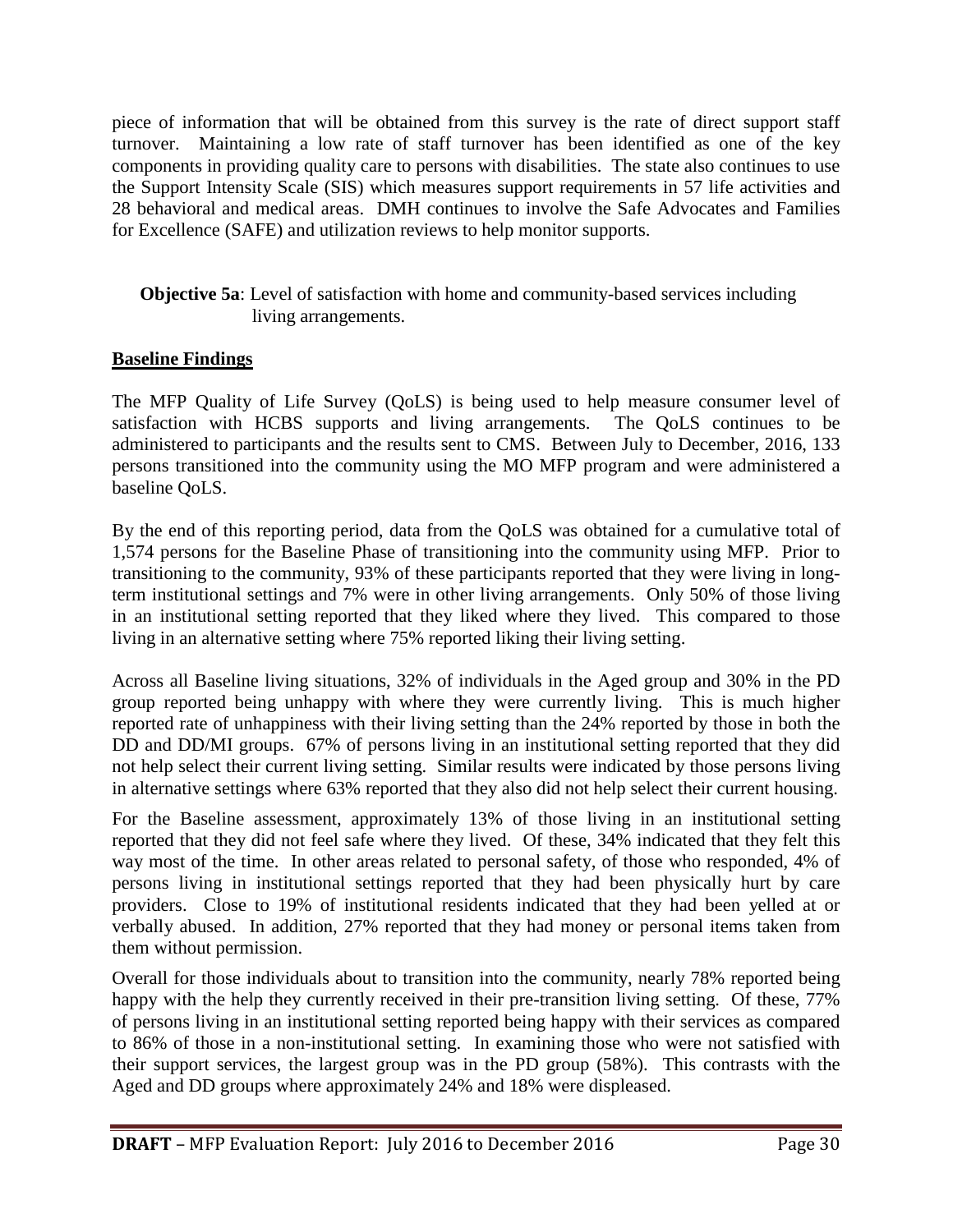piece of information that will be obtained from this survey is the rate of direct support staff turnover. Maintaining a low rate of staff turnover has been identified as one of the key components in providing quality care to persons with disabilities. The state also continues to use the Support Intensity Scale (SIS) which measures support requirements in 57 life activities and 28 behavioral and medical areas. DMH continues to involve the Safe Advocates and Families for Excellence (SAFE) and utilization reviews to help monitor supports.

**Objective 5a**: Level of satisfaction with home and community-based services including living arrangements.

**Baseline Findings**

The MFP Quality of Life Survey (QoLS) is being used to help measure consumer level of satisfaction with HCBS supports and living arrangements. The QoLS continues to be administered to participants and the results sent to CMS. Between July to December, 2016, 133 persons transitioned into the community using the MO MFP program and were administered a baseline QoLS.

By the end of this reporting period, data from the QoLS was obtained for a cumulative total of 1,574 persons for the Baseline Phase of transitioning into the community using MFP. Prior to transitioning to the community, 93% of these participants reported that they were living in long-term institutional settings and 7% were in other living arrangements. Only 50% of those living in an institutional setting reported that they liked where they lived. This compared to those living in an alternative setting where 75% reported liking their living setting.

Across all Baseline living situations, 32% of individuals in the Aged group and 30% in the PD group reported being unhappy with where they were currently living. This is much higher reported rate of unhappiness with their living setting than the 24% reported by those in both the DD and DD/MI groups. 67% of persons living in an institutional setting reported that they did not help select their current living setting. Similar results were indicated by those persons living in alternative settings where 63% reported that they also did not help select their current housing.

For the Baseline assessment, approximately 13% of those living in an institutional setting reported that they did not feel safe where they lived. Of these, 34% indicated that they felt this way most of the time. In other areas related to personal safety, of those who responded, 4% of persons living in institutional settings reported that they had been physically hurt by care providers. Close to 19% of institutional residents indicated that they had been yelled at or verbally abused. In addition, 27% reported that they had money or personal items taken from them without permission.

Overall for those individuals about to transition into the community, nearly 78% reported being happy with the help they currently received in their pre-transition living setting. Of these, 77% of persons living in an institutional setting reported being happy with their services as compared to 86% of those in a non-institutional setting. In examining those who were not satisfied with their support services, the largest group was in the PD group (58%). This contrasts with the Aged and DD groups where approximately 24% and 18% were displeased.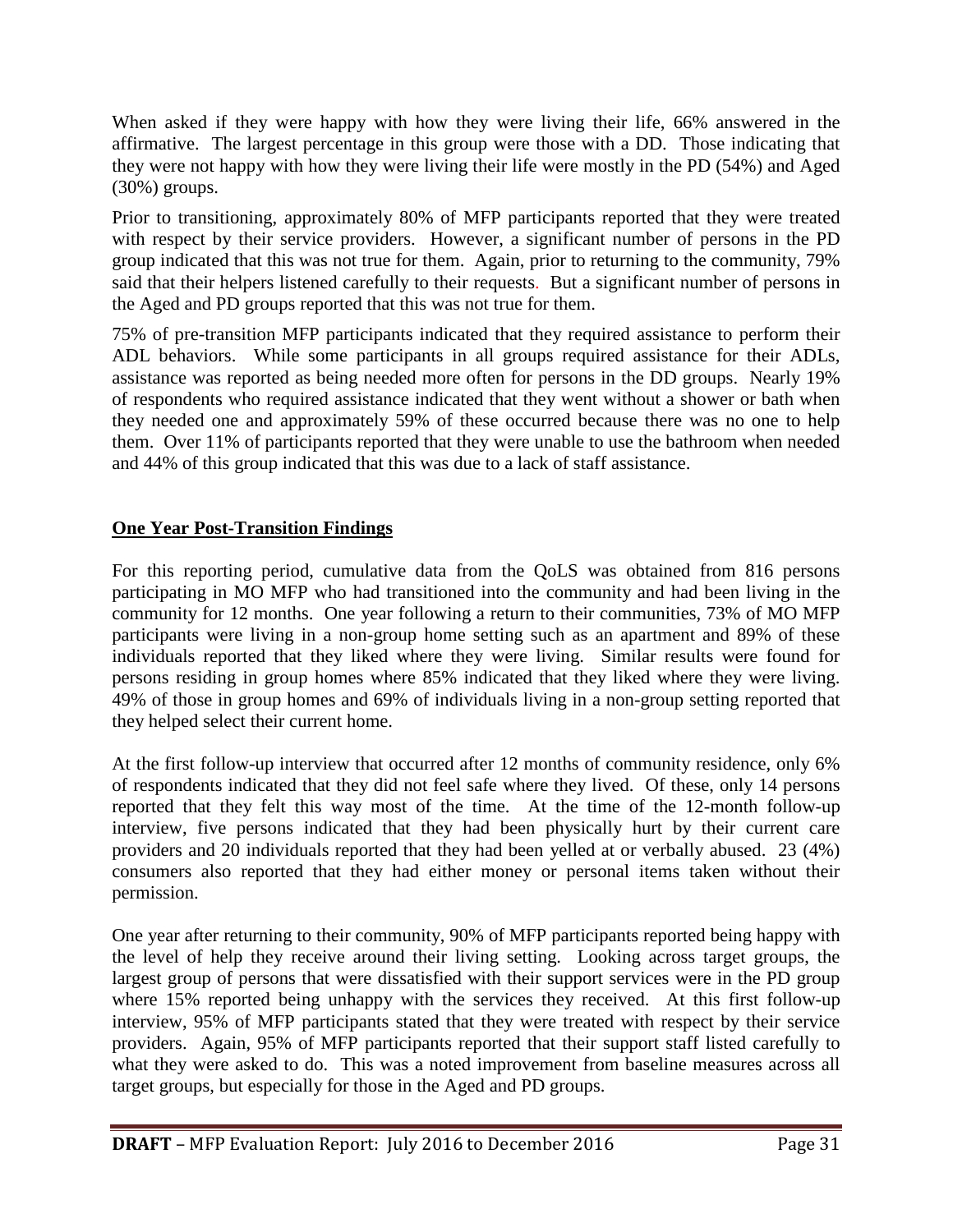When asked if they were happy with how they were living their life, 66% answered in the affirmative. The largest percentage in this group were those with a DD. Those indicating that they were not happy with how they were living their life were mostly in the PD (54%) and Aged (30%) groups.

Prior to transitioning, approximately 80% of MFP participants reported that they were treated with respect by their service providers. However, a significant number of persons in the PD group indicated that this was not true for them. Again, prior to returning to the community, 79% said that their helpers listened carefully to their requests. But a significant number of persons in the Aged and PD groups reported that this was not true for them.

75% of pre-transition MFP participants indicated that they required assistance to perform their ADL behaviors. While some participants in all groups required assistance for their ADLs, assistance was reported as being needed more often for persons in the DD groups. Nearly 19% of respondents who required assistance indicated that they went without a shower or bath when they needed one and approximately 59% of these occurred because there was no one to help them. Over 11% of participants reported that they were unable to use the bathroom when needed and 44% of this group indicated that this was due to a lack of staff assistance.

## One Year Post-Transition Findings

For this reporting period, cumulative data from the QoLS was obtained from 816 persons participating in MO MFP who had transitioned into the community and had been living in the community for 12 months. One year following a return to their communities, 73% of MO MFP participants were living in a non-group home setting such as an apartment and 89% of these individuals reported that they liked where they were living. Similar results were found for persons residing in group homes where 85% indicated that they liked where they were living. 49% of those in group homes and 69% of individuals living in a non-group setting reported that they helped select their current home.

At the first follow-up interview that occurred after 12 months of community residence, only 6% of respondents indicated that they did not feel safe where they lived. Of these, only 14 persons reported that they felt this way most of the time. At the time of the 12-month follow-up interview, five persons indicated that they had been physically hurt by their current care providers and 20 individuals reported that they had been yelled at or verbally abused. 23 (4%) consumers also reported that they had either money or personal items taken without their permission.

One year after returning to their community, 90% of MFP participants reported being happy with the level of help they receive around their living setting. Looking across target groups, the largest group of persons that were dissatisfied with their support services were in the PD group where 15% reported being unhappy with the services they received. At this first follow-up interview, 95% of MFP participants stated that they were treated with respect by their service providers. Again, 95% of MFP participants reported that their support staff listed carefully to what they were asked to do. This was a noted improvement from baseline measures across all target groups, but especially for those in the Aged and PD groups.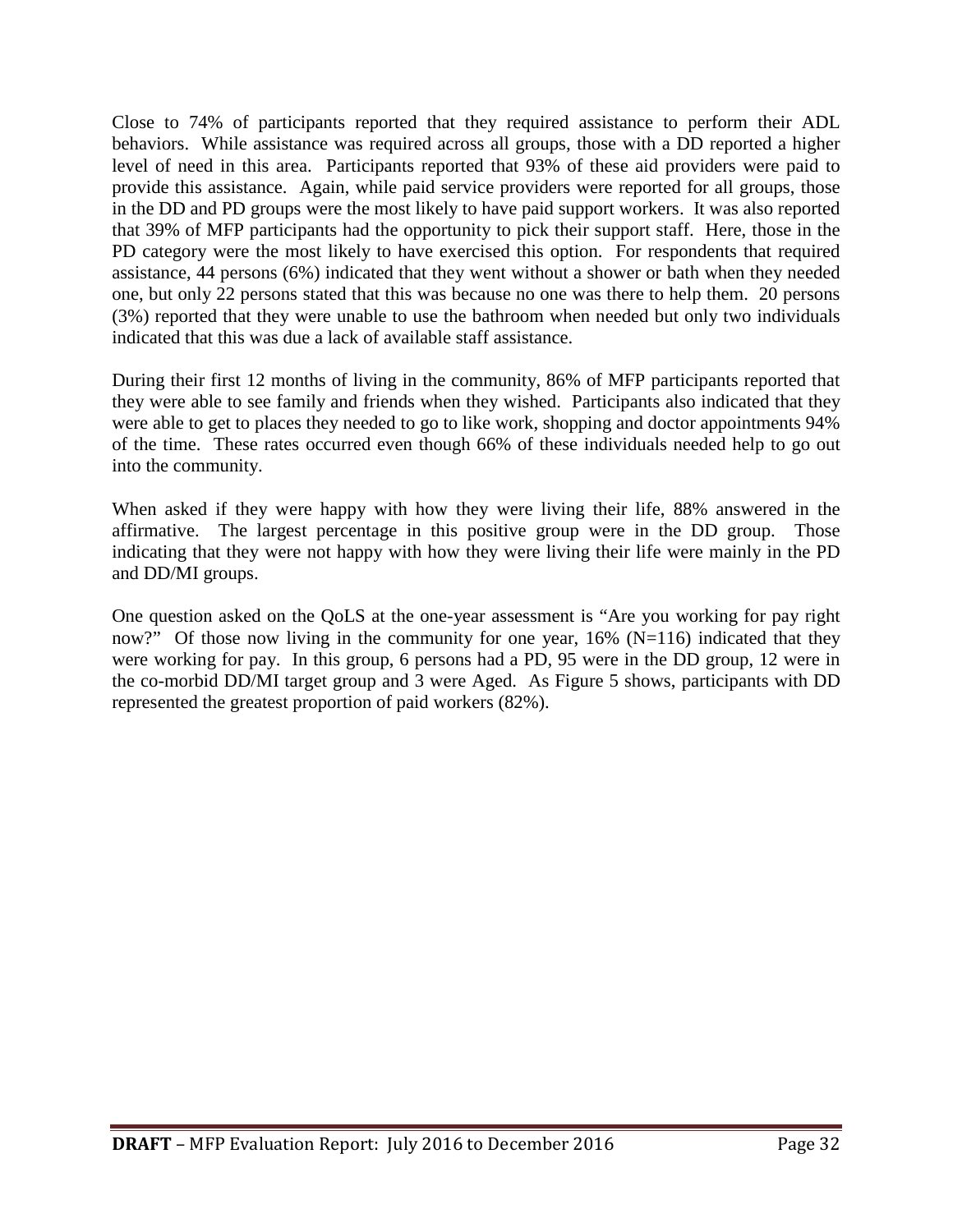Close to 74% of participants reported that they required assistance to perform their ADL behaviors. While assistance was required across all groups, those with a DD reported a higher level of need in this area. Participants reported that 93% of these aid providers were paid to provide this assistance. Again, while paid service providers were reported for all groups, those in the DD and PD groups were the most likely to have paid support workers. It was also reported that 39% of MFP participants had the opportunity to pick their support staff. Here, those in the PD category were the most likely to have exercised this option. For respondents that required assistance, 44 persons (6%) indicated that they went without a shower or bath when they needed one, but only 22 persons stated that this was because no one was there to help them. 20 persons (3%) reported that they were unable to use the bathroom when needed but only two individuals indicated that this was due a lack of available staff assistance.

During their first 12 months of living in the community, 86% of MFP participants reported that they were able to see family and friends when they wished. Participants also indicated that they were able to get to places they needed to go to like work, shopping and doctor appointments 94% of the time. These rates occurred even though 66% of these individuals needed help to go out into the community.

When asked if they were happy with how they were living their life, 88% answered in the affirmative. The largest percentage in this positive group were in the DD group. Those indicating that they were not happy with how they were living their life were mainly in the PD and DD/MI groups.

One question asked on the QoLS at the one-year assessment is "Are you working for pay right now?" Of those now living in the community for one year, 16% (N=116) indicated that they were working for pay. In this group, 6 persons had a PD, 95 were in the DD group, 12 were in the co-morbid DD/MI target group and 3 were Aged. As Figure 5 shows, participants with DD represented the greatest proportion of paid workers (82%).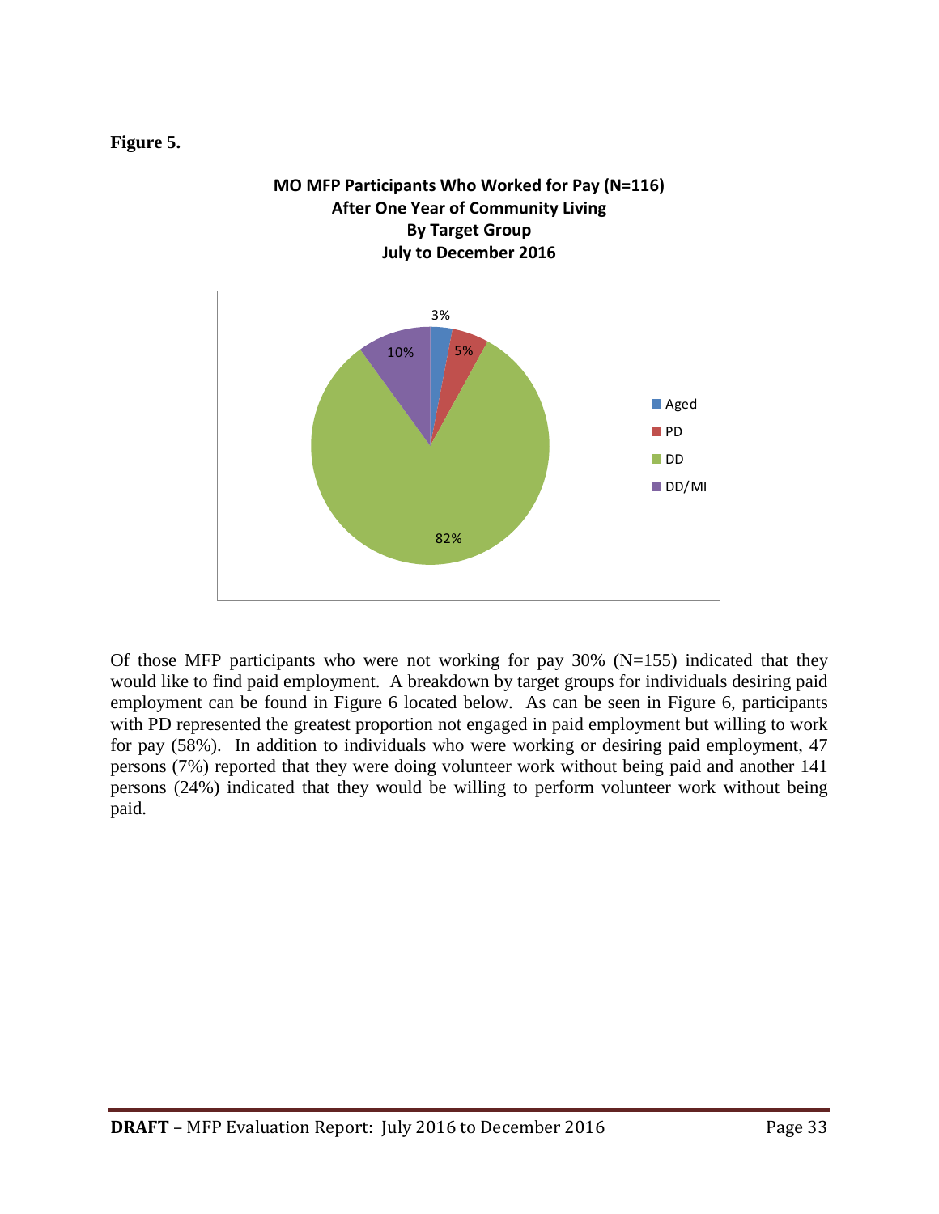**Figure 5.**

**MO MFP Participants Who Worked for Pay (N=116)**
**After One Year of Community Living**
**By Target Group**
**July to December 2016**

| Target Group | Percent |
|---|---|
| Aged | 3% |
| PD | 5% |
| DD | 82% |
| DD/MI | 10% |

Of those MFP participants who were not working for pay 30% (N=155) indicated that they would like to find paid employment. A breakdown by target groups for individuals desiring paid employment can be found in Figure 6 located below. As can be seen in Figure 6, participants with PD represented the greatest proportion not engaged in paid employment but willing to work for pay (58%). In addition to individuals who were working or desiring paid employment, 47 persons (7%) reported that they were doing volunteer work without being paid and another 141 persons (24%) indicated that they would be willing to perform volunteer work without being paid.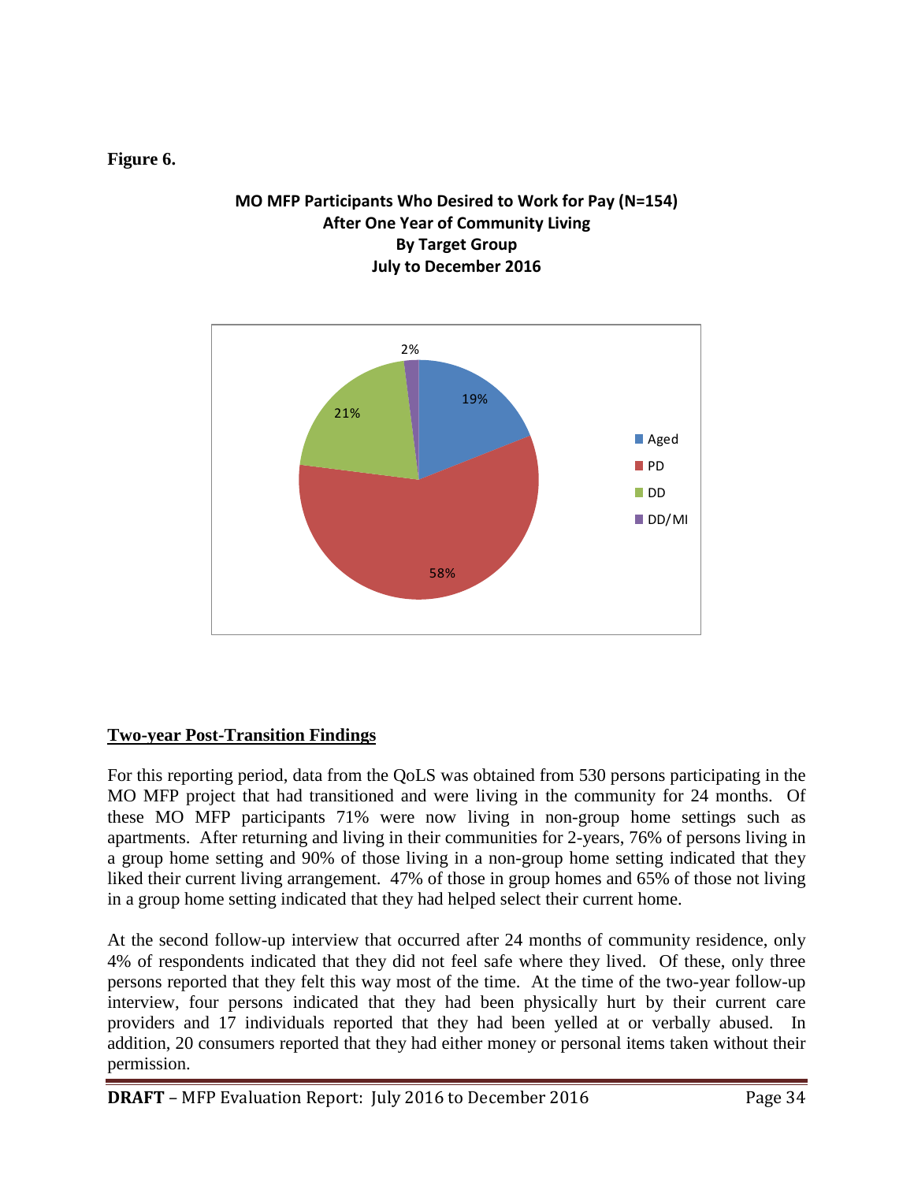**Figure 6.**

**MO MFP Participants Who Desired to Work for Pay (N=154)**
**After One Year of Community Living**
**By Target Group**
**July to December 2016**

| Target Group | Percent |
|---|---|
| Aged | 19% |
| PD | 58% |
| DD | 21% |
| DD/MI | 2% |

## Two-year Post-Transition Findings

For this reporting period, data from the QoLS was obtained from 530 persons participating in the MO MFP project that had transitioned and were living in the community for 24 months. Of these MO MFP participants 71% were now living in non-group home settings such as apartments. After returning and living in their communities for 2-years, 76% of persons living in a group home setting and 90% of those living in a non-group home setting indicated that they liked their current living arrangement. 47% of those in group homes and 65% of those not living in a group home setting indicated that they had helped select their current home.

At the second follow-up interview that occurred after 24 months of community residence, only 4% of respondents indicated that they did not feel safe where they lived. Of these, only three persons reported that they felt this way most of the time. At the time of the two-year follow-up interview, four persons indicated that they had been physically hurt by their current care providers and 17 individuals reported that they had been yelled at or verbally abused. In addition, 20 consumers reported that they had either money or personal items taken without their permission.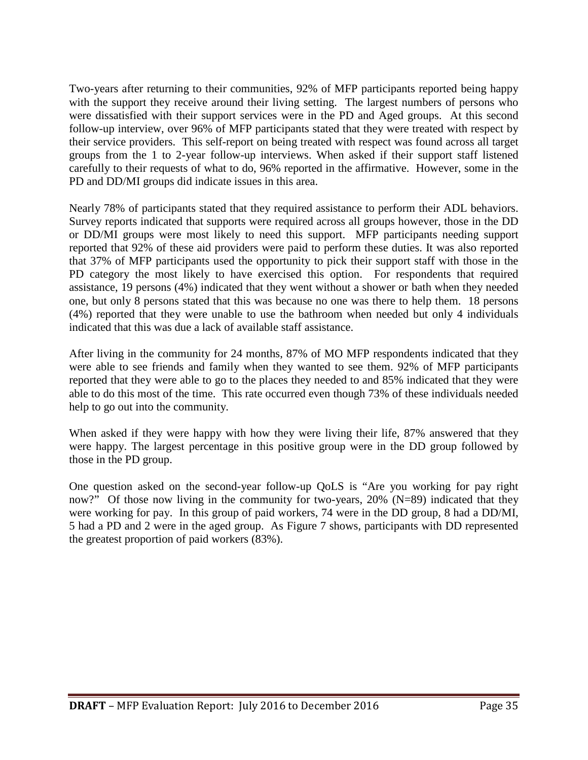Two-years after returning to their communities, 92% of MFP participants reported being happy with the support they receive around their living setting. The largest numbers of persons who were dissatisfied with their support services were in the PD and Aged groups. At this second follow-up interview, over 96% of MFP participants stated that they were treated with respect by their service providers. This self-report on being treated with respect was found across all target groups from the 1 to 2-year follow-up interviews. When asked if their support staff listened carefully to their requests of what to do, 96% reported in the affirmative. However, some in the PD and DD/MI groups did indicate issues in this area.

Nearly 78% of participants stated that they required assistance to perform their ADL behaviors. Survey reports indicated that supports were required across all groups however, those in the DD or DD/MI groups were most likely to need this support. MFP participants needing support reported that 92% of these aid providers were paid to perform these duties. It was also reported that 37% of MFP participants used the opportunity to pick their support staff with those in the PD category the most likely to have exercised this option. For respondents that required assistance, 19 persons (4%) indicated that they went without a shower or bath when they needed one, but only 8 persons stated that this was because no one was there to help them. 18 persons (4%) reported that they were unable to use the bathroom when needed but only 4 individuals indicated that this was due a lack of available staff assistance.

After living in the community for 24 months, 87% of MO MFP respondents indicated that they were able to see friends and family when they wanted to see them. 92% of MFP participants reported that they were able to go to the places they needed to and 85% indicated that they were able to do this most of the time. This rate occurred even though 73% of these individuals needed help to go out into the community.

When asked if they were happy with how they were living their life, 87% answered that they were happy. The largest percentage in this positive group were in the DD group followed by those in the PD group.

One question asked on the second-year follow-up QoLS is "Are you working for pay right now?" Of those now living in the community for two-years, 20% (N=89) indicated that they were working for pay. In this group of paid workers, 74 were in the DD group, 8 had a DD/MI, 5 had a PD and 2 were in the aged group. As Figure 7 shows, participants with DD represented the greatest proportion of paid workers (83%).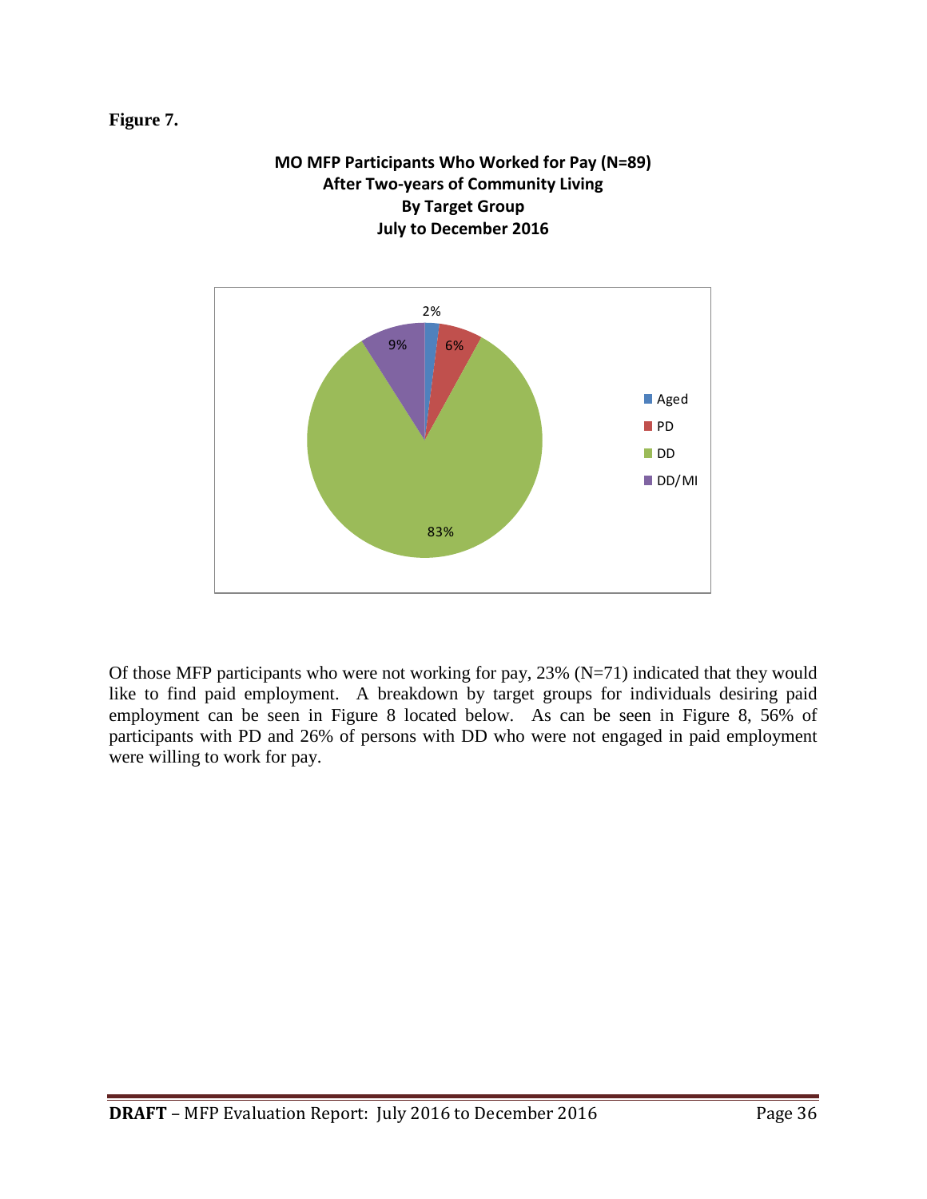**Figure 7.**

**MO MFP Participants Who Worked for Pay (N=89)**
**After Two-years of Community Living**
**By Target Group**
**July to December 2016**

| Target Group | Percent |
|---|---|
| Aged | 2% |
| PD | 6% |
| DD | 83% |
| DD/MI | 9% |

Of those MFP participants who were not working for pay, 23% (N=71) indicated that they would like to find paid employment. A breakdown by target groups for individuals desiring paid employment can be seen in Figure 8 located below. As can be seen in Figure 8, 56% of participants with PD and 26% of persons with DD who were not engaged in paid employment were willing to work for pay.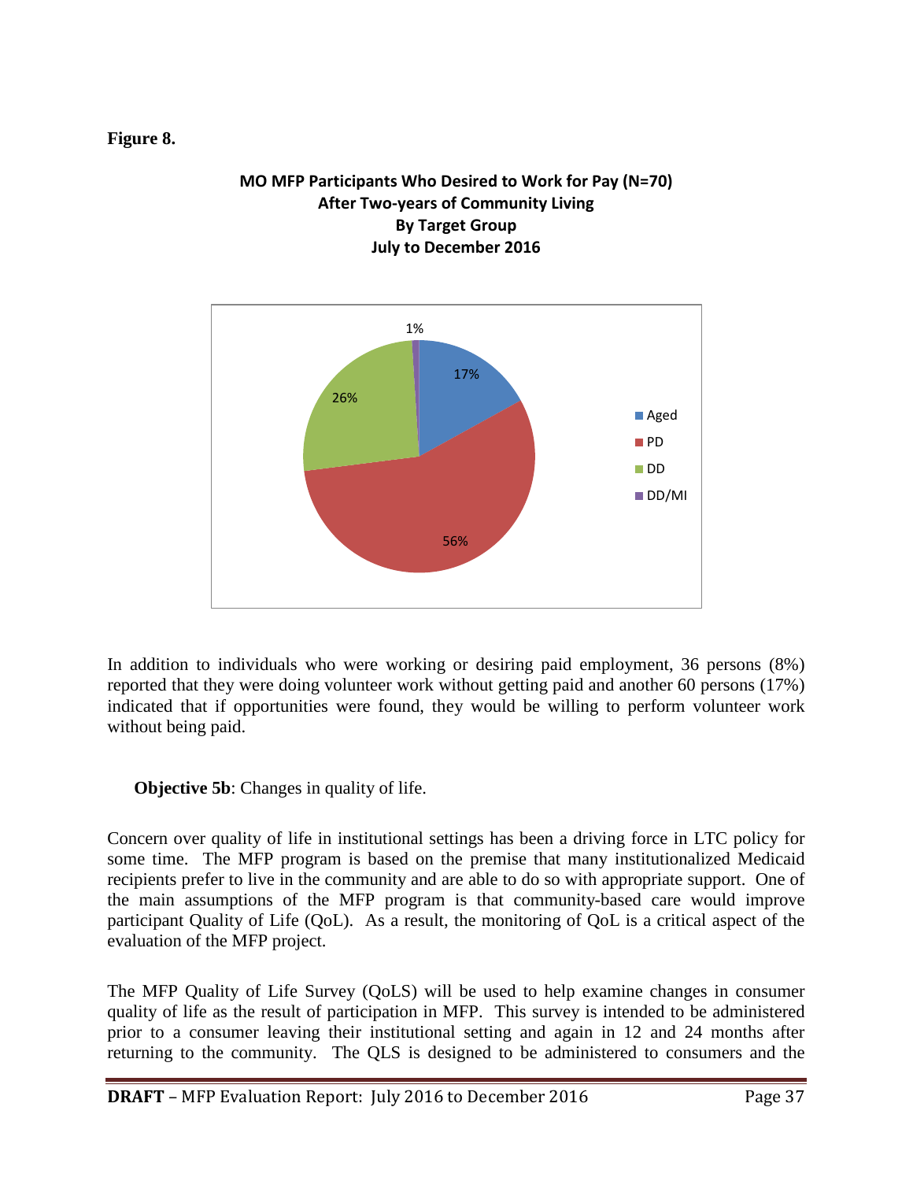**Figure 8.**

**MO MFP Participants Who Desired to Work for Pay (N=70) After Two-years of Community Living By Target Group July to December 2016**

| Target Group | Percent |
|---|---|
| Aged | 17% |
| PD | 56% |
| DD | 26% |
| DD/MI | 1% |

In addition to individuals who were working or desiring paid employment, 36 persons (8%) reported that they were doing volunteer work without getting paid and another 60 persons (17%) indicated that if opportunities were found, they would be willing to perform volunteer work without being paid.

**Objective 5b**: Changes in quality of life.

Concern over quality of life in institutional settings has been a driving force in LTC policy for some time. The MFP program is based on the premise that many institutionalized Medicaid recipients prefer to live in the community and are able to do so with appropriate support. One of the main assumptions of the MFP program is that community-based care would improve participant Quality of Life (QoL). As a result, the monitoring of QoL is a critical aspect of the evaluation of the MFP project.

The MFP Quality of Life Survey (QoLS) will be used to help examine changes in consumer quality of life as the result of participation in MFP. This survey is intended to be administered prior to a consumer leaving their institutional setting and again in 12 and 24 months after returning to the community. The QLS is designed to be administered to consumers and the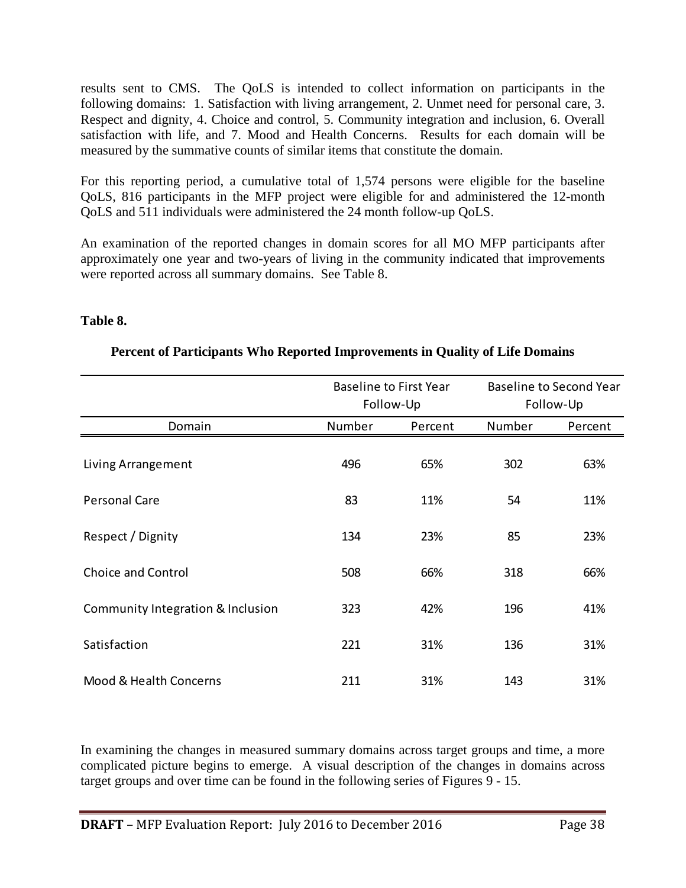results sent to CMS. The QoLS is intended to collect information on participants in the following domains: 1. Satisfaction with living arrangement, 2. Unmet need for personal care, 3. Respect and dignity, 4. Choice and control, 5. Community integration and inclusion, 6. Overall satisfaction with life, and 7. Mood and Health Concerns. Results for each domain will be measured by the summative counts of similar items that constitute the domain.

For this reporting period, a cumulative total of 1,574 persons were eligible for the baseline QoLS, 816 participants in the MFP project were eligible for and administered the 12-month QoLS and 511 individuals were administered the 24 month follow-up QoLS.

An examination of the reported changes in domain scores for all MO MFP participants after approximately one year and two-years of living in the community indicated that improvements were reported across all summary domains. See Table 8.

**Table 8.**

**Percent of Participants Who Reported Improvements in Quality of Life Domains**

| | Baseline to First Year Follow-Up | | Baseline to Second Year Follow-Up | |
|---|---|---|---|---|
| Domain | Number | Percent | Number | Percent |
| Living Arrangement | 496 | 65% | 302 | 63% |
| Personal Care | 83 | 11% | 54 | 11% |
| Respect / Dignity | 134 | 23% | 85 | 23% |
| Choice and Control | 508 | 66% | 318 | 66% |
| Community Integration & Inclusion | 323 | 42% | 196 | 41% |
| Satisfaction | 221 | 31% | 136 | 31% |
| Mood & Health Concerns | 211 | 31% | 143 | 31% |

In examining the changes in measured summary domains across target groups and time, a more complicated picture begins to emerge. A visual description of the changes in domains across target groups and over time can be found in the following series of Figures 9 - 15.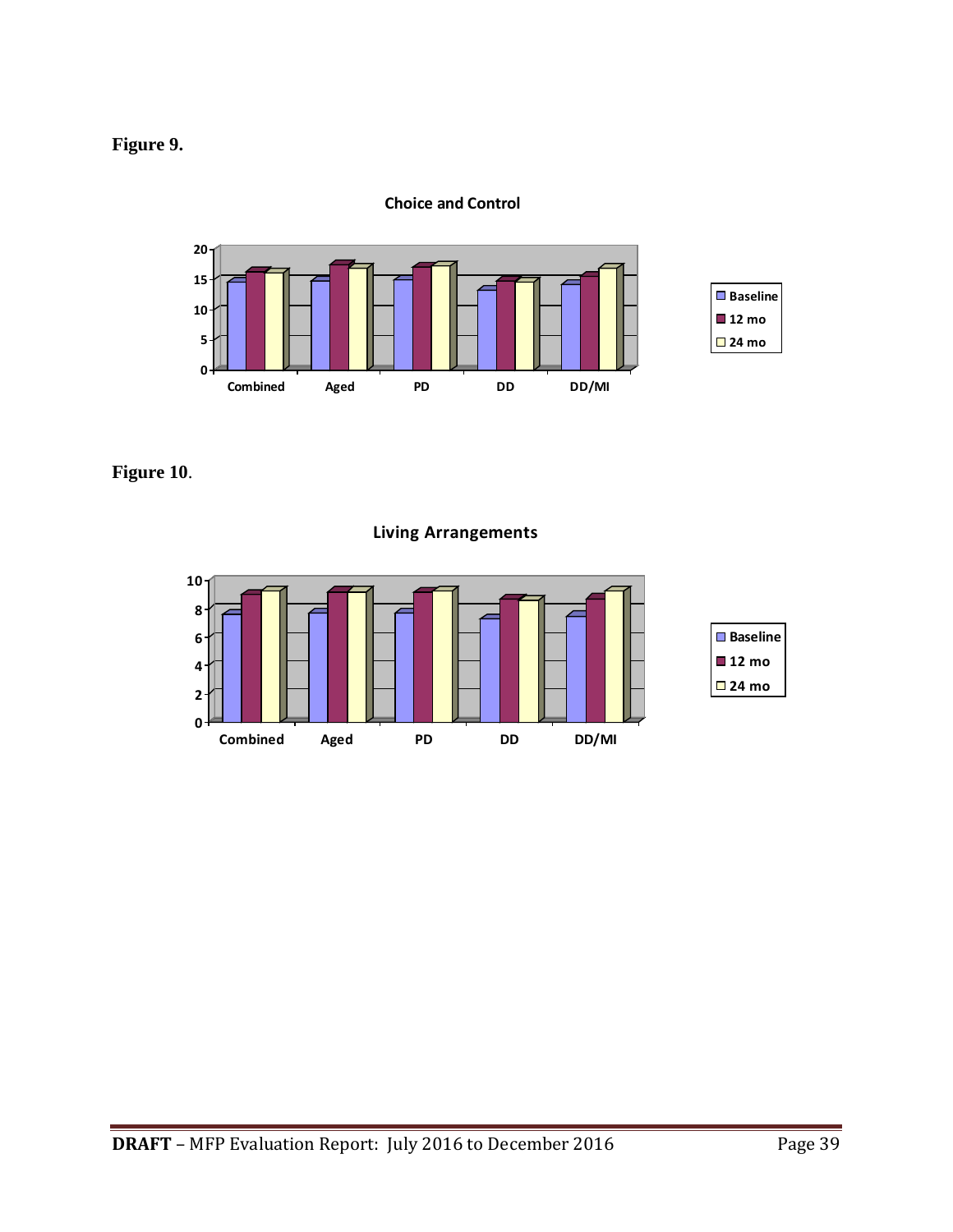**Figure 9.**

**Choice and Control**

**Figure 10**.

**Living Arrangements**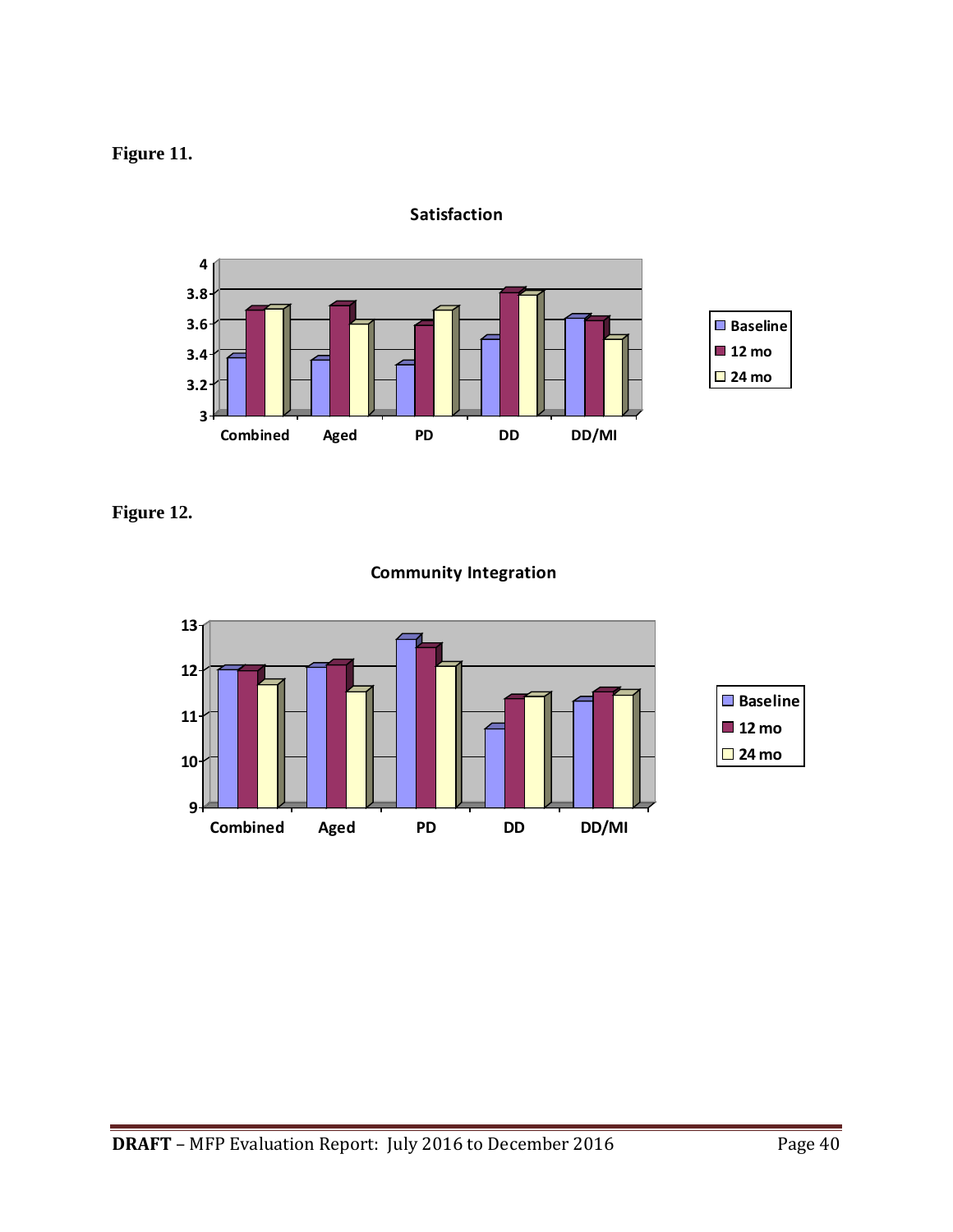**Figure 11.**

**Satisfaction**

**Figure 12.**

**Community Integration**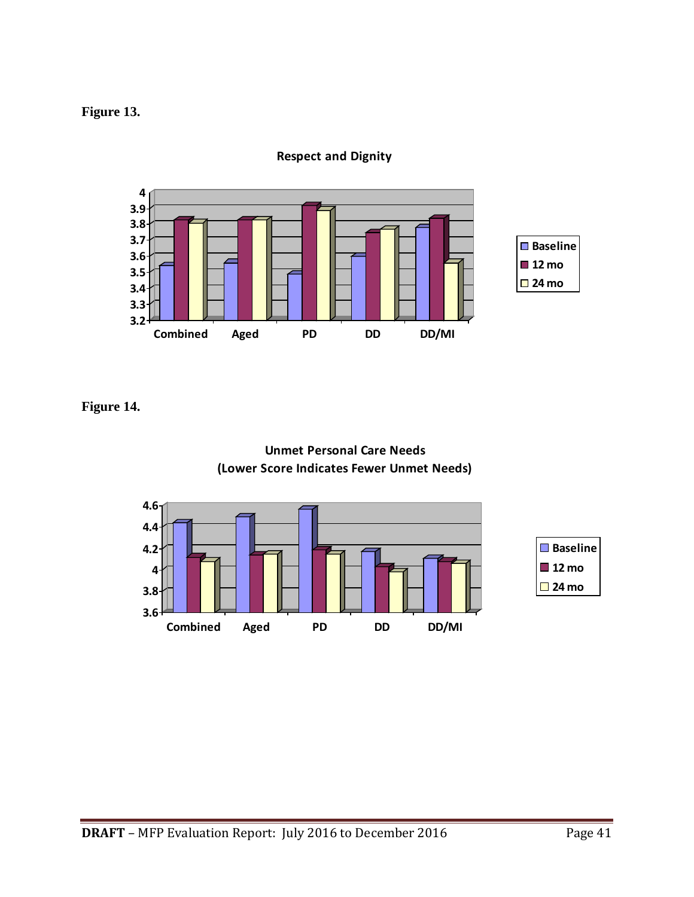**Figure 13.**

**Respect and Dignity**

**Figure 14.**

**Unmet Personal Care Needs (Lower Score Indicates Fewer Unmet Needs)**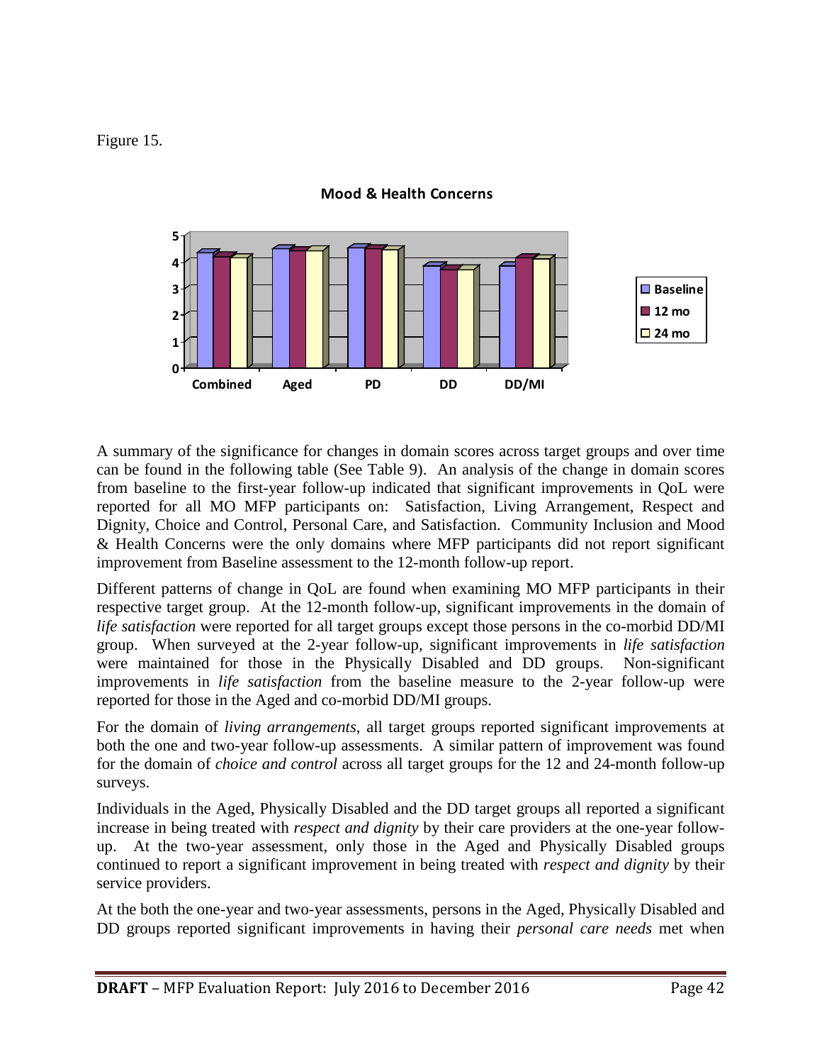Figure 15.

**Mood & Health Concerns**

A summary of the significance for changes in domain scores across target groups and over time can be found in the following table (See Table 9). An analysis of the change in domain scores from baseline to the first-year follow-up indicated that significant improvements in QoL were reported for all MO MFP participants on: Satisfaction, Living Arrangement, Respect and Dignity, Choice and Control, Personal Care, and Satisfaction. Community Inclusion and Mood & Health Concerns were the only domains where MFP participants did not report significant improvement from Baseline assessment to the 12-month follow-up report.

Different patterns of change in QoL are found when examining MO MFP participants in their respective target group. At the 12-month follow-up, significant improvements in the domain of *life satisfaction* were reported for all target groups except those persons in the co-morbid DD/MI group. When surveyed at the 2-year follow-up, significant improvements in *life satisfaction* were maintained for those in the Physically Disabled and DD groups. Non-significant improvements in *life satisfaction* from the baseline measure to the 2-year follow-up were reported for those in the Aged and co-morbid DD/MI groups.

For the domain of *living arrangements*, all target groups reported significant improvements at both the one and two-year follow-up assessments. A similar pattern of improvement was found for the domain of *choice and control* across all target groups for the 12 and 24-month follow-up surveys.

Individuals in the Aged, Physically Disabled and the DD target groups all reported a significant increase in being treated with *respect and dignity* by their care providers at the one-year follow-up. At the two-year assessment, only those in the Aged and Physically Disabled groups continued to report a significant improvement in being treated with *respect and dignity* by their service providers.

At the both the one-year and two-year assessments, persons in the Aged, Physically Disabled and DD groups reported significant improvements in having their *personal care needs* met when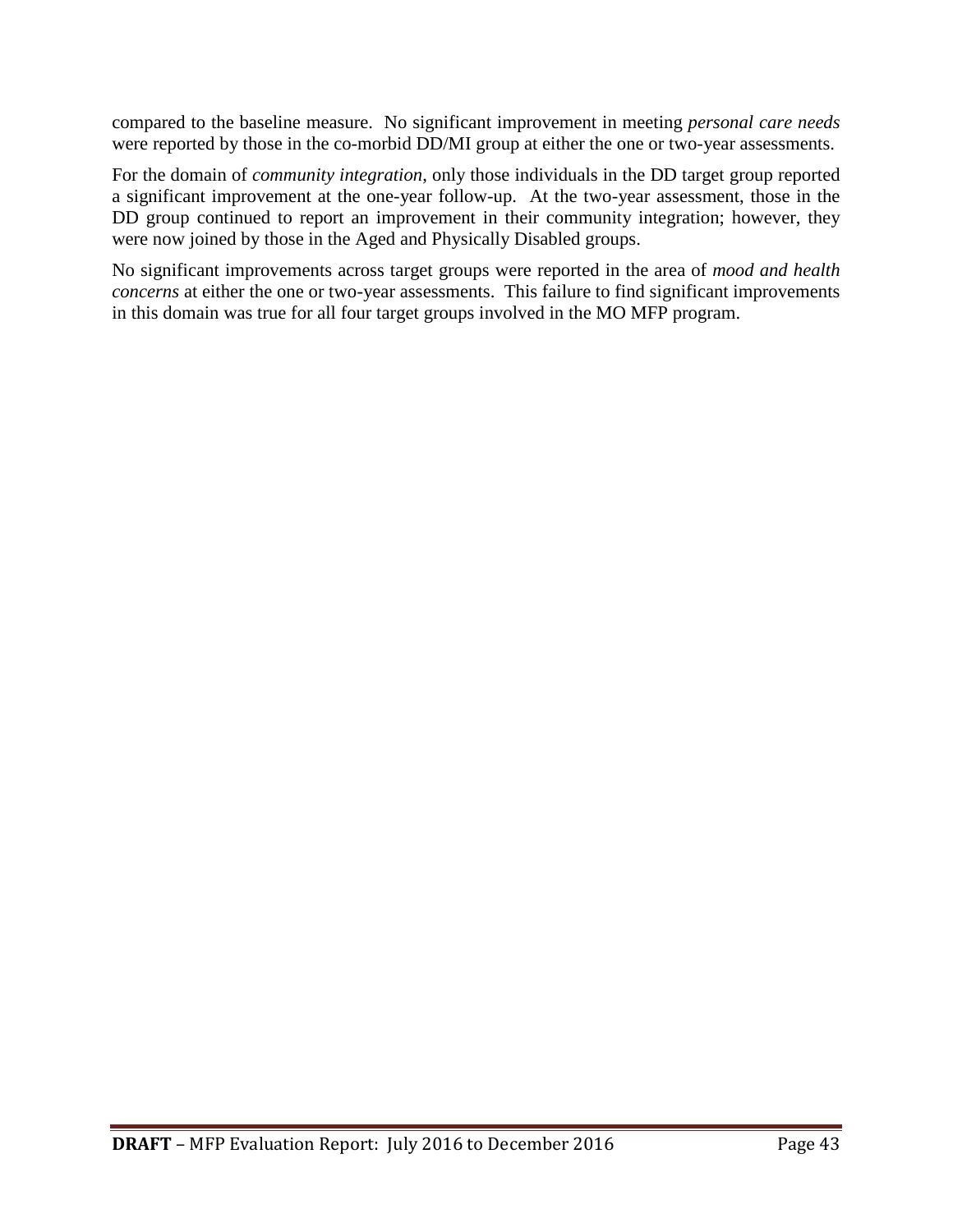compared to the baseline measure. No significant improvement in meeting *personal care needs* were reported by those in the co-morbid DD/MI group at either the one or two-year assessments.

For the domain of *community integration*, only those individuals in the DD target group reported a significant improvement at the one-year follow-up. At the two-year assessment, those in the DD group continued to report an improvement in their community integration; however, they were now joined by those in the Aged and Physically Disabled groups.

No significant improvements across target groups were reported in the area of *mood and health concerns* at either the one or two-year assessments. This failure to find significant improvements in this domain was true for all four target groups involved in the MO MFP program.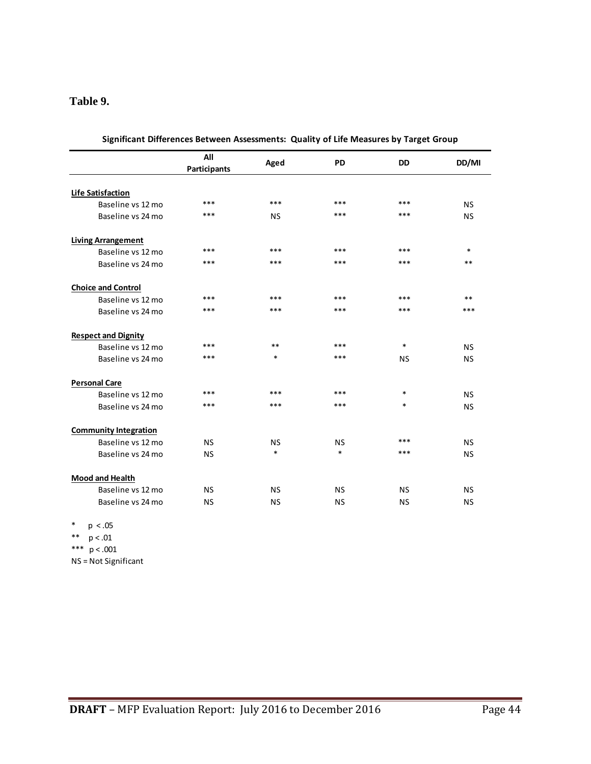**Table 9.**

**Significant Differences Between Assessments: Quality of Life Measures by Target Group**

| | All Participants | Aged | PD | DD | DD/MI |
|---|---|---|---|---|---|
| **Life Satisfaction** | | | | | |
| Baseline vs 12 mo | *** | *** | *** | *** | NS |
| Baseline vs 24 mo | *** | NS | *** | *** | NS |
| **Living Arrangement** | | | | | |
| Baseline vs 12 mo | *** | *** | *** | *** | * |
| Baseline vs 24 mo | *** | *** | *** | *** | ** |
| **Choice and Control** | | | | | |
| Baseline vs 12 mo | *** | *** | *** | *** | ** |
| Baseline vs 24 mo | *** | *** | *** | *** | *** |
| **Respect and Dignity** | | | | | |
| Baseline vs 12 mo | *** | ** | *** | * | NS |
| Baseline vs 24 mo | *** | * | *** | NS | NS |
| **Personal Care** | | | | | |
| Baseline vs 12 mo | *** | *** | *** | * | NS |
| Baseline vs 24 mo | *** | *** | *** | * | NS |
| **Community Integration** | | | | | |
| Baseline vs 12 mo | NS | NS | NS | *** | NS |
| Baseline vs 24 mo | NS | * | * | *** | NS |
| **Mood and Health** | | | | | |
| Baseline vs 12 mo | NS | NS | NS | NS | NS |
| Baseline vs 24 mo | NS | NS | NS | NS | NS |

\* $p < .05$

\*\* $p < .01$

\*\*\* $p < .001$

NS = Not Significant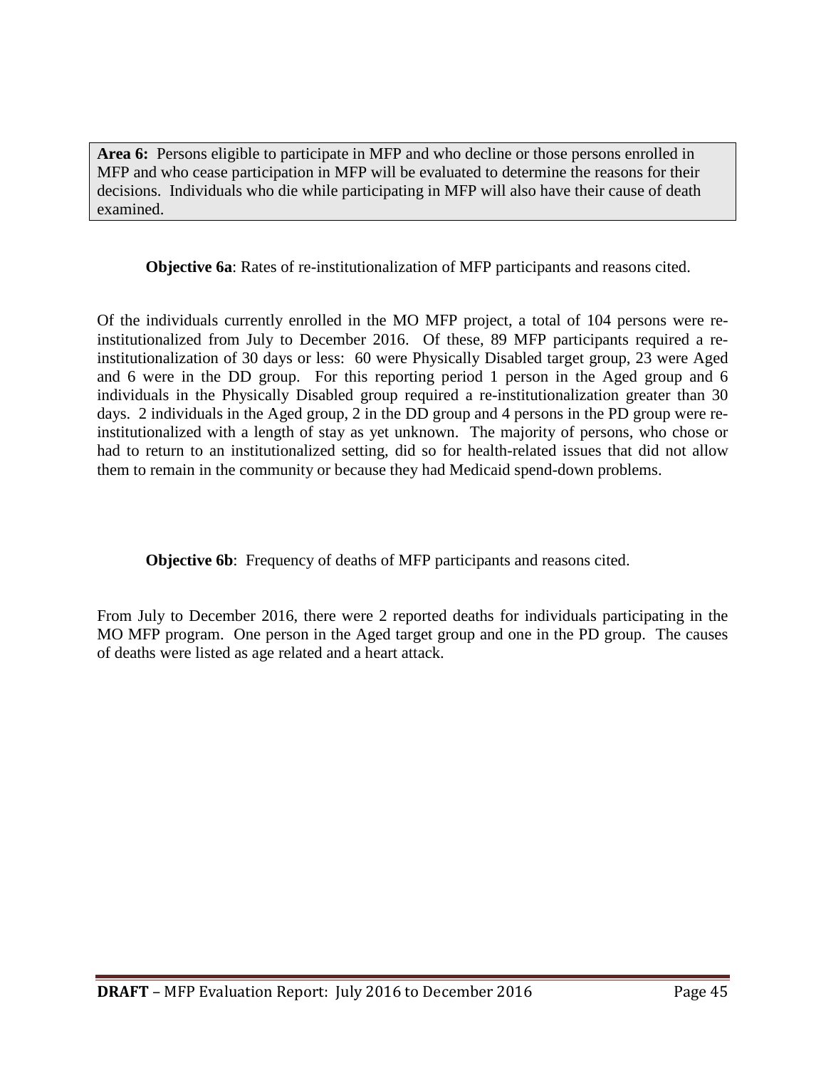**Area 6:** Persons eligible to participate in MFP and who decline or those persons enrolled in MFP and who cease participation in MFP will be evaluated to determine the reasons for their decisions. Individuals who die while participating in MFP will also have their cause of death examined.

**Objective 6a**: Rates of re-institutionalization of MFP participants and reasons cited.

Of the individuals currently enrolled in the MO MFP project, a total of 104 persons were re-institutionalized from July to December 2016. Of these, 89 MFP participants required a re-institutionalization of 30 days or less: 60 were Physically Disabled target group, 23 were Aged and 6 were in the DD group. For this reporting period 1 person in the Aged group and 6 individuals in the Physically Disabled group required a re-institutionalization greater than 30 days. 2 individuals in the Aged group, 2 in the DD group and 4 persons in the PD group were re-institutionalized with a length of stay as yet unknown. The majority of persons, who chose or had to return to an institutionalized setting, did so for health-related issues that did not allow them to remain in the community or because they had Medicaid spend-down problems.

**Objective 6b**: Frequency of deaths of MFP participants and reasons cited.

From July to December 2016, there were 2 reported deaths for individuals participating in the MO MFP program. One person in the Aged target group and one in the PD group. The causes of deaths were listed as age related and a heart attack.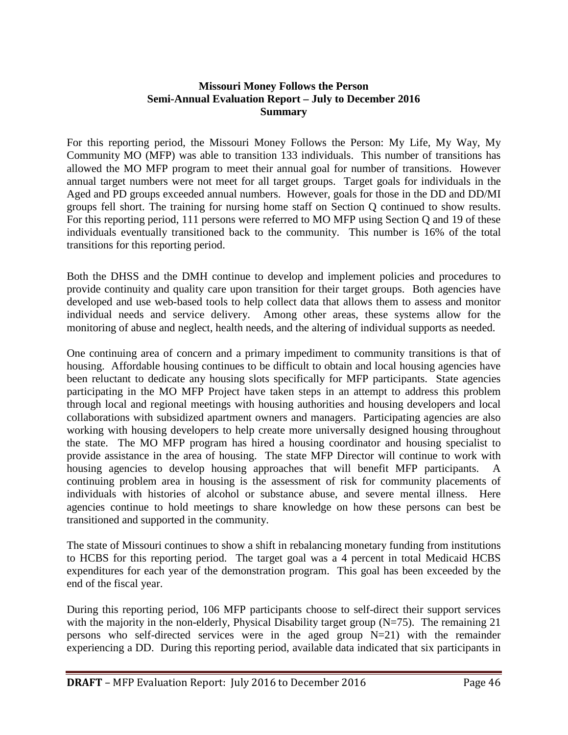**Missouri Money Follows the Person**
**Semi-Annual Evaluation Report – July to December 2016**
**Summary**

For this reporting period, the Missouri Money Follows the Person: My Life, My Way, My Community MO (MFP) was able to transition 133 individuals. This number of transitions has allowed the MO MFP program to meet their annual goal for number of transitions. However annual target numbers were not meet for all target groups. Target goals for individuals in the Aged and PD groups exceeded annual numbers. However, goals for those in the DD and DD/MI groups fell short. The training for nursing home staff on Section Q continued to show results. For this reporting period, 111 persons were referred to MO MFP using Section Q and 19 of these individuals eventually transitioned back to the community. This number is 16% of the total transitions for this reporting period.

Both the DHSS and the DMH continue to develop and implement policies and procedures to provide continuity and quality care upon transition for their target groups. Both agencies have developed and use web-based tools to help collect data that allows them to assess and monitor individual needs and service delivery. Among other areas, these systems allow for the monitoring of abuse and neglect, health needs, and the altering of individual supports as needed.

One continuing area of concern and a primary impediment to community transitions is that of housing. Affordable housing continues to be difficult to obtain and local housing agencies have been reluctant to dedicate any housing slots specifically for MFP participants. State agencies participating in the MO MFP Project have taken steps in an attempt to address this problem through local and regional meetings with housing authorities and housing developers and local collaborations with subsidized apartment owners and managers. Participating agencies are also working with housing developers to help create more universally designed housing throughout the state. The MO MFP program has hired a housing coordinator and housing specialist to provide assistance in the area of housing. The state MFP Director will continue to work with housing agencies to develop housing approaches that will benefit MFP participants. A continuing problem area in housing is the assessment of risk for community placements of individuals with histories of alcohol or substance abuse, and severe mental illness. Here agencies continue to hold meetings to share knowledge on how these persons can best be transitioned and supported in the community.

The state of Missouri continues to show a shift in rebalancing monetary funding from institutions to HCBS for this reporting period. The target goal was a 4 percent in total Medicaid HCBS expenditures for each year of the demonstration program. This goal has been exceeded by the end of the fiscal year.

During this reporting period, 106 MFP participants choose to self-direct their support services with the majority in the non-elderly, Physical Disability target group (N=75). The remaining 21 persons who self-directed services were in the aged group N=21) with the remainder experiencing a DD. During this reporting period, available data indicated that six participants in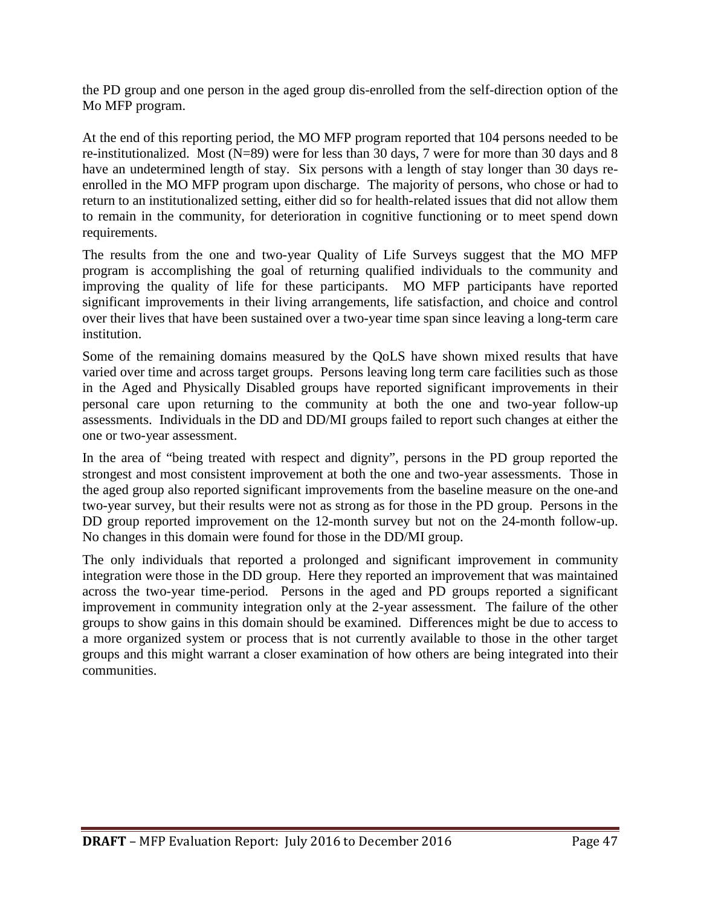the PD group and one person in the aged group dis-enrolled from the self-direction option of the Mo MFP program.

At the end of this reporting period, the MO MFP program reported that 104 persons needed to be re-institutionalized. Most (N=89) were for less than 30 days, 7 were for more than 30 days and 8 have an undetermined length of stay. Six persons with a length of stay longer than 30 days re-enrolled in the MO MFP program upon discharge. The majority of persons, who chose or had to return to an institutionalized setting, either did so for health-related issues that did not allow them to remain in the community, for deterioration in cognitive functioning or to meet spend down requirements.

The results from the one and two-year Quality of Life Surveys suggest that the MO MFP program is accomplishing the goal of returning qualified individuals to the community and improving the quality of life for these participants. MO MFP participants have reported significant improvements in their living arrangements, life satisfaction, and choice and control over their lives that have been sustained over a two-year time span since leaving a long-term care institution.

Some of the remaining domains measured by the QoLS have shown mixed results that have varied over time and across target groups. Persons leaving long term care facilities such as those in the Aged and Physically Disabled groups have reported significant improvements in their personal care upon returning to the community at both the one and two-year follow-up assessments. Individuals in the DD and DD/MI groups failed to report such changes at either the one or two-year assessment.

In the area of "being treated with respect and dignity", persons in the PD group reported the strongest and most consistent improvement at both the one and two-year assessments. Those in the aged group also reported significant improvements from the baseline measure on the one-and two-year survey, but their results were not as strong as for those in the PD group. Persons in the DD group reported improvement on the 12-month survey but not on the 24-month follow-up. No changes in this domain were found for those in the DD/MI group.

The only individuals that reported a prolonged and significant improvement in community integration were those in the DD group. Here they reported an improvement that was maintained across the two-year time-period. Persons in the aged and PD groups reported a significant improvement in community integration only at the 2-year assessment. The failure of the other groups to show gains in this domain should be examined. Differences might be due to access to a more organized system or process that is not currently available to those in the other target groups and this might warrant a closer examination of how others are being integrated into their communities.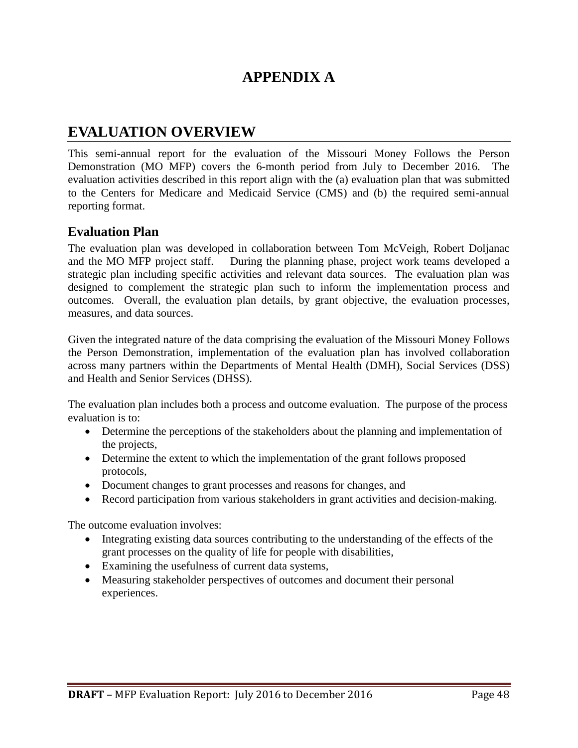# APPENDIX A

## EVALUATION OVERVIEW

This semi-annual report for the evaluation of the Missouri Money Follows the Person Demonstration (MO MFP) covers the 6-month period from July to December 2016. The evaluation activities described in this report align with the (a) evaluation plan that was submitted to the Centers for Medicare and Medicaid Service (CMS) and (b) the required semi-annual reporting format.

### Evaluation Plan

The evaluation plan was developed in collaboration between Tom McVeigh, Robert Doljanac and the MO MFP project staff. During the planning phase, project work teams developed a strategic plan including specific activities and relevant data sources. The evaluation plan was designed to complement the strategic plan such to inform the implementation process and outcomes. Overall, the evaluation plan details, by grant objective, the evaluation processes, measures, and data sources.

Given the integrated nature of the data comprising the evaluation of the Missouri Money Follows the Person Demonstration, implementation of the evaluation plan has involved collaboration across many partners within the Departments of Mental Health (DMH), Social Services (DSS) and Health and Senior Services (DHSS).

The evaluation plan includes both a process and outcome evaluation. The purpose of the process evaluation is to:

- Determine the perceptions of the stakeholders about the planning and implementation of the projects,
- Determine the extent to which the implementation of the grant follows proposed protocols,
- Document changes to grant processes and reasons for changes, and
- Record participation from various stakeholders in grant activities and decision-making.

The outcome evaluation involves:

- Integrating existing data sources contributing to the understanding of the effects of the grant processes on the quality of life for people with disabilities,
- Examining the usefulness of current data systems,
- Measuring stakeholder perspectives of outcomes and document their personal experiences.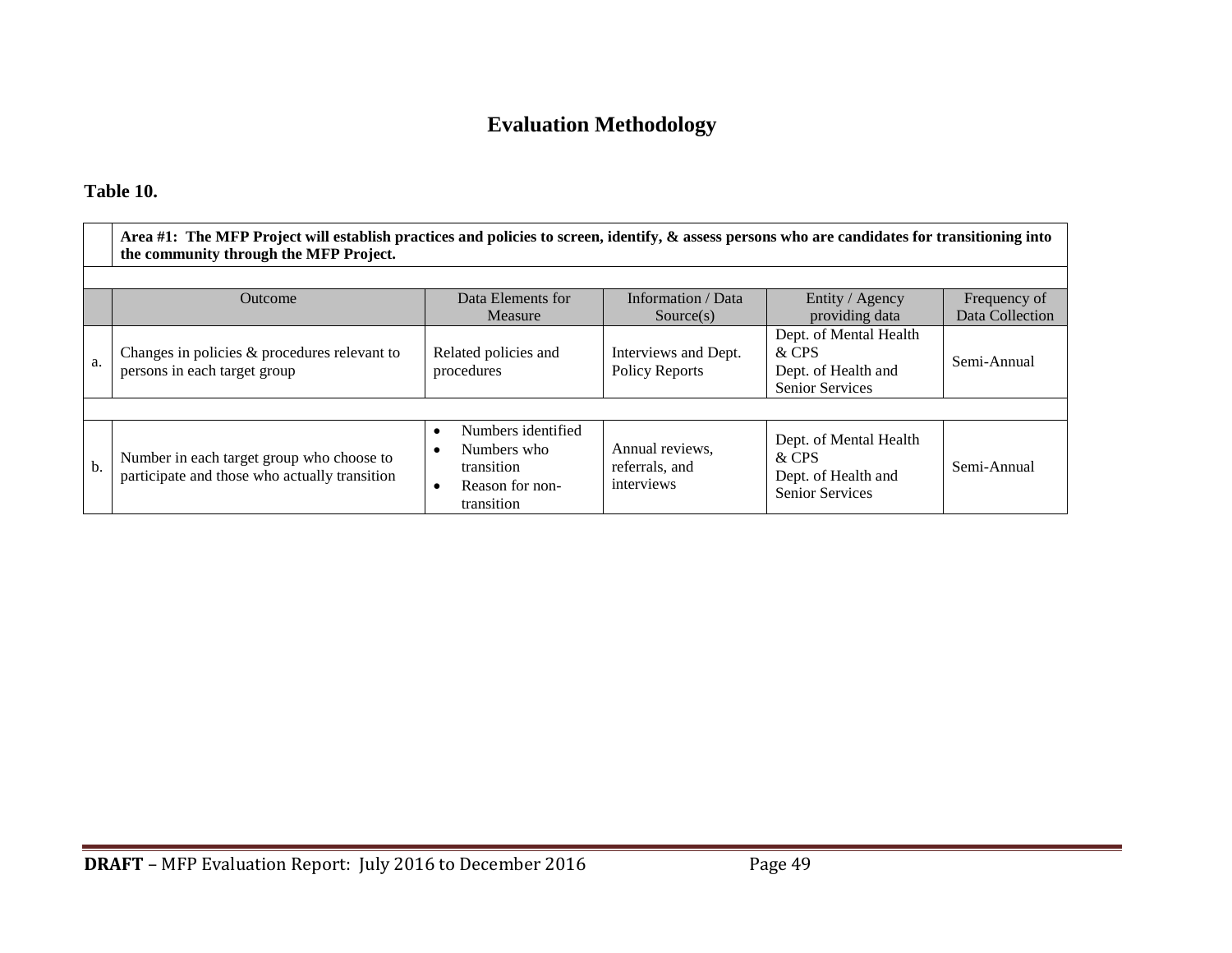# Evaluation Methodology

**Table 10.**

| | **Area #1: The MFP Project will establish practices and policies to screen, identify, & assess persons who are candidates for transitioning into the community through the MFP Project.** | | | | |
|---|---|---|---|---|---|
| | | | | | |
| | Outcome | Data Elements for Measure | Information / Data Source(s) | Entity / Agency providing data | Frequency of Data Collection |
| a. | Changes in policies & procedures relevant to persons in each target group | Related policies and procedures | Interviews and Dept. Policy Reports | Dept. of Mental Health & CPS<br>Dept. of Health and Senior Services | Semi-Annual |
| | | | | | |
| b. | Number in each target group who choose to participate and those who actually transition | • Numbers identified<br>• Numbers who transition<br>• Reason for non-transition | Annual reviews, referrals, and interviews | Dept. of Mental Health & CPS<br>Dept. of Health and Senior Services | Semi-Annual |

**DRAFT** – MFP Evaluation Report: July 2016 to December 2016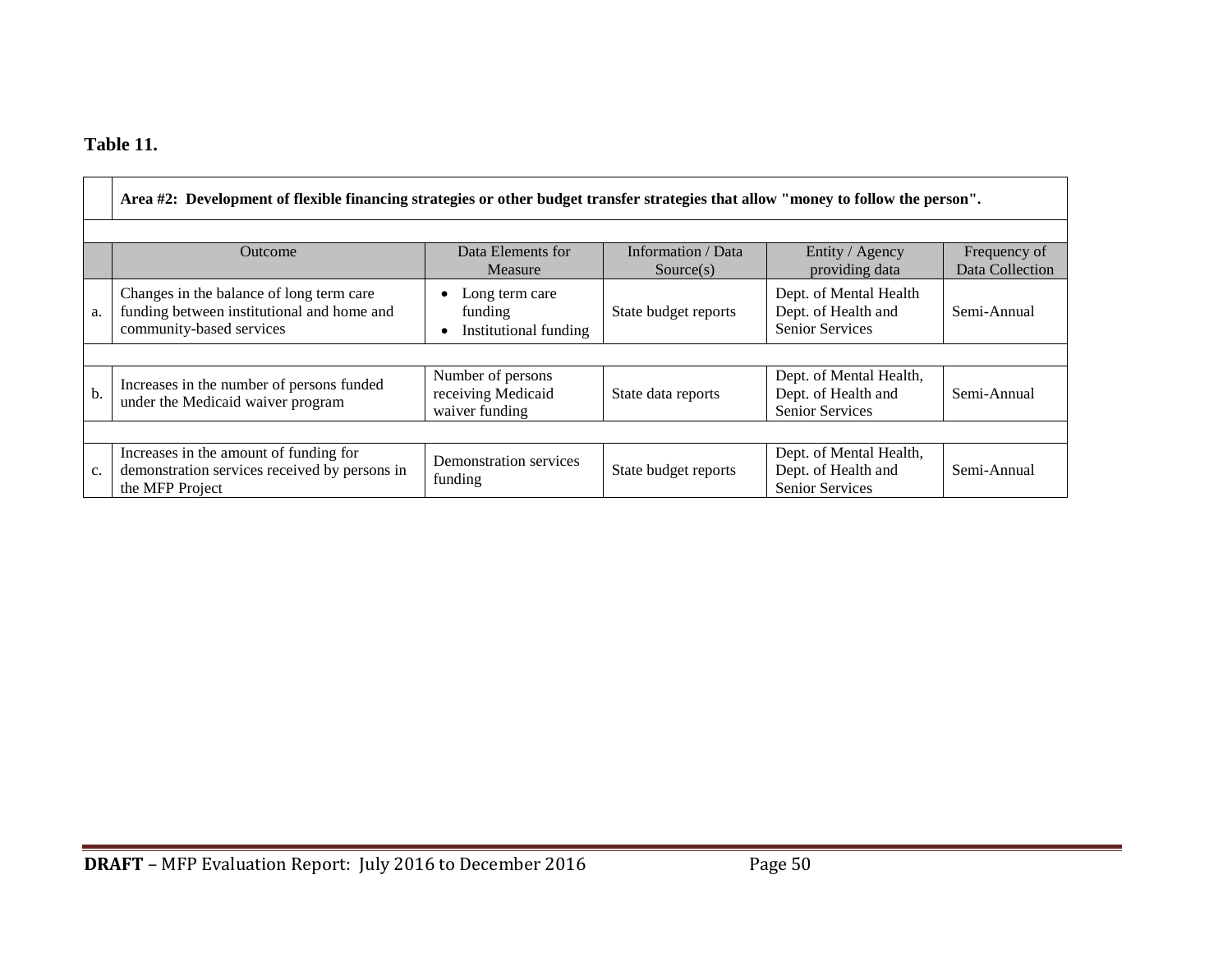**Table 11.**

| | **Area #2: Development of flexible financing strategies or other budget transfer strategies that allow "money to follow the person".** | | | | |
|---|---|---|---|---|---|
| | Outcome | Data Elements for Measure | Information / Data Source(s) | Entity / Agency providing data | Frequency of Data Collection |
| a. | Changes in the balance of long term care funding between institutional and home and community-based services | • Long term care funding<br>• Institutional funding | State budget reports | Dept. of Mental Health Dept. of Health and Senior Services | Semi-Annual |
| b. | Increases in the number of persons funded under the Medicaid waiver program | Number of persons receiving Medicaid waiver funding | State data reports | Dept. of Mental Health, Dept. of Health and Senior Services | Semi-Annual |
| c. | Increases in the amount of funding for demonstration services received by persons in the MFP Project | Demonstration services funding | State budget reports | Dept. of Mental Health, Dept. of Health and Senior Services | Semi-Annual |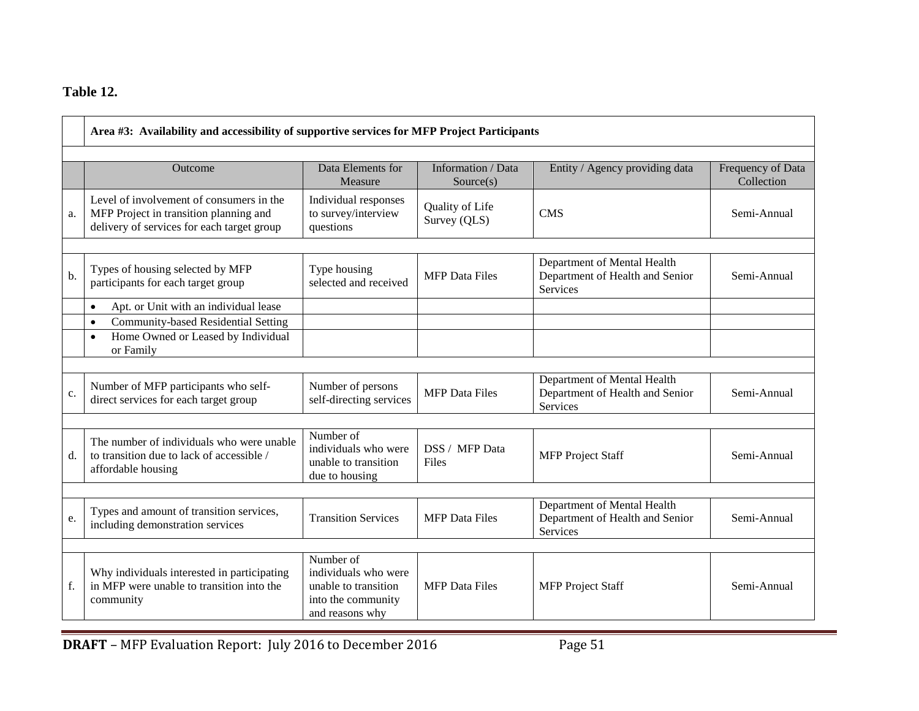**Table 12.**

| | Area #3: Availability and accessibility of supportive services for MFP Project Participants | | | | |
|---|---|---|---|---|---|
| | Outcome | Data Elements for Measure | Information / Data Source(s) | Entity / Agency providing data | Frequency of Data Collection |
| a. | Level of involvement of consumers in the MFP Project in transition planning and delivery of services for each target group | Individual responses to survey/interview questions | Quality of Life Survey (QLS) | CMS | Semi-Annual |
| | | | | | |
| b. | Types of housing selected by MFP participants for each target group | Type housing selected and received | MFP Data Files | Department of Mental Health Department of Health and Senior Services | Semi-Annual |
| | • Apt. or Unit with an individual lease | | | | |
| | • Community-based Residential Setting | | | | |
| | • Home Owned or Leased by Individual or Family | | | | |
| | | | | | |
| c. | Number of MFP participants who self-direct services for each target group | Number of persons self-directing services | MFP Data Files | Department of Mental Health Department of Health and Senior Services | Semi-Annual |
| | | | | | |
| d. | The number of individuals who were unable to transition due to lack of accessible / affordable housing | Number of individuals who were unable to transition due to housing | DSS / MFP Data Files | MFP Project Staff | Semi-Annual |
| | | | | | |
| e. | Types and amount of transition services, including demonstration services | Transition Services | MFP Data Files | Department of Mental Health Department of Health and Senior Services | Semi-Annual |
| | | | | | |
| f. | Why individuals interested in participating in MFP were unable to transition into the community | Number of individuals who were unable to transition into the community and reasons why | MFP Data Files | MFP Project Staff | Semi-Annual |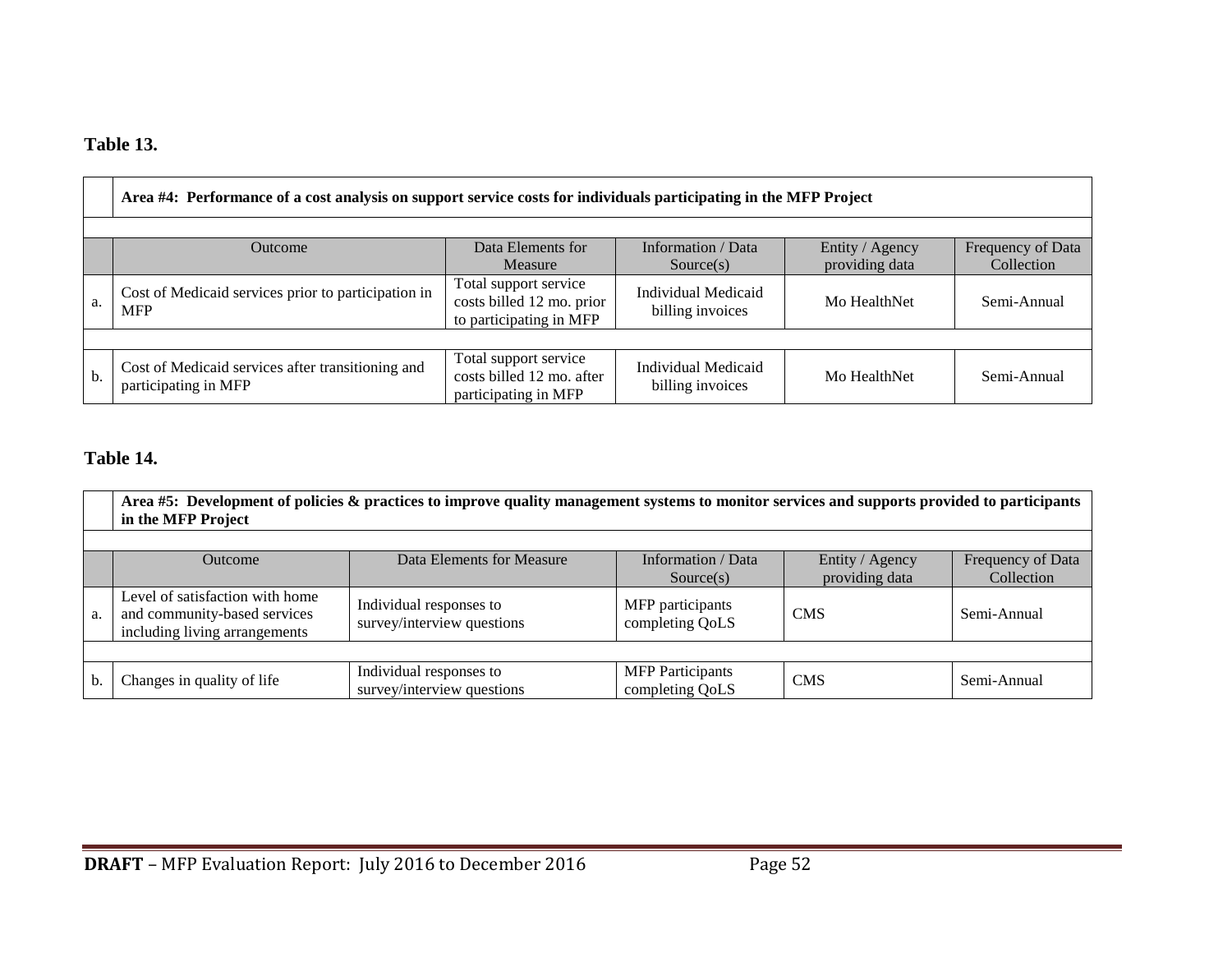**Table 13.**

| | Area #4: Performance of a cost analysis on support service costs for individuals participating in the MFP Project | | | | |
|---|---|---|---|---|---|
| | Outcome | Data Elements for Measure | Information / Data Source(s) | Entity / Agency providing data | Frequency of Data Collection |
| a. | Cost of Medicaid services prior to participation in MFP | Total support service costs billed 12 mo. prior to participating in MFP | Individual Medicaid billing invoices | Mo HealthNet | Semi-Annual |
| b. | Cost of Medicaid services after transitioning and participating in MFP | Total support service costs billed 12 mo. after participating in MFP | Individual Medicaid billing invoices | Mo HealthNet | Semi-Annual |

**Table 14.**

| | Area #5: Development of policies & practices to improve quality management systems to monitor services and supports provided to participants in the MFP Project | | | | |
|---|---|---|---|---|---|
| | Outcome | Data Elements for Measure | Information / Data Source(s) | Entity / Agency providing data | Frequency of Data Collection |
| a. | Level of satisfaction with home and community-based services including living arrangements | Individual responses to survey/interview questions | MFP participants completing QoLS | CMS | Semi-Annual |
| b. | Changes in quality of life | Individual responses to survey/interview questions | MFP Participants completing QoLS | CMS | Semi-Annual |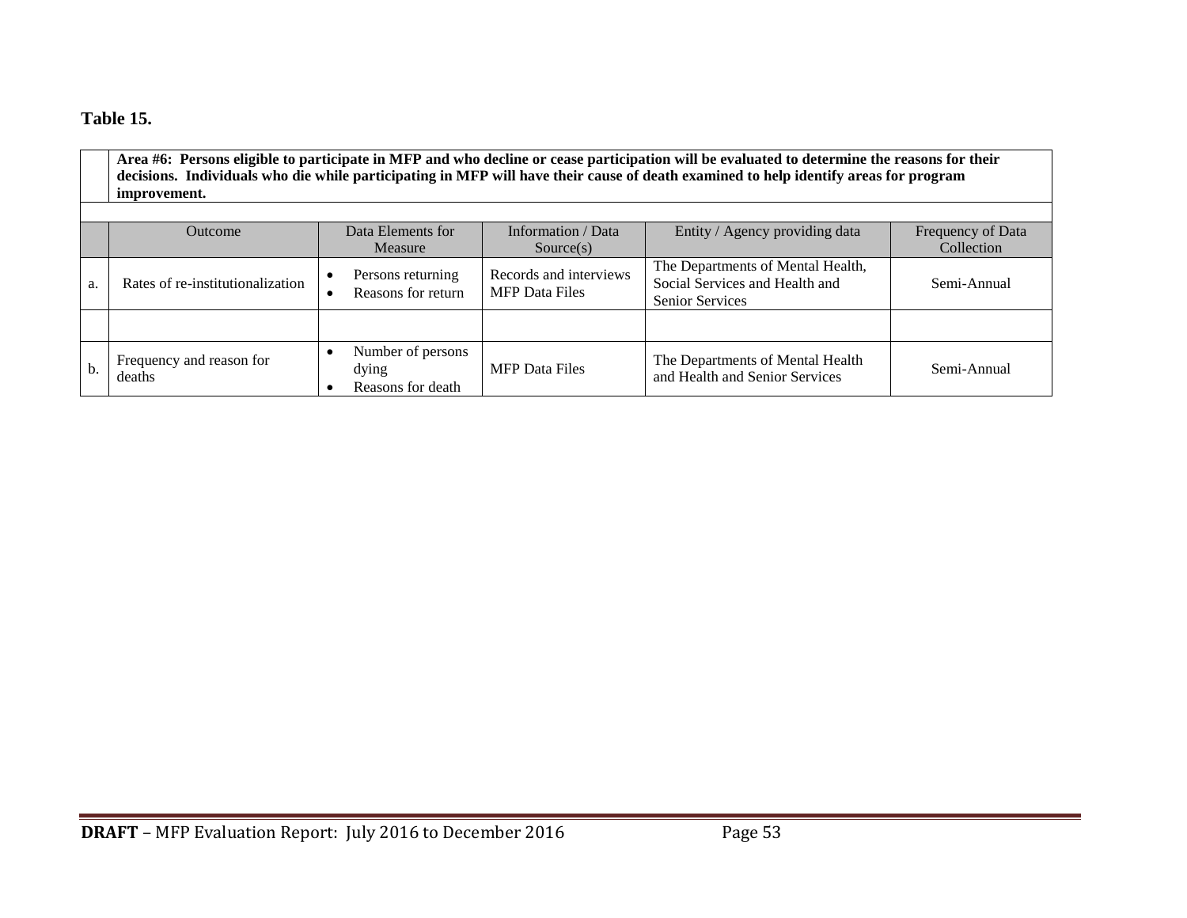**Table 15.**

| | Area #6: Persons eligible to participate in MFP and who decline or cease participation will be evaluated to determine the reasons for their decisions. Individuals who die while participating in MFP will have their cause of death examined to help identify areas for program improvement. | | | | |
|---|---|---|---|---|---|
| | | | | | |
| | Outcome | Data Elements for Measure | Information / Data Source(s) | Entity / Agency providing data | Frequency of Data Collection |
| a. | Rates of re-institutionalization | • Persons returning<br>• Reasons for return | Records and interviews MFP Data Files | The Departments of Mental Health, Social Services and Health and Senior Services | Semi-Annual |
| | | | | | |
| b. | Frequency and reason for deaths | • Number of persons dying<br>• Reasons for death | MFP Data Files | The Departments of Mental Health and Health and Senior Services | Semi-Annual |

**DRAFT** – MFP Evaluation Report: July 2016 to December 2016